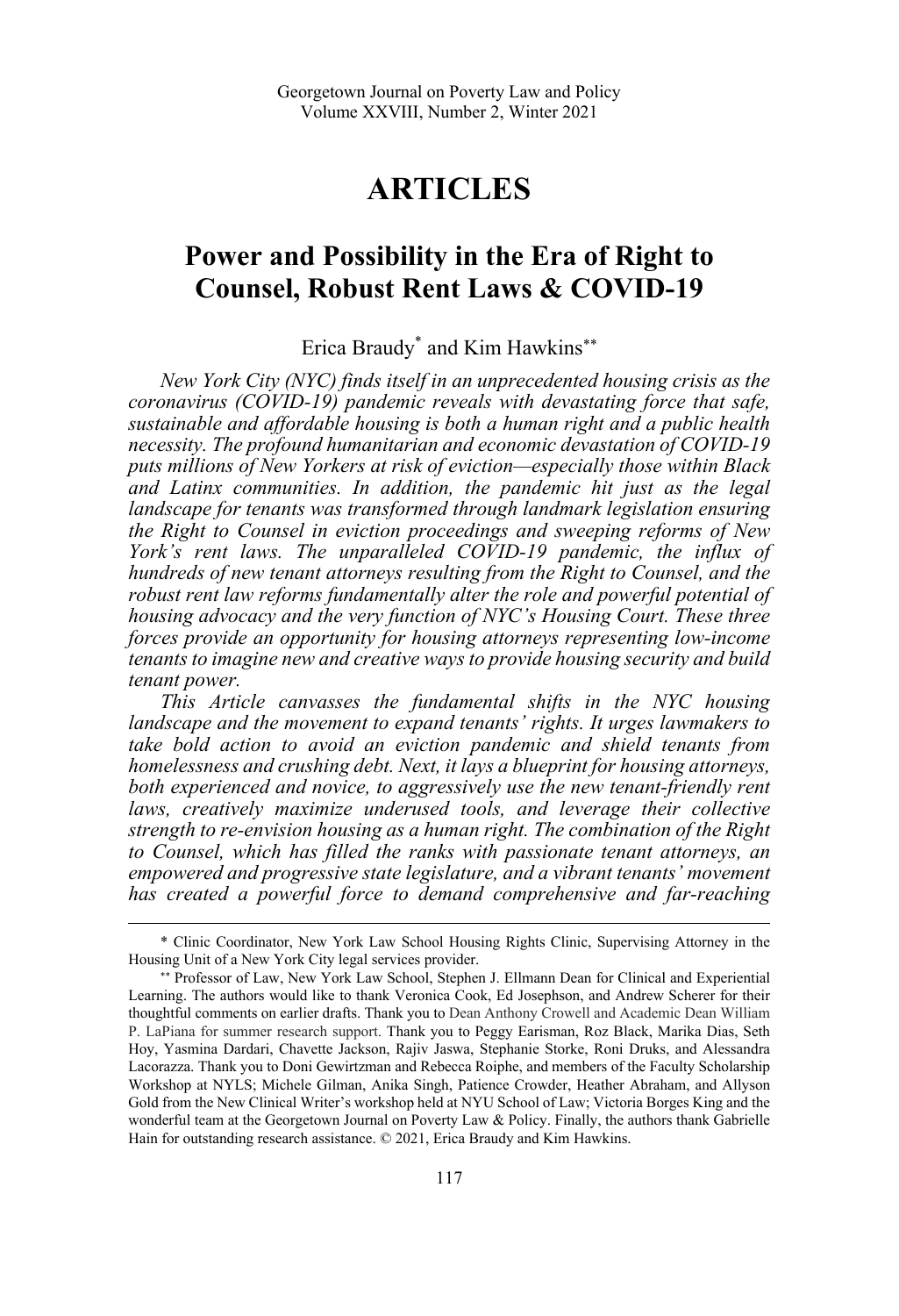# ARTICLES

## Power and Possibility in the Era of Right to Counsel, Robust Rent Laws & COVID-19

Erica Braudy[*] and Kim Hawkins[**]

*New York City (NYC) finds itself in an unprecedented housing crisis as the coronavirus (COVID-19) pandemic reveals with devastating force that safe, sustainable and affordable housing is both a human right and a public health necessity. The profound humanitarian and economic devastation of COVID-19 puts millions of New Yorkers at risk of eviction—especially those within Black and Latinx communities. In addition, the pandemic hit just as the legal landscape for tenants was transformed through landmark legislation ensuring the Right to Counsel in eviction proceedings and sweeping reforms of New York's rent laws. The unparalleled COVID-19 pandemic, the influx of hundreds of new tenant attorneys resulting from the Right to Counsel, and the robust rent law reforms fundamentally alter the role and powerful potential of housing advocacy and the very function of NYC's Housing Court. These three forces provide an opportunity for housing attorneys representing low-income tenants to imagine new and creative ways to provide housing security and build tenant power.*

*This Article canvasses the fundamental shifts in the NYC housing landscape and the movement to expand tenants' rights. It urges lawmakers to take bold action to avoid an eviction pandemic and shield tenants from homelessness and crushing debt. Next, it lays a blueprint for housing attorneys, both experienced and novice, to aggressively use the new tenant-friendly rent laws, creatively maximize underused tools, and leverage their collective strength to re-envision housing as a human right. The combination of the Right to Counsel, which has filled the ranks with passionate tenant attorneys, an empowered and progressive state legislature, and a vibrant tenants' movement has created a powerful force to demand comprehensive and far-reaching*

---

\* Clinic Coordinator, New York Law School Housing Rights Clinic, Supervising Attorney in the Housing Unit of a New York City legal services provider.

\*\* Professor of Law, New York Law School, Stephen J. Ellmann Dean for Clinical and Experiential Learning. The authors would like to thank Veronica Cook, Ed Josephson, and Andrew Scherer for their thoughtful comments on earlier drafts. Thank you to Dean Anthony Crowell and Academic Dean William P. LaPiana for summer research support. Thank you to Peggy Earisman, Roz Black, Marika Dias, Seth Hoy, Yasmina Dardari, Chavette Jackson, Rajiv Jaswa, Stephanie Storke, Roni Druks, and Alessandra Lacorazza. Thank you to Doni Gewirtzman and Rebecca Roiphe, and members of the Faculty Scholarship Workshop at NYLS; Michele Gilman, Anika Singh, Patience Crowder, Heather Abraham, and Allyson Gold from the New Clinical Writer's workshop held at NYU School of Law; Victoria Borges King and the wonderful team at the Georgetown Journal on Poverty Law & Policy. Finally, the authors thank Gabrielle Hain for outstanding research assistance. © 2021, Erica Braudy and Kim Hawkins.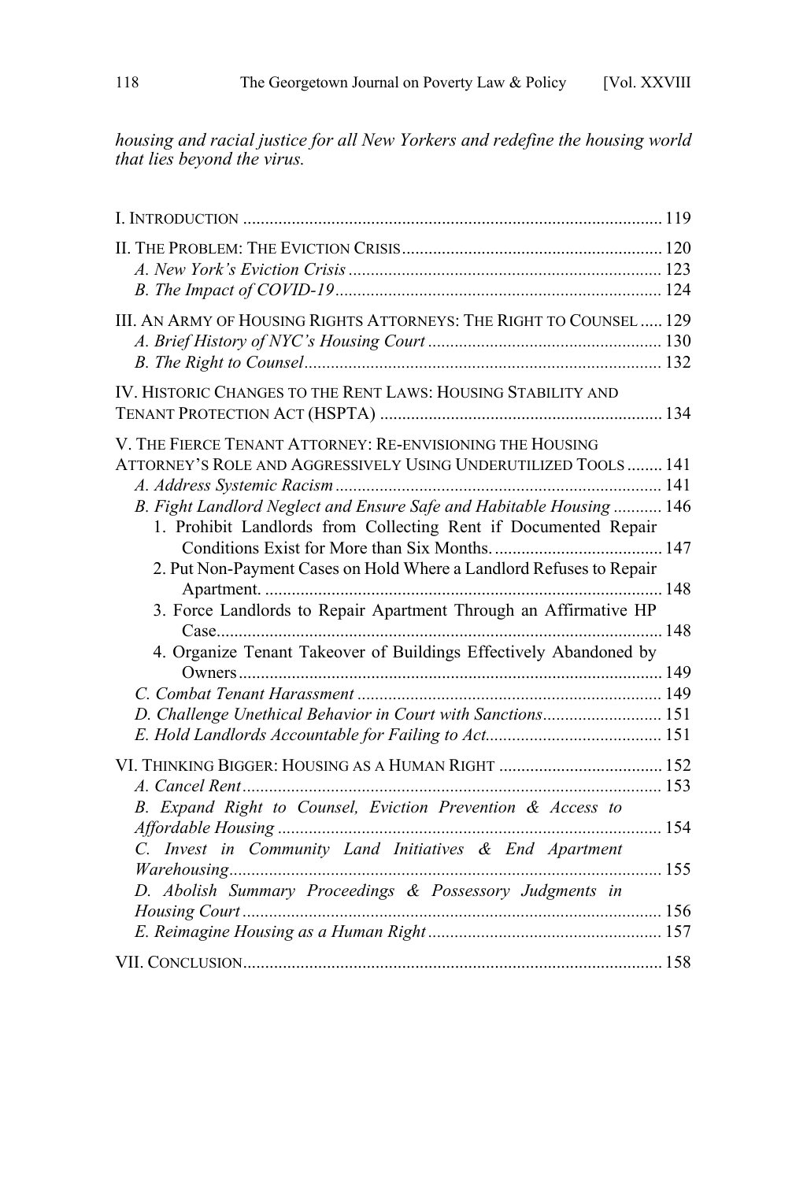*housing and racial justice for all New Yorkers and redefine the housing world that lies beyond the virus.*

I. Introduction ..... 119

II. The Problem: The Eviction Crisis ..... 120
- *A. New York's Eviction Crisis* ..... 123
- *B. The Impact of COVID-19* ..... 124

III. An Army of Housing Rights Attorneys: The Right to Counsel ..... 129
- *A. Brief History of NYC's Housing Court* ..... 130
- *B. The Right to Counsel* ..... 132

IV. Historic Changes to the Rent Laws: Housing Stability and Tenant Protection Act (HSPTA) ..... 134

V. The Fierce Tenant Attorney: Re-envisioning the Housing Attorney's Role and Aggressively Using Underutilized Tools ..... 141
- *A. Address Systemic Racism* ..... 141
- *B. Fight Landlord Neglect and Ensure Safe and Habitable Housing* ..... 146
  1. Prohibit Landlords from Collecting Rent if Documented Repair Conditions Exist for More than Six Months. ..... 147
  2. Put Non-Payment Cases on Hold Where a Landlord Refuses to Repair Apartment. ..... 148
  3. Force Landlords to Repair Apartment Through an Affirmative HP Case ..... 148
  4. Organize Tenant Takeover of Buildings Effectively Abandoned by Owners ..... 149
- *C. Combat Tenant Harassment* ..... 149
- *D. Challenge Unethical Behavior in Court with Sanctions* ..... 151
- *E. Hold Landlords Accountable for Failing to Act* ..... 151

VI. Thinking Bigger: Housing as a Human Right ..... 152
- *A. Cancel Rent* ..... 153
- *B. Expand Right to Counsel, Eviction Prevention & Access to Affordable Housing* ..... 154
- *C. Invest in Community Land Initiatives & End Apartment Warehousing* ..... 155
- *D. Abolish Summary Proceedings & Possessory Judgments in Housing Court* ..... 156
- *E. Reimagine Housing as a Human Right* ..... 157

VII. Conclusion ..... 158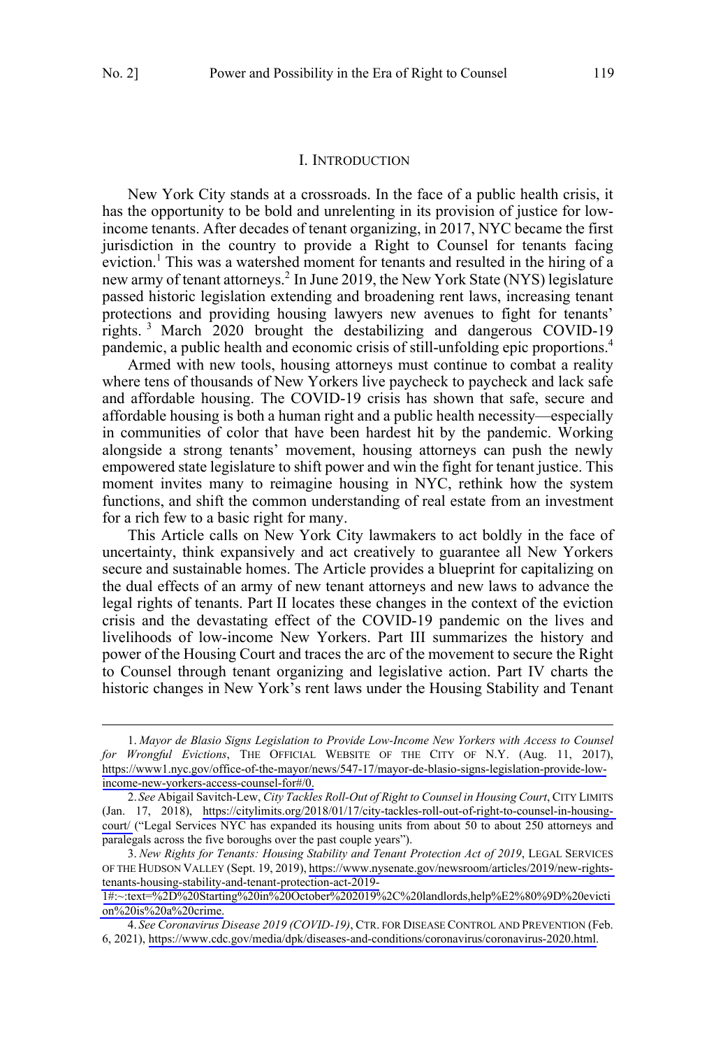## I. INTRODUCTION

New York City stands at a crossroads. In the face of a public health crisis, it has the opportunity to be bold and unrelenting in its provision of justice for low-income tenants. After decades of tenant organizing, in 2017, NYC became the first jurisdiction in the country to provide a Right to Counsel for tenants facing eviction.[1] This was a watershed moment for tenants and resulted in the hiring of a new army of tenant attorneys.[2] In June 2019, the New York State (NYS) legislature passed historic legislation extending and broadening rent laws, increasing tenant protections and providing housing lawyers new avenues to fight for tenants' rights.[3] March 2020 brought the destabilizing and dangerous COVID-19 pandemic, a public health and economic crisis of still-unfolding epic proportions.[4]

Armed with new tools, housing attorneys must continue to combat a reality where tens of thousands of New Yorkers live paycheck to paycheck and lack safe and affordable housing. The COVID-19 crisis has shown that safe, secure and affordable housing is both a human right and a public health necessity—especially in communities of color that have been hardest hit by the pandemic. Working alongside a strong tenants' movement, housing attorneys can push the newly empowered state legislature to shift power and win the fight for tenant justice. This moment invites many to reimagine housing in NYC, rethink how the system functions, and shift the common understanding of real estate from an investment for a rich few to a basic right for many.

This Article calls on New York City lawmakers to act boldly in the face of uncertainty, think expansively and act creatively to guarantee all New Yorkers secure and sustainable homes. The Article provides a blueprint for capitalizing on the dual effects of an army of new tenant attorneys and new laws to advance the legal rights of tenants. Part II locates these changes in the context of the eviction crisis and the devastating effect of the COVID-19 pandemic on the lives and livelihoods of low-income New Yorkers. Part III summarizes the history and power of the Housing Court and traces the arc of the movement to secure the Right to Counsel through tenant organizing and legislative action. Part IV charts the historic changes in New York's rent laws under the Housing Stability and Tenant

---

1. *Mayor de Blasio Signs Legislation to Provide Low-Income New Yorkers with Access to Counsel for Wrongful Evictions*, THE OFFICIAL WEBSITE OF THE CITY OF N.Y. (Aug. 11, 2017), https://www1.nyc.gov/office-of-the-mayor/news/547-17/mayor-de-blasio-signs-legislation-provide-low-income-new-yorkers-access-counsel-for#/0.

2. *See* Abigail Savitch-Lew, *City Tackles Roll-Out of Right to Counsel in Housing Court*, CITY LIMITS (Jan. 17, 2018), https://citylimits.org/2018/01/17/city-tackles-roll-out-of-right-to-counsel-in-housing-court/ ("Legal Services NYC has expanded its housing units from about 50 to about 250 attorneys and paralegals across the five boroughs over the past couple years").

3. *New Rights for Tenants: Housing Stability and Tenant Protection Act of 2019*, LEGAL SERVICES OF THE HUDSON VALLEY (Sept. 19, 2019), https://www.nysenate.gov/newsroom/articles/2019/new-rights-tenants-housing-stability-and-tenant-protection-act-2019-1#:~:text=%2D%20Starting%20in%20October%202019%2C%20landlords,help%E2%80%9D%20eviction%20is%20a%20crime.

4. *See Coronavirus Disease 2019 (COVID-19)*, CTR. FOR DISEASE CONTROL AND PREVENTION (Feb. 6, 2021), https://www.cdc.gov/media/dpk/diseases-and-conditions/coronavirus/coronavirus-2020.html.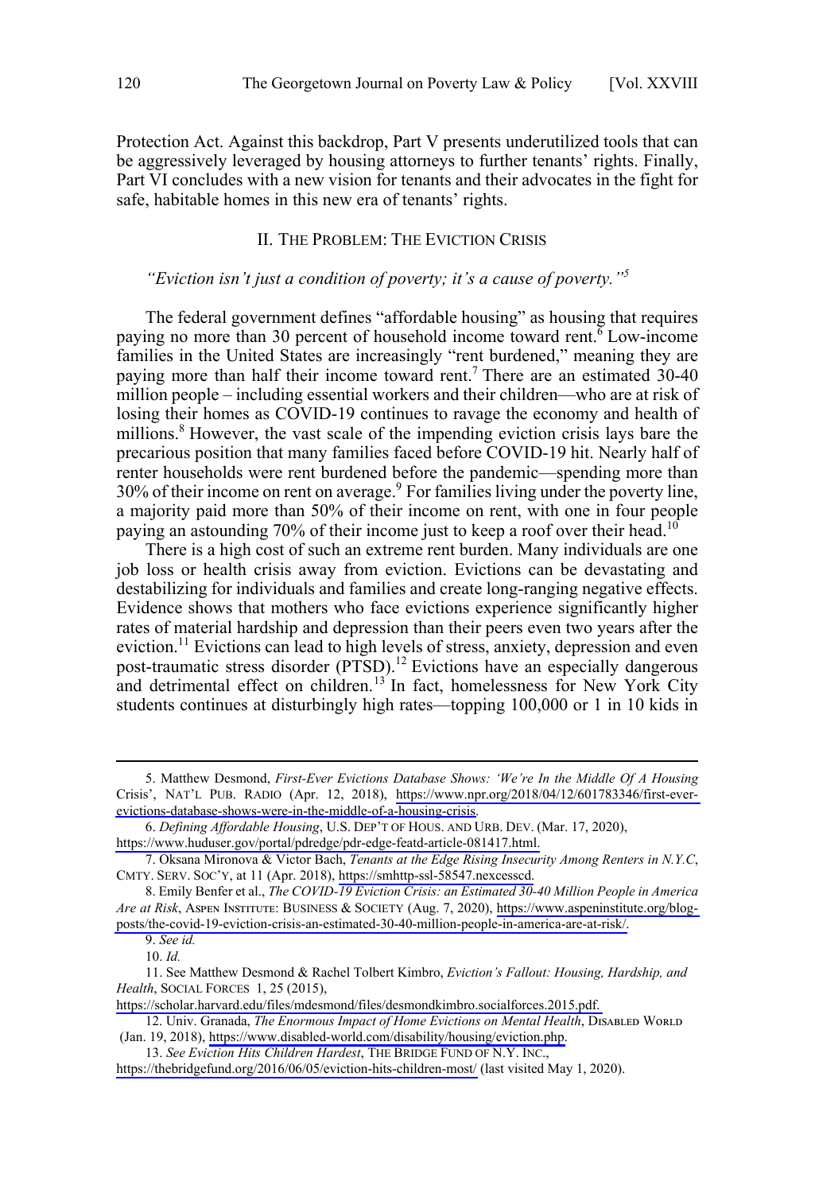Protection Act. Against this backdrop, Part V presents underutilized tools that can be aggressively leveraged by housing attorneys to further tenants' rights. Finally, Part VI concludes with a new vision for tenants and their advocates in the fight for safe, habitable homes in this new era of tenants' rights.

## II. The Problem: The Eviction Crisis

*"Eviction isn't just a condition of poverty; it's a cause of poverty."*[5]

The federal government defines "affordable housing" as housing that requires paying no more than 30 percent of household income toward rent.[6] Low-income families in the United States are increasingly "rent burdened," meaning they are paying more than half their income toward rent.[7] There are an estimated 30-40 million people – including essential workers and their children—who are at risk of losing their homes as COVID-19 continues to ravage the economy and health of millions.[8] However, the vast scale of the impending eviction crisis lays bare the precarious position that many families faced before COVID-19 hit. Nearly half of renter households were rent burdened before the pandemic—spending more than 30% of their income on rent on average.[9] For families living under the poverty line, a majority paid more than 50% of their income on rent, with one in four people paying an astounding 70% of their income just to keep a roof over their head.[10]

There is a high cost of such an extreme rent burden. Many individuals are one job loss or health crisis away from eviction. Evictions can be devastating and destabilizing for individuals and families and create long-ranging negative effects. Evidence shows that mothers who face evictions experience significantly higher rates of material hardship and depression than their peers even two years after the eviction.[11] Evictions can lead to high levels of stress, anxiety, depression and even post-traumatic stress disorder (PTSD).[12] Evictions have an especially dangerous and detrimental effect on children.[13] In fact, homelessness for New York City students continues at disturbingly high rates—topping 100,000 or 1 in 10 kids in

---

5. Matthew Desmond, *First-Ever Evictions Database Shows: 'We're In the Middle Of A Housing* Crisis', NAT'L PUB. RADIO (Apr. 12, 2018), https://www.npr.org/2018/04/12/601783346/first-ever-evictions-database-shows-were-in-the-middle-of-a-housing-crisis.

6. *Defining Affordable Housing*, U.S. DEP'T OF HOUS. AND URB. DEV. (Mar. 17, 2020), https://www.huduser.gov/portal/pdredge/pdr-edge-featd-article-081417.html.

7. Oksana Mironova & Victor Bach, *Tenants at the Edge Rising Insecurity Among Renters in N.Y.C*, CMTY. SERV. SOC'Y, at 11 (Apr. 2018), https://smhttp-ssl-58547.nexcessd.

8. Emily Benfer et al., *The COVID-19 Eviction Crisis: an Estimated 30-40 Million People in America Are at Risk*, ASPEN INSTITUTE: BUSINESS & SOCIETY (Aug. 7, 2020), https://www.aspeninstitute.org/blog-posts/the-covid-19-eviction-crisis-an-estimated-30-40-million-people-in-america-are-at-risk/.

9. *See id.*

10. *Id.*

11. See Matthew Desmond & Rachel Tolbert Kimbro, *Eviction's Fallout: Housing, Hardship, and Health*, SOCIAL FORCES 1, 25 (2015), https://scholar.harvard.edu/files/mdesmond/files/desmondkimbro.socialforces.2015.pdf.

12. Univ. Granada, *The Enormous Impact of Home Evictions on Mental Health*, DISABLED WORLD (Jan. 19, 2018), https://www.disabled-world.com/disability/housing/eviction.php.

13. *See Eviction Hits Children Hardest*, THE BRIDGE FUND OF N.Y. INC., https://thebridgefund.org/2016/06/05/eviction-hits-children-most/ (last visited May 1, 2020).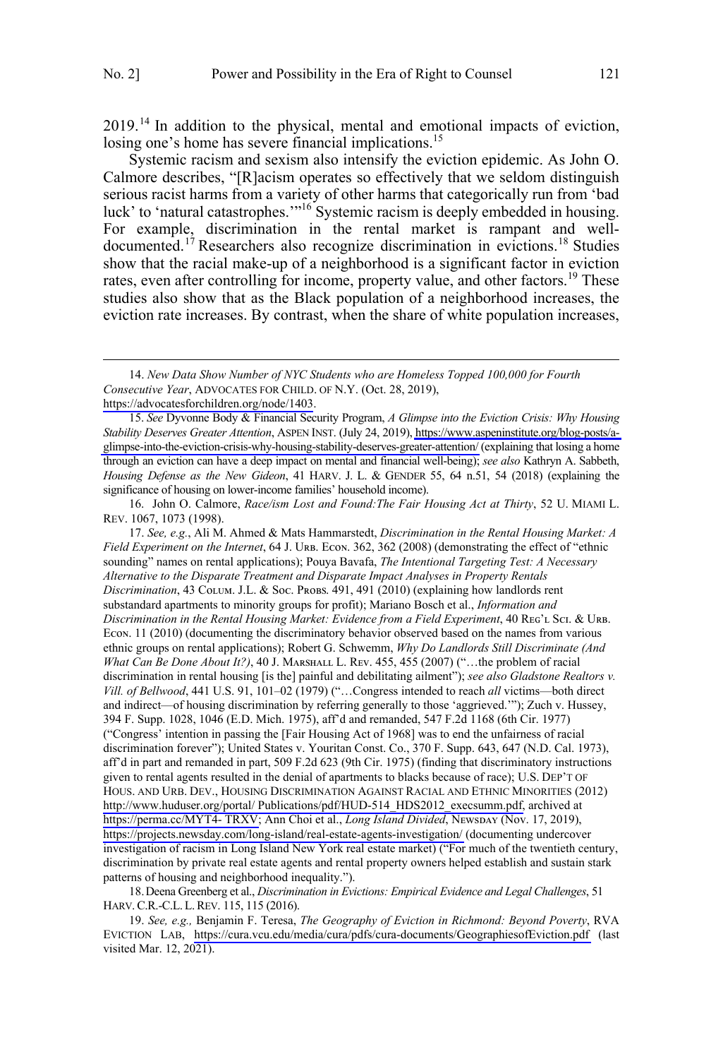2019.[14] In addition to the physical, mental and emotional impacts of eviction, losing one's home has severe financial implications.[15]

Systemic racism and sexism also intensify the eviction epidemic. As John O. Calmore describes, "[R]acism operates so effectively that we seldom distinguish serious racist harms from a variety of other harms that categorically run from 'bad luck' to 'natural catastrophes.'"[16] Systemic racism is deeply embedded in housing. For example, discrimination in the rental market is rampant and well-documented.[17] Researchers also recognize discrimination in evictions.[18] Studies show that the racial make-up of a neighborhood is a significant factor in eviction rates, even after controlling for income, property value, and other factors.[19] These studies also show that as the Black population of a neighborhood increases, the eviction rate increases. By contrast, when the share of white population increases,

---

14. *New Data Show Number of NYC Students who are Homeless Topped 100,000 for Fourth Consecutive Year*, ADVOCATES FOR CHILD. OF N.Y. (Oct. 28, 2019), https://advocatesforchildren.org/node/1403.

15. *See* Dyvonne Body & Financial Security Program, *A Glimpse into the Eviction Crisis: Why Housing Stability Deserves Greater Attention*, ASPEN INST. (July 24, 2019), https://www.aspeninstitute.org/blog-posts/a-glimpse-into-the-eviction-crisis-why-housing-stability-deserves-greater-attention/ (explaining that losing a home through an eviction can have a deep impact on mental and financial well-being); *see also* Kathryn A. Sabbeth, *Housing Defense as the New Gideon*, 41 HARV. J. L. & GENDER 55, 64 n.51, 54 (2018) (explaining the significance of housing on lower-income families' household income).

16. John O. Calmore, *Race/ism Lost and Found:The Fair Housing Act at Thirty*, 52 U. MIAMI L. REV. 1067, 1073 (1998).

17. *See, e.g.*, Ali M. Ahmed & Mats Hammarstedt, *Discrimination in the Rental Housing Market: A Field Experiment on the Internet*, 64 J. URB. ECON. 362, 362 (2008) (demonstrating the effect of "ethnic sounding" names on rental applications); Pouya Bavafa, *The Intentional Targeting Test: A Necessary Alternative to the Disparate Treatment and Disparate Impact Analyses in Property Rentals Discrimination*, 43 COLUM. J.L. & SOC. PROBS. 491, 491 (2010) (explaining how landlords rent substandard apartments to minority groups for profit); Mariano Bosch et al., *Information and Discrimination in the Rental Housing Market: Evidence from a Field Experiment*, 40 REG'L SCI. & URB. ECON. 11 (2010) (documenting the discriminatory behavior observed based on the names from various ethnic groups on rental applications); Robert G. Schwemm, *Why Do Landlords Still Discriminate (And What Can Be Done About It?)*, 40 J. MARSHALL L. REV. 455, 455 (2007) ("…the problem of racial discrimination in rental housing [is the] painful and debilitating ailment"); *see also Gladstone Realtors v. Vill. of Bellwood*, 441 U.S. 91, 101–02 (1979) ("…Congress intended to reach *all* victims—both direct and indirect—of housing discrimination by referring generally to those 'aggrieved.'"); Zuch v. Hussey, 394 F. Supp. 1028, 1046 (E.D. Mich. 1975), aff'd and remanded, 547 F.2d 1168 (6th Cir. 1977) ("Congress' intention in passing the [Fair Housing Act of 1968] was to end the unfairness of racial discrimination forever"); United States v. Youritan Const. Co., 370 F. Supp. 643, 647 (N.D. Cal. 1973), aff'd in part and remanded in part, 509 F.2d 623 (9th Cir. 1975) (finding that discriminatory instructions given to rental agents resulted in the denial of apartments to blacks because of race); U.S. DEP'T OF HOUS. AND URB. DEV., HOUSING DISCRIMINATION AGAINST RACIAL AND ETHNIC MINORITIES (2012) http://www.huduser.org/portal/ Publications/pdf/HUD-514_HDS2012_execsumm.pdf, archived at https://perma.cc/MYT4- TRXV; Ann Choi et al., *Long Island Divided*, NEWSDAY (Nov. 17, 2019), https://projects.newsday.com/long-island/real-estate-agents-investigation/ (documenting undercover investigation of racism in Long Island New York real estate market) ("For much of the twentieth century, discrimination by private real estate agents and rental property owners helped establish and sustain stark patterns of housing and neighborhood inequality.").

18. Deena Greenberg et al., *Discrimination in Evictions: Empirical Evidence and Legal Challenges*, 51 HARV. C.R.-C.L. L. REV. 115, 115 (2016).

19. *See, e.g.,* Benjamin F. Teresa, *The Geography of Eviction in Richmond: Beyond Poverty*, RVA EVICTION LAB, https://cura.vcu.edu/media/cura/pdfs/cura-documents/GeographiesofEviction.pdf (last visited Mar. 12, 2021).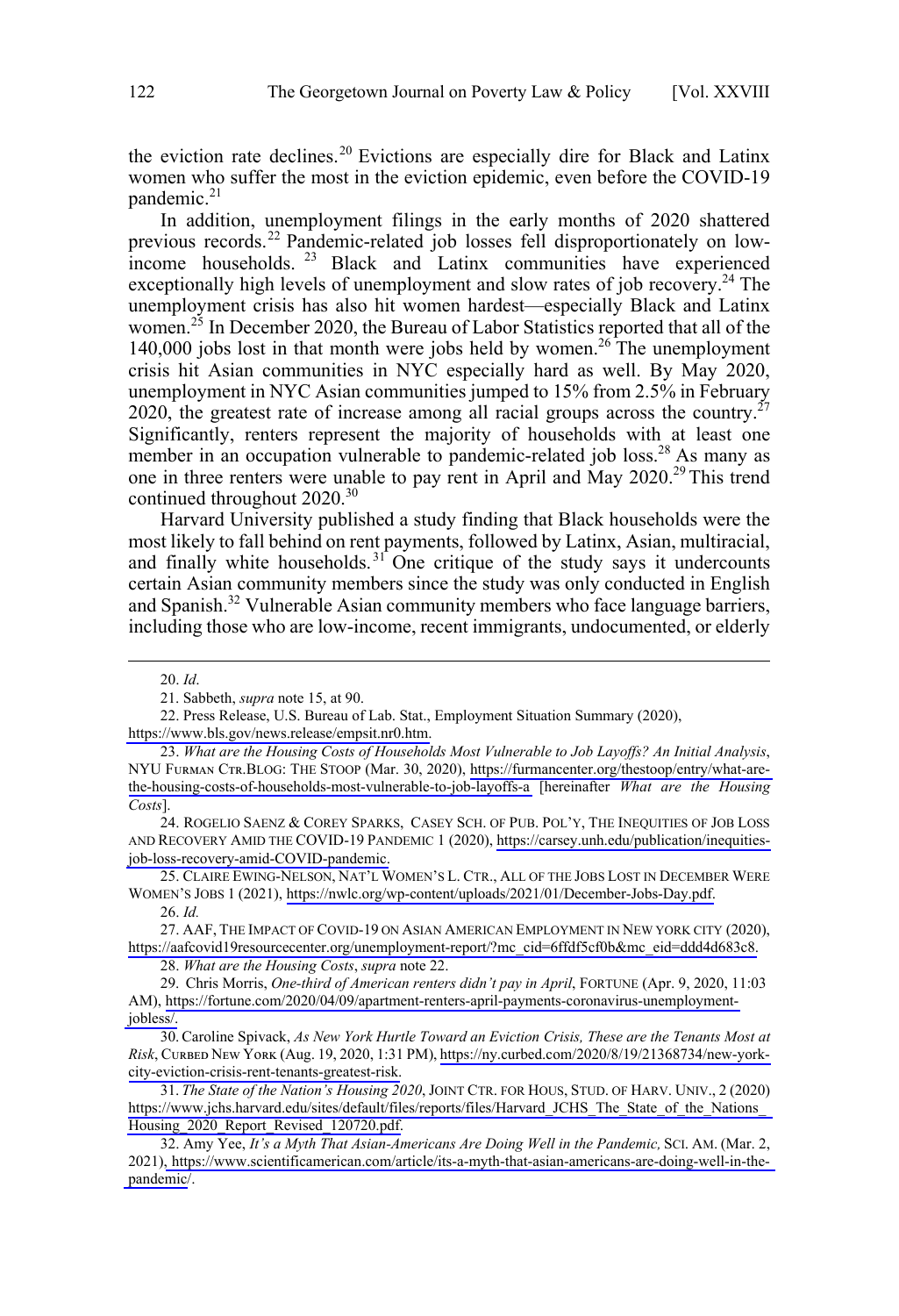the eviction rate declines.[20] Evictions are especially dire for Black and Latinx women who suffer the most in the eviction epidemic, even before the COVID-19 pandemic.[21]

In addition, unemployment filings in the early months of 2020 shattered previous records.[22] Pandemic-related job losses fell disproportionately on low-income households.[23] Black and Latinx communities have experienced exceptionally high levels of unemployment and slow rates of job recovery.[24] The unemployment crisis has also hit women hardest—especially Black and Latinx women.[25] In December 2020, the Bureau of Labor Statistics reported that all of the 140,000 jobs lost in that month were jobs held by women.[26] The unemployment crisis hit Asian communities in NYC especially hard as well. By May 2020, unemployment in NYC Asian communities jumped to 15% from 2.5% in February 2020, the greatest rate of increase among all racial groups across the country.[27] Significantly, renters represent the majority of households with at least one member in an occupation vulnerable to pandemic-related job loss.[28] As many as one in three renters were unable to pay rent in April and May 2020.[29] This trend continued throughout 2020.[30]

Harvard University published a study finding that Black households were the most likely to fall behind on rent payments, followed by Latinx, Asian, multiracial, and finally white households.[31] One critique of the study says it undercounts certain Asian community members since the study was only conducted in English and Spanish.[32] Vulnerable Asian community members who face language barriers, including those who are low-income, recent immigrants, undocumented, or elderly

---

20. *Id*.

21. Sabbeth, *supra* note 15, at 90.

22. Press Release, U.S. Bureau of Lab. Stat., Employment Situation Summary (2020), https://www.bls.gov/news.release/empsit.nr0.htm.

23. *What are the Housing Costs of Households Most Vulnerable to Job Layoffs? An Initial Analysis*, NYU FURMAN CTR.BLOG: THE STOOP (Mar. 30, 2020), https://furmancenter.org/thestoop/entry/what-are-the-housing-costs-of-households-most-vulnerable-to-job-layoffs-a [hereinafter *What are the Housing Costs*].

24. ROGELIO SAENZ & COREY SPARKS, CASEY SCH. OF PUB. POL'Y, THE INEQUITIES OF JOB LOSS AND RECOVERY AMID THE COVID-19 PANDEMIC 1 (2020), https://carsey.unh.edu/publication/inequities-job-loss-recovery-amid-COVID-pandemic.

25. CLAIRE EWING-NELSON, NAT'L WOMEN'S L. CTR., ALL OF THE JOBS LOST IN DECEMBER WERE WOMEN'S JOBS 1 (2021), https://nwlc.org/wp-content/uploads/2021/01/December-Jobs-Day.pdf.

26. *Id.*

27. AAF, THE IMPACT OF COVID-19 ON ASIAN AMERICAN EMPLOYMENT IN NEW YORK CITY (2020), https://aafcovid19resourcecenter.org/unemployment-report/?mc_cid=6ffdf5cf0b&mc_eid=ddd4d683c8.

28. *What are the Housing Costs*, *supra* note 22.

29. Chris Morris, *One-third of American renters didn't pay in April*, FORTUNE (Apr. 9, 2020, 11:03 AM), https://fortune.com/2020/04/09/apartment-renters-april-payments-coronavirus-unemployment-jobless/.

30. Caroline Spivack, *As New York Hurtle Toward an Eviction Crisis, These are the Tenants Most at Risk*, CURBED NEW YORK (Aug. 19, 2020, 1:31 PM), https://ny.curbed.com/2020/8/19/21368734/new-york-city-eviction-crisis-rent-tenants-greatest-risk.

31. *The State of the Nation's Housing 2020*, JOINT CTR. FOR HOUS, STUD. OF HARV. UNIV., 2 (2020) https://www.jchs.harvard.edu/sites/default/files/reports/files/Harvard_JCHS_The_State_of_the_Nations_Housing_2020_Report_Revised_120720.pdf.

32. Amy Yee, *It's a Myth That Asian-Americans Are Doing Well in the Pandemic,* SCI. AM. (Mar. 2, 2021), https://www.scientificamerican.com/article/its-a-myth-that-asian-americans-are-doing-well-in-the-pandemic/.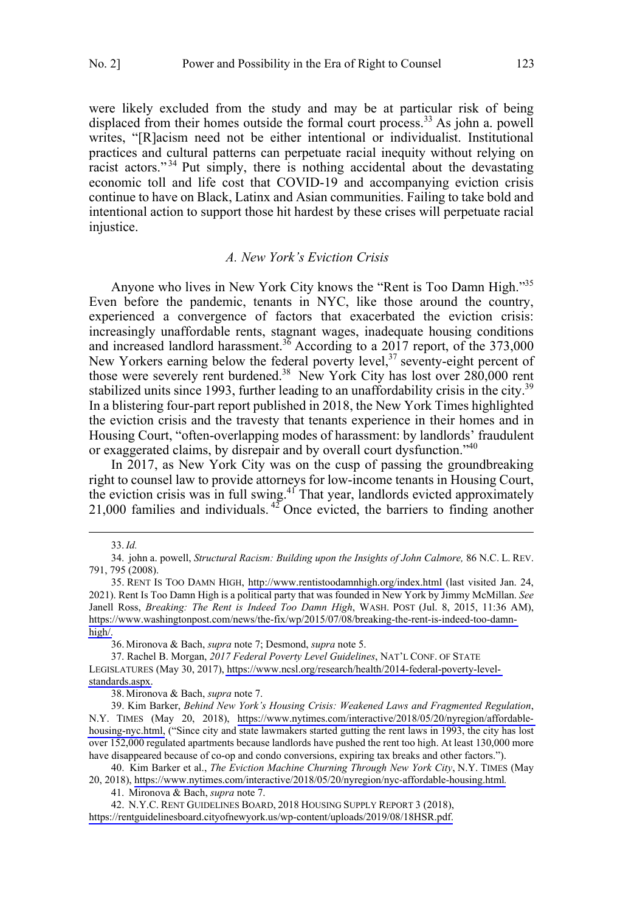were likely excluded from the study and may be at particular risk of being displaced from their homes outside the formal court process.[33] As john a. powell writes, "[R]acism need not be either intentional or individualist. Institutional practices and cultural patterns can perpetuate racial inequity without relying on racist actors."[34] Put simply, there is nothing accidental about the devastating economic toll and life cost that COVID-19 and accompanying eviction crisis continue to have on Black, Latinx and Asian communities. Failing to take bold and intentional action to support those hit hardest by these crises will perpetuate racial injustice.

### *A. New York's Eviction Crisis*

Anyone who lives in New York City knows the "Rent is Too Damn High."[35] Even before the pandemic, tenants in NYC, like those around the country, experienced a convergence of factors that exacerbated the eviction crisis: increasingly unaffordable rents, stagnant wages, inadequate housing conditions and increased landlord harassment.[36] According to a 2017 report, of the 373,000 New Yorkers earning below the federal poverty level,[37] seventy-eight percent of those were severely rent burdened.[38] New York City has lost over 280,000 rent stabilized units since 1993, further leading to an unaffordability crisis in the city.[39] In a blistering four-part report published in 2018, the New York Times highlighted the eviction crisis and the travesty that tenants experience in their homes and in Housing Court, "often-overlapping modes of harassment: by landlords' fraudulent or exaggerated claims, by disrepair and by overall court dysfunction."[40]

In 2017, as New York City was on the cusp of passing the groundbreaking right to counsel law to provide attorneys for low-income tenants in Housing Court, the eviction crisis was in full swing.[41] That year, landlords evicted approximately 21,000 families and individuals.[42] Once evicted, the barriers to finding another

---

33. *Id.*

34. john a. powell, *Structural Racism: Building upon the Insights of John Calmore,* 86 N.C. L. REV. 791, 795 (2008).

35. RENT IS TOO DAMN HIGH, http://www.rentistoodamnhigh.org/index.html (last visited Jan. 24, 2021). Rent Is Too Damn High is a political party that was founded in New York by Jimmy McMillan. *See* Janell Ross, *Breaking: The Rent is Indeed Too Damn High*, WASH. POST (Jul. 8, 2015, 11:36 AM), https://www.washingtonpost.com/news/the-fix/wp/2015/07/08/breaking-the-rent-is-indeed-too-damn-high/.

36. Mironova & Bach, *supra* note 7; Desmond, *supra* note 5.

37. Rachel B. Morgan, *2017 Federal Poverty Level Guidelines*, NAT'L CONF. OF STATE LEGISLATURES (May 30, 2017), https://www.ncsl.org/research/health/2014-federal-poverty-level-standards.aspx.

38. Mironova & Bach, *supra* note 7.

39. Kim Barker, *Behind New York's Housing Crisis: Weakened Laws and Fragmented Regulation*, N.Y. TIMES (May 20, 2018), https://www.nytimes.com/interactive/2018/05/20/nyregion/affordable-housing-nyc.html, ("Since city and state lawmakers started gutting the rent laws in 1993, the city has lost over 152,000 regulated apartments because landlords have pushed the rent too high. At least 130,000 more have disappeared because of co-op and condo conversions, expiring tax breaks and other factors.").

40. Kim Barker et al., *The Eviction Machine Churning Through New York City*, N.Y. TIMES (May 20, 2018), https://www.nytimes.com/interactive/2018/05/20/nyregion/nyc-affordable-housing.html*.*

41. Mironova & Bach, *supra* note 7.

42. N.Y.C. RENT GUIDELINES BOARD, 2018 HOUSING SUPPLY REPORT 3 (2018), https://rentguidelinesboard.cityofnewyork.us/wp-content/uploads/2019/08/18HSR.pdf.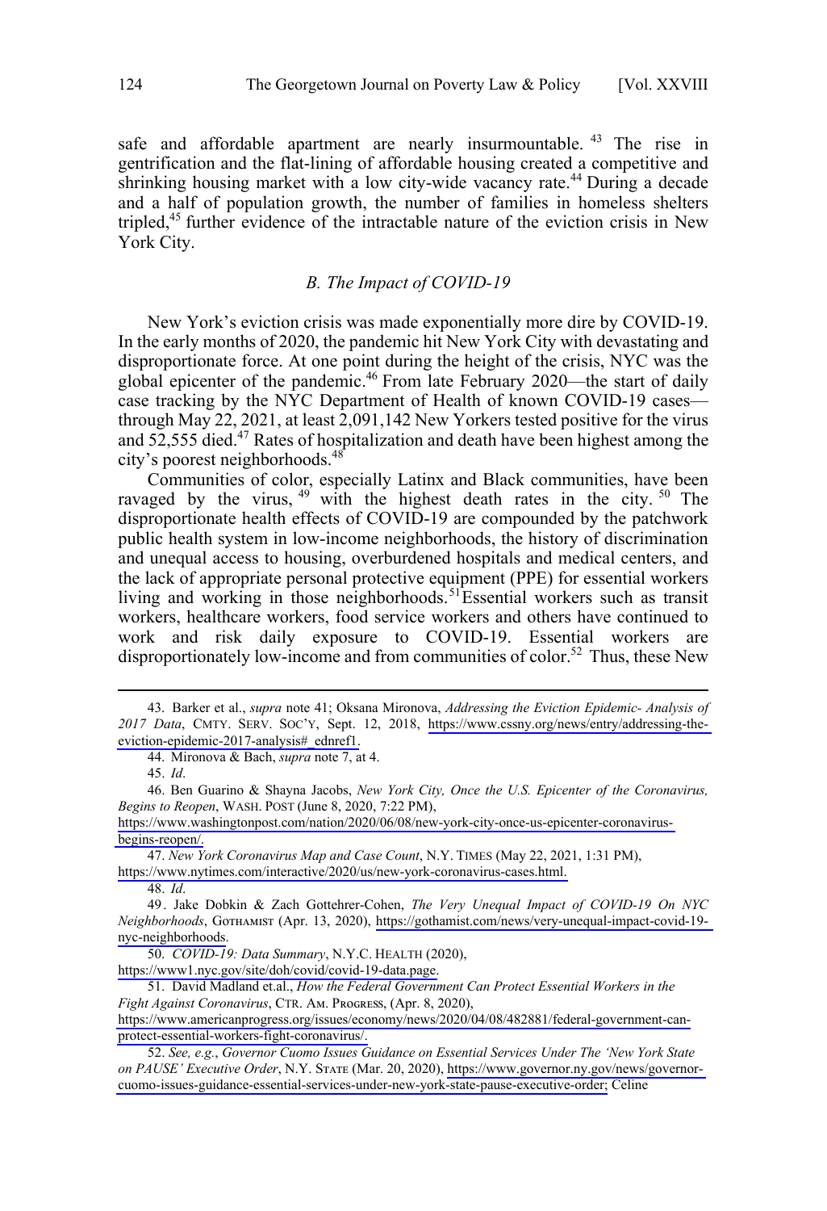safe and affordable apartment are nearly insurmountable.[43] The rise in gentrification and the flat-lining of affordable housing created a competitive and shrinking housing market with a low city-wide vacancy rate.[44] During a decade and a half of population growth, the number of families in homeless shelters tripled,[45] further evidence of the intractable nature of the eviction crisis in New York City.

### *B. The Impact of COVID-19*

New York's eviction crisis was made exponentially more dire by COVID-19. In the early months of 2020, the pandemic hit New York City with devastating and disproportionate force. At one point during the height of the crisis, NYC was the global epicenter of the pandemic.[46] From late February 2020—the start of daily case tracking by the NYC Department of Health of known COVID-19 cases—through May 22, 2021, at least 2,091,142 New Yorkers tested positive for the virus and 52,555 died.[47] Rates of hospitalization and death have been highest among the city's poorest neighborhoods.[48]

Communities of color, especially Latinx and Black communities, have been ravaged by the virus,[49] with the highest death rates in the city.[50] The disproportionate health effects of COVID-19 are compounded by the patchwork public health system in low-income neighborhoods, the history of discrimination and unequal access to housing, overburdened hospitals and medical centers, and the lack of appropriate personal protective equipment (PPE) for essential workers living and working in those neighborhoods.[51] Essential workers such as transit workers, healthcare workers, food service workers and others have continued to work and risk daily exposure to COVID-19. Essential workers are disproportionately low-income and from communities of color.[52] Thus, these New

---

43. Barker et al., *supra* note 41; Oksana Mironova, *Addressing the Eviction Epidemic- Analysis of 2017 Data*, CMTY. SERV. SOC'Y, Sept. 12, 2018, https://www.cssny.org/news/entry/addressing-the-eviction-epidemic-2017-analysis#_ednref1.

44. Mironova & Bach, *supra* note 7, at 4.

45. *Id*.

46. Ben Guarino & Shayna Jacobs, *New York City, Once the U.S. Epicenter of the Coronavirus, Begins to Reopen*, WASH. POST (June 8, 2020, 7:22 PM), https://www.washingtonpost.com/nation/2020/06/08/new-york-city-once-us-epicenter-coronavirus-begins-reopen/.

47. *New York Coronavirus Map and Case Count*, N.Y. TIMES (May 22, 2021, 1:31 PM), https://www.nytimes.com/interactive/2020/us/new-york-coronavirus-cases.html.

48. *Id*.

49. Jake Dobkin & Zach Gottehrer-Cohen, *The Very Unequal Impact of COVID-19 On NYC Neighborhoods*, GOTHAMIST (Apr. 13, 2020), https://gothamist.com/news/very-unequal-impact-covid-19-nyc-neighborhoods.

50. *COVID-19: Data Summary*, N.Y.C. HEALTH (2020), https://www1.nyc.gov/site/doh/covid/covid-19-data.page.

51. David Madland et.al., *How the Federal Government Can Protect Essential Workers in the Fight Against Coronavirus*, CTR. AM. PROGRESS, (Apr. 8, 2020), https://www.americanprogress.org/issues/economy/news/2020/04/08/482881/federal-government-can-protect-essential-workers-fight-coronavirus/.

52. *See, e.g.*, *Governor Cuomo Issues Guidance on Essential Services Under The 'New York State on PAUSE' Executive Order*, N.Y. STATE (Mar. 20, 2020), https://www.governor.ny.gov/news/governor-cuomo-issues-guidance-essential-services-under-new-york-state-pause-executive-order; Celine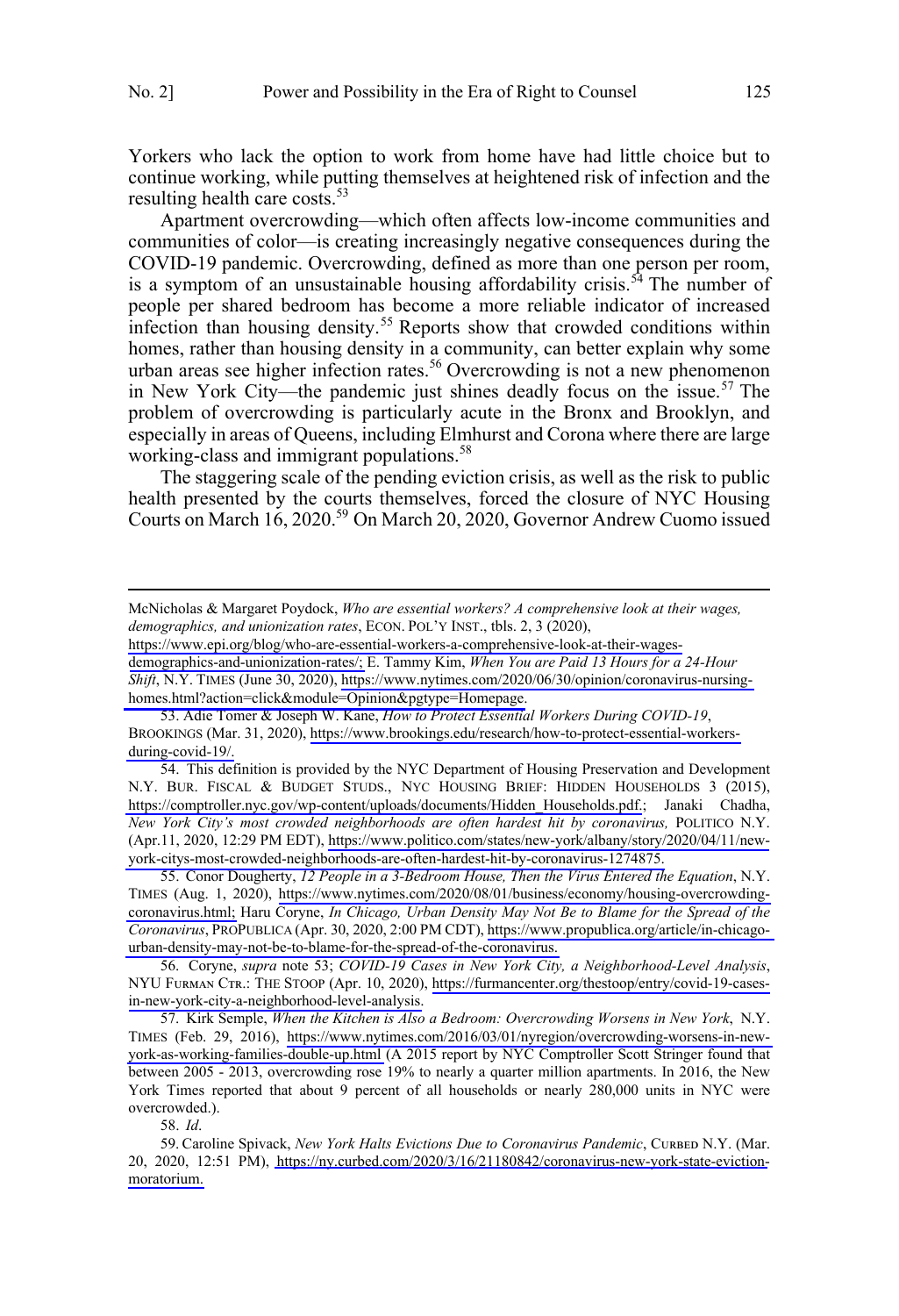Yorkers who lack the option to work from home have had little choice but to continue working, while putting themselves at heightened risk of infection and the resulting health care costs.[53]

Apartment overcrowding—which often affects low-income communities and communities of color—is creating increasingly negative consequences during the COVID-19 pandemic. Overcrowding, defined as more than one person per room, is a symptom of an unsustainable housing affordability crisis.[54] The number of people per shared bedroom has become a more reliable indicator of increased infection than housing density.[55] Reports show that crowded conditions within homes, rather than housing density in a community, can better explain why some urban areas see higher infection rates.[56] Overcrowding is not a new phenomenon in New York City—the pandemic just shines deadly focus on the issue.[57] The problem of overcrowding is particularly acute in the Bronx and Brooklyn, and especially in areas of Queens, including Elmhurst and Corona where there are large working-class and immigrant populations.[58]

The staggering scale of the pending eviction crisis, as well as the risk to public health presented by the courts themselves, forced the closure of NYC Housing Courts on March 16, 2020.[59] On March 20, 2020, Governor Andrew Cuomo issued

---

McNicholas & Margaret Poydock, *Who are essential workers? A comprehensive look at their wages, demographics, and unionization rates*, ECON. POL'Y INST., tbls. 2, 3 (2020), https://www.epi.org/blog/who-are-essential-workers-a-comprehensive-look-at-their-wages-demographics-and-unionization-rates/; E. Tammy Kim, *When You are Paid 13 Hours for a 24-Hour Shift*, N.Y. TIMES (June 30, 2020), https://www.nytimes.com/2020/06/30/opinion/coronavirus-nursing-homes.html?action=click&module=Opinion&pgtype=Homepage.

53. Adie Tomer & Joseph W. Kane, *How to Protect Essential Workers During COVID-19*, BROOKINGS (Mar. 31, 2020), https://www.brookings.edu/research/how-to-protect-essential-workers-during-covid-19/.

54. This definition is provided by the NYC Department of Housing Preservation and Development N.Y. BUR. FISCAL & BUDGET STUDS., NYC HOUSING BRIEF: HIDDEN HOUSEHOLDS 3 (2015), https://comptroller.nyc.gov/wp-content/uploads/documents/Hidden_Households.pdf.; Janaki Chadha, *New York City's most crowded neighborhoods are often hardest hit by coronavirus,* POLITICO N.Y. (Apr.11, 2020, 12:29 PM EDT), https://www.politico.com/states/new-york/albany/story/2020/04/11/new-york-citys-most-crowded-neighborhoods-are-often-hardest-hit-by-coronavirus-1274875.

55. Conor Dougherty, *12 People in a 3-Bedroom House, Then the Virus Entered the Equation*, N.Y. TIMES (Aug. 1, 2020), https://www.nytimes.com/2020/08/01/business/economy/housing-overcrowding-coronavirus.html; Haru Coryne, *In Chicago, Urban Density May Not Be to Blame for the Spread of the Coronavirus*, PROPUBLICA (Apr. 30, 2020, 2:00 PM CDT), https://www.propublica.org/article/in-chicago-urban-density-may-not-be-to-blame-for-the-spread-of-the-coronavirus.

56. Coryne, *supra* note 53; *COVID-19 Cases in New York City, a Neighborhood-Level Analysis*, NYU FURMAN CTR.: THE STOOP (Apr. 10, 2020), https://furmancenter.org/thestoop/entry/covid-19-cases-in-new-york-city-a-neighborhood-level-analysis.

57. Kirk Semple, *When the Kitchen is Also a Bedroom: Overcrowding Worsens in New York*, N.Y. TIMES (Feb. 29, 2016), https://www.nytimes.com/2016/03/01/nyregion/overcrowding-worsens-in-new-york-as-working-families-double-up.html (A 2015 report by NYC Comptroller Scott Stringer found that between 2005 - 2013, overcrowding rose 19% to nearly a quarter million apartments. In 2016, the New York Times reported that about 9 percent of all households or nearly 280,000 units in NYC were overcrowded.).

58. *Id*.

59. Caroline Spivack, *New York Halts Evictions Due to Coronavirus Pandemic*, CURBED N.Y. (Mar. 20, 2020, 12:51 PM), https://ny.curbed.com/2020/3/16/21180842/coronavirus-new-york-state-eviction-moratorium.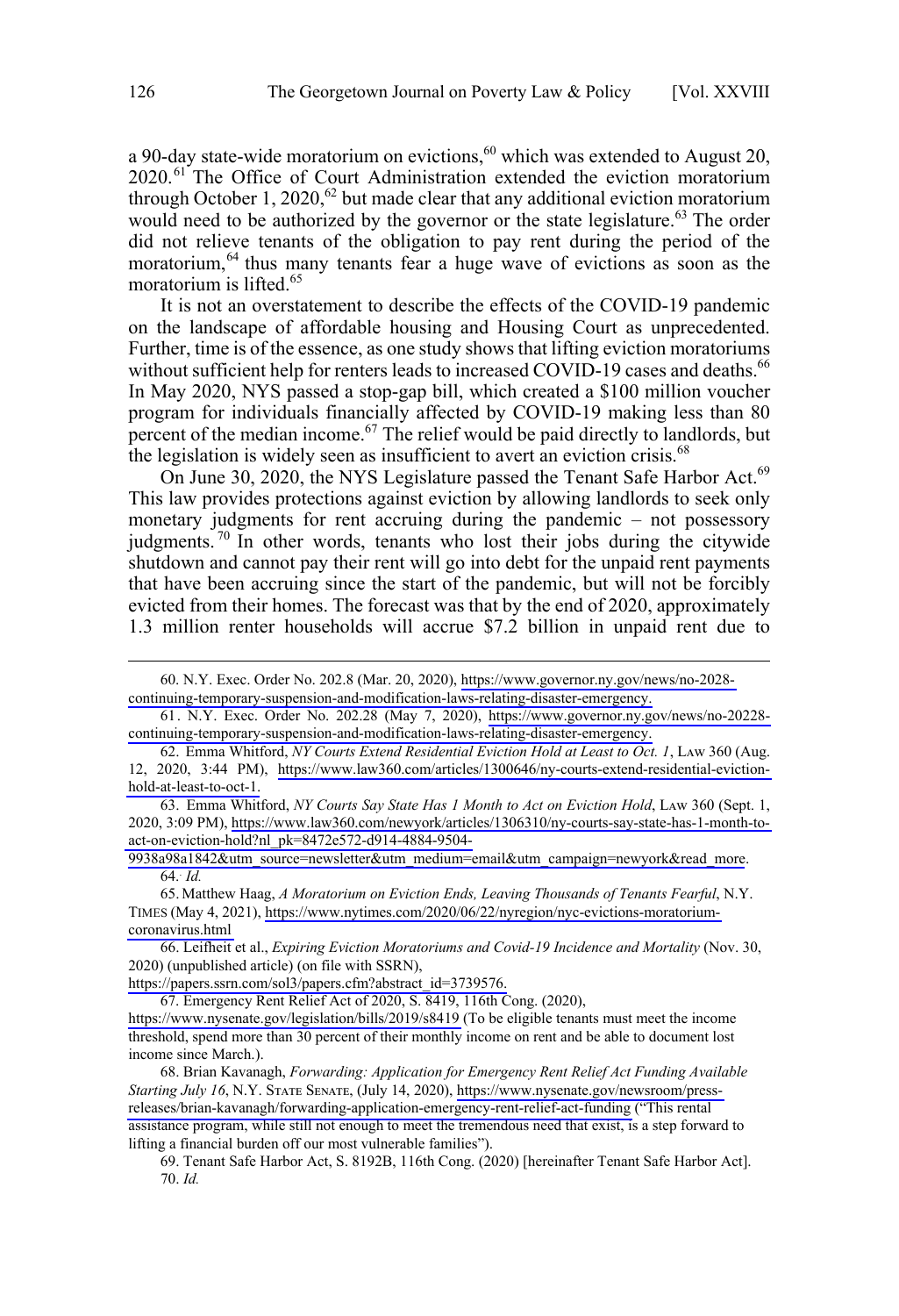a 90-day state-wide moratorium on evictions,[60] which was extended to August 20, 2020.[61] The Office of Court Administration extended the eviction moratorium through October 1, 2020,[62] but made clear that any additional eviction moratorium would need to be authorized by the governor or the state legislature.[63] The order did not relieve tenants of the obligation to pay rent during the period of the moratorium,[64] thus many tenants fear a huge wave of evictions as soon as the moratorium is lifted.[65]

It is not an overstatement to describe the effects of the COVID-19 pandemic on the landscape of affordable housing and Housing Court as unprecedented. Further, time is of the essence, as one study shows that lifting eviction moratoriums without sufficient help for renters leads to increased COVID-19 cases and deaths.[66] In May 2020, NYS passed a stop-gap bill, which created a $100 million voucher program for individuals financially affected by COVID-19 making less than 80 percent of the median income.[67] The relief would be paid directly to landlords, but the legislation is widely seen as insufficient to avert an eviction crisis.[68]

On June 30, 2020, the NYS Legislature passed the Tenant Safe Harbor Act.[69] This law provides protections against eviction by allowing landlords to seek only monetary judgments for rent accruing during the pandemic – not possessory judgments.[70] In other words, tenants who lost their jobs during the citywide shutdown and cannot pay their rent will go into debt for the unpaid rent payments that have been accruing since the start of the pandemic, but will not be forcibly evicted from their homes. The forecast was that by the end of 2020, approximately 1.3 million renter households will accrue $7.2 billion in unpaid rent due to

---

60. N.Y. Exec. Order No. 202.8 (Mar. 20, 2020), https://www.governor.ny.gov/news/no-2028-continuing-temporary-suspension-and-modification-laws-relating-disaster-emergency.

61. N.Y. Exec. Order No. 202.28 (May 7, 2020), https://www.governor.ny.gov/news/no-20228-continuing-temporary-suspension-and-modification-laws-relating-disaster-emergency.

62. Emma Whitford, *NY Courts Extend Residential Eviction Hold at Least to Oct. 1*, LAW 360 (Aug. 12, 2020, 3:44 PM), https://www.law360.com/articles/1300646/ny-courts-extend-residential-eviction-hold-at-least-to-oct-1.

63. Emma Whitford, *NY Courts Say State Has 1 Month to Act on Eviction Hold*, LAW 360 (Sept. 1, 2020, 3:09 PM), https://www.law360.com/newyork/articles/1306310/ny-courts-say-state-has-1-month-to-act-on-eviction-hold?nl_pk=8472e572-d914-4884-9504-9938a98a1842&utm_source=newsletter&utm_medium=email&utm_campaign=newyork&read_more.

64. *Id.*

65. Matthew Haag, *A Moratorium on Eviction Ends, Leaving Thousands of Tenants Fearful*, N.Y. TIMES (May 4, 2021), https://www.nytimes.com/2020/06/22/nyregion/nyc-evictions-moratorium-coronavirus.html

66. Leifheit et al., *Expiring Eviction Moratoriums and Covid-19 Incidence and Mortality* (Nov. 30, 2020) (unpublished article) (on file with SSRN), https://papers.ssrn.com/sol3/papers.cfm?abstract_id=3739576.

67. Emergency Rent Relief Act of 2020, S. 8419, 116th Cong. (2020), https://www.nysenate.gov/legislation/bills/2019/s8419 (To be eligible tenants must meet the income threshold, spend more than 30 percent of their monthly income on rent and be able to document lost income since March.).

68. Brian Kavanagh, *Forwarding: Application for Emergency Rent Relief Act Funding Available Starting July 16*, N.Y. STATE SENATE, (July 14, 2020), https://www.nysenate.gov/newsroom/press-releases/brian-kavanagh/forwarding-application-emergency-rent-relief-act-funding ("This rental assistance program, while still not enough to meet the tremendous need that exist, is a step forward to lifting a financial burden off our most vulnerable families").

69. Tenant Safe Harbor Act, S. 8192B, 116th Cong. (2020) [hereinafter Tenant Safe Harbor Act].

70. *Id.*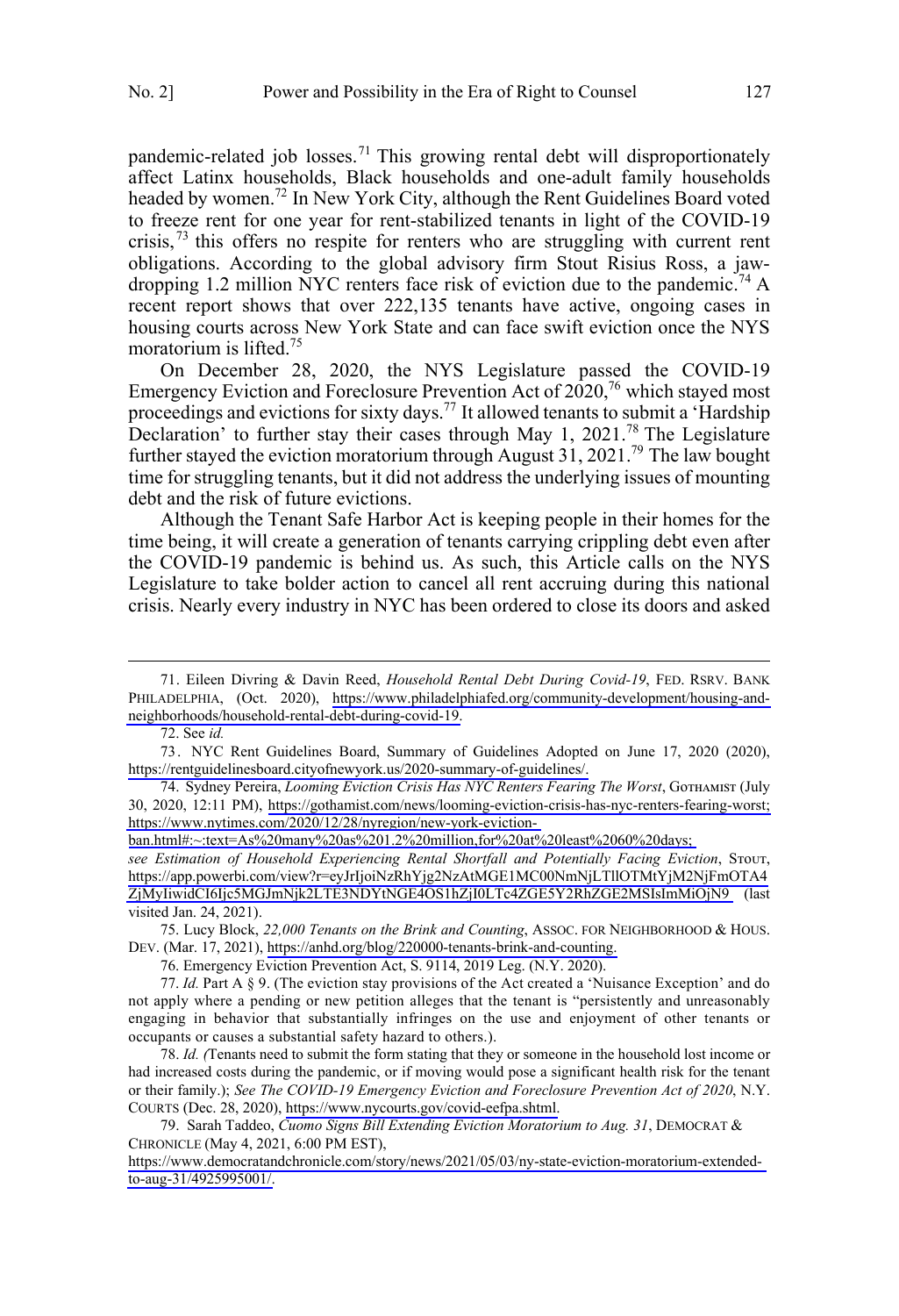pandemic-related job losses.[71] This growing rental debt will disproportionately affect Latinx households, Black households and one-adult family households headed by women.[72] In New York City, although the Rent Guidelines Board voted to freeze rent for one year for rent-stabilized tenants in light of the COVID-19 crisis,[73] this offers no respite for renters who are struggling with current rent obligations. According to the global advisory firm Stout Risius Ross, a jaw-dropping 1.2 million NYC renters face risk of eviction due to the pandemic.[74] A recent report shows that over 222,135 tenants have active, ongoing cases in housing courts across New York State and can face swift eviction once the NYS moratorium is lifted.[75]

On December 28, 2020, the NYS Legislature passed the COVID-19 Emergency Eviction and Foreclosure Prevention Act of 2020,[76] which stayed most proceedings and evictions for sixty days.[77] It allowed tenants to submit a 'Hardship Declaration' to further stay their cases through May 1, 2021.[78] The Legislature further stayed the eviction moratorium through August 31, 2021.[79] The law bought time for struggling tenants, but it did not address the underlying issues of mounting debt and the risk of future evictions.

Although the Tenant Safe Harbor Act is keeping people in their homes for the time being, it will create a generation of tenants carrying crippling debt even after the COVID-19 pandemic is behind us. As such, this Article calls on the NYS Legislature to take bolder action to cancel all rent accruing during this national crisis. Nearly every industry in NYC has been ordered to close its doors and asked

---

71. Eileen Divring & Davin Reed, *Household Rental Debt During Covid-19*, FED. RSRV. BANK PHILADELPHIA, (Oct. 2020), https://www.philadelphiafed.org/community-development/housing-and-neighborhoods/household-rental-debt-during-covid-19.

72. See *id.*

73. NYC Rent Guidelines Board, Summary of Guidelines Adopted on June 17, 2020 (2020), https://rentguidelinesboard.cityofnewyork.us/2020-summary-of-guidelines/.

74. Sydney Pereira, *Looming Eviction Crisis Has NYC Renters Fearing The Worst*, GOTHAMIST (July 30, 2020, 12:11 PM), https://gothamist.com/news/looming-eviction-crisis-has-nyc-renters-fearing-worst; https://www.nytimes.com/2020/12/28/nyregion/new-york-eviction-ban.html#:~:text=As%20many%20as%201.2%20million,for%20at%20least%2060%20days; *see Estimation of Household Experiencing Rental Shortfall and Potentially Facing Eviction*, STOUT, https://app.powerbi.com/view?r=eyJrIjoiNzRhYjg2NzAtMGE1MC00NmNjLTllOTMtYjM2NjFmOTA4ZjMyIiwidCI6Ijc5MGJmNjk2LTE3NDYtNGE4OS1hZjI0LTc4ZGE5Y2RhZGE2MSIsImMiOjN9 (last visited Jan. 24, 2021).

75. Lucy Block, *22,000 Tenants on the Brink and Counting*, ASSOC. FOR NEIGHBORHOOD & HOUS. DEV. (Mar. 17, 2021), https://anhd.org/blog/220000-tenants-brink-and-counting.

76. Emergency Eviction Prevention Act, S. 9114, 2019 Leg. (N.Y. 2020).

77. *Id.* Part A § 9. (The eviction stay provisions of the Act created a 'Nuisance Exception' and do not apply where a pending or new petition alleges that the tenant is "persistently and unreasonably engaging in behavior that substantially infringes on the use and enjoyment of other tenants or occupants or causes a substantial safety hazard to others.).

78. *Id. (*Tenants need to submit the form stating that they or someone in the household lost income or had increased costs during the pandemic, or if moving would pose a significant health risk for the tenant or their family.); *See The COVID-19 Emergency Eviction and Foreclosure Prevention Act of 2020*, N.Y. COURTS (Dec. 28, 2020), https://www.nycourts.gov/covid-eefpa.shtml.

79. Sarah Taddeo, *Cuomo Signs Bill Extending Eviction Moratorium to Aug. 31*, DEMOCRAT & CHRONICLE (May 4, 2021, 6:00 PM EST), https://www.democratandchronicle.com/story/news/2021/05/03/ny-state-eviction-moratorium-extended-to-aug-31/4925995001/.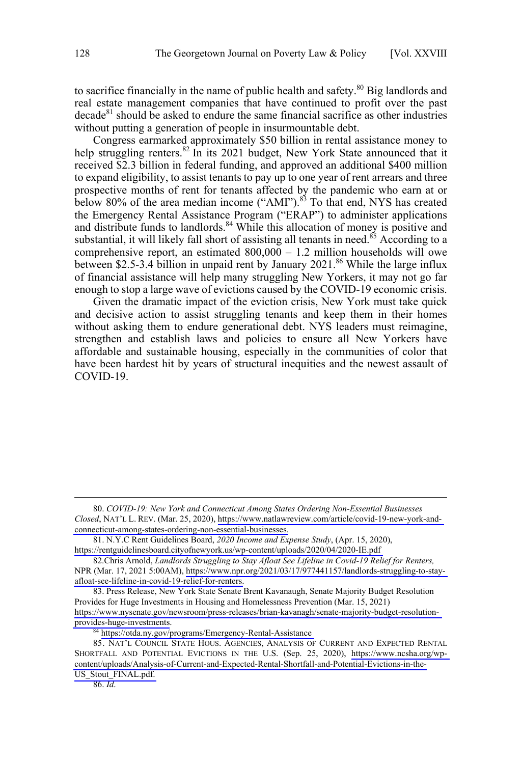to sacrifice financially in the name of public health and safety.[80] Big landlords and real estate management companies that have continued to profit over the past decade[81] should be asked to endure the same financial sacrifice as other industries without putting a generation of people in insurmountable debt.

Congress earmarked approximately $50 billion in rental assistance money to help struggling renters.[82] In its 2021 budget, New York State announced that it received $2.3 billion in federal funding, and approved an additional $400 million to expand eligibility, to assist tenants to pay up to one year of rent arrears and three prospective months of rent for tenants affected by the pandemic who earn at or below 80% of the area median income ("AMI").[83] To that end, NYS has created the Emergency Rental Assistance Program ("ERAP") to administer applications and distribute funds to landlords.[84] While this allocation of money is positive and substantial, it will likely fall short of assisting all tenants in need.[85] According to a comprehensive report, an estimated 800,000 – 1.2 million households will owe between $2.5-3.4 billion in unpaid rent by January 2021.[86] While the large influx of financial assistance will help many struggling New Yorkers, it may not go far enough to stop a large wave of evictions caused by the COVID-19 economic crisis.

Given the dramatic impact of the eviction crisis, New York must take quick and decisive action to assist struggling tenants and keep them in their homes without asking them to endure generational debt. NYS leaders must reimagine, strengthen and establish laws and policies to ensure all New Yorkers have affordable and sustainable housing, especially in the communities of color that have been hardest hit by years of structural inequities and the newest assault of COVID-19.

---

80. *COVID-19: New York and Connecticut Among States Ordering Non-Essential Businesses Closed*, NAT'L L. REV. (Mar. 25, 2020), https://www.natlawreview.com/article/covid-19-new-york-and-connecticut-among-states-ordering-non-essential-businesses.

81. N.Y.C Rent Guidelines Board, *2020 Income and Expense Study*, (Apr. 15, 2020), https://rentguidelinesboard.cityofnewyork.us/wp-content/uploads/2020/04/2020-IE.pdf

82. Chris Arnold, *Landlords Struggling to Stay Afloat See Lifeline in Covid-19 Relief for Renters,* NPR (Mar. 17, 2021 5:00AM), https://www.npr.org/2021/03/17/977441157/landlords-struggling-to-stay-afloat-see-lifeline-in-covid-19-relief-for-renters.

83. Press Release, New York State Senate Brent Kavanaugh, Senate Majority Budget Resolution Provides for Huge Investments in Housing and Homelessness Prevention (Mar. 15, 2021) https://www.nysenate.gov/newsroom/press-releases/brian-kavanagh/senate-majority-budget-resolution-provides-huge-investments.

84. https://otda.ny.gov/programs/Emergency-Rental-Assistance

85. NAT'L COUNCIL STATE HOUS. AGENCIES, ANALYSIS OF CURRENT AND EXPECTED RENTAL SHORTFALL AND POTENTIAL EVICTIONS IN THE U.S. (Sep. 25, 2020), https://www.ncsha.org/wp-content/uploads/Analysis-of-Current-and-Expected-Rental-Shortfall-and-Potential-Evictions-in-the-US_Stout_FINAL.pdf.

86. *Id*.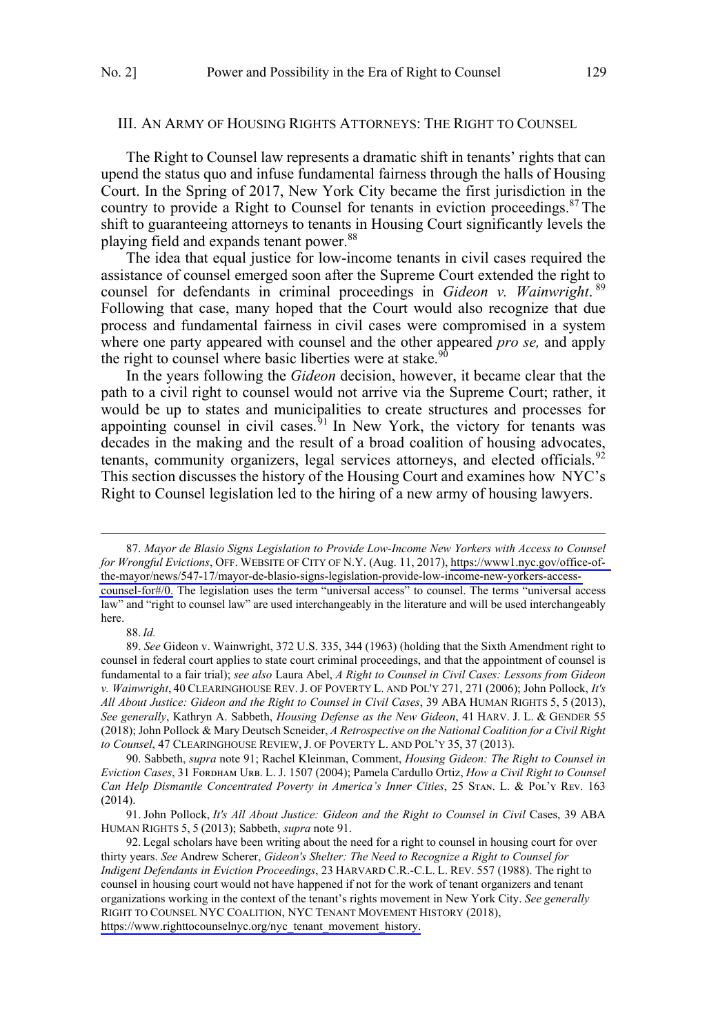## III. An Army of Housing Rights Attorneys: The Right to Counsel

The Right to Counsel law represents a dramatic shift in tenants' rights that can upend the status quo and infuse fundamental fairness through the halls of Housing Court. In the Spring of 2017, New York City became the first jurisdiction in the country to provide a Right to Counsel for tenants in eviction proceedings.[87] The shift to guaranteeing attorneys to tenants in Housing Court significantly levels the playing field and expands tenant power.[88]

The idea that equal justice for low-income tenants in civil cases required the assistance of counsel emerged soon after the Supreme Court extended the right to counsel for defendants in criminal proceedings in *Gideon v. Wainwright*.[89] Following that case, many hoped that the Court would also recognize that due process and fundamental fairness in civil cases were compromised in a system where one party appeared with counsel and the other appeared *pro se,* and apply the right to counsel where basic liberties were at stake.[90]

In the years following the *Gideon* decision, however, it became clear that the path to a civil right to counsel would not arrive via the Supreme Court; rather, it would be up to states and municipalities to create structures and processes for appointing counsel in civil cases.[91] In New York, the victory for tenants was decades in the making and the result of a broad coalition of housing advocates, tenants, community organizers, legal services attorneys, and elected officials.[92] This section discusses the history of the Housing Court and examines how NYC's Right to Counsel legislation led to the hiring of a new army of housing lawyers.

---

87. *Mayor de Blasio Signs Legislation to Provide Low-Income New Yorkers with Access to Counsel for Wrongful Evictions*, OFF. WEBSITE OF CITY OF N.Y. (Aug. 11, 2017), https://www1.nyc.gov/office-of-the-mayor/news/547-17/mayor-de-blasio-signs-legislation-provide-low-income-new-yorkers-access-counsel-for#/0. The legislation uses the term "universal access" to counsel. The terms "universal access law" and "right to counsel law" are used interchangeably in the literature and will be used interchangeably here.

88. *Id.*

89. *See* Gideon v. Wainwright, 372 U.S. 335, 344 (1963) (holding that the Sixth Amendment right to counsel in federal court applies to state court criminal proceedings, and that the appointment of counsel is fundamental to a fair trial); *see also* Laura Abel, *A Right to Counsel in Civil Cases: Lessons from Gideon v. Wainwright*, 40 CLEARINGHOUSE REV. J. OF POVERTY L. AND POL'Y 271, 271 (2006); John Pollock, *It's All About Justice: Gideon and the Right to Counsel in Civil Cases*, 39 ABA HUMAN RIGHTS 5, 5 (2013), *See generally*, Kathryn A. Sabbeth, *Housing Defense as the New Gideon*, 41 HARV. J. L. & GENDER 55 (2018); John Pollock & Mary Deutsch Scneider, *A Retrospective on the National Coalition for a Civil Right to Counsel*, 47 CLEARINGHOUSE REVIEW, J. OF POVERTY L. AND POL'Y 35, 37 (2013).

90. Sabbeth, *supra* note 91; Rachel Kleinman, Comment, *Housing Gideon: The Right to Counsel in Eviction Cases*, 31 FORDHAM URB. L. J. 1507 (2004); Pamela Cardullo Ortiz, *How a Civil Right to Counsel Can Help Dismantle Concentrated Poverty in America's Inner Cities*, 25 STAN. L. & POL'Y REV. 163 (2014).

91. John Pollock, *It's All About Justice: Gideon and the Right to Counsel in Civil* Cases, 39 ABA HUMAN RIGHTS 5, 5 (2013); Sabbeth, *supra* note 91.

92. Legal scholars have been writing about the need for a right to counsel in housing court for over thirty years. *See* Andrew Scherer, *Gideon's Shelter: The Need to Recognize a Right to Counsel for Indigent Defendants in Eviction Proceedings*, 23 HARVARD C.R.-C.L. L. REV. 557 (1988). The right to counsel in housing court would not have happened if not for the work of tenant organizers and tenant organizations working in the context of the tenant's rights movement in New York City. *See generally* RIGHT TO COUNSEL NYC COALITION, NYC TENANT MOVEMENT HISTORY (2018), https://www.righttocounselnyc.org/nyc_tenant_movement_history.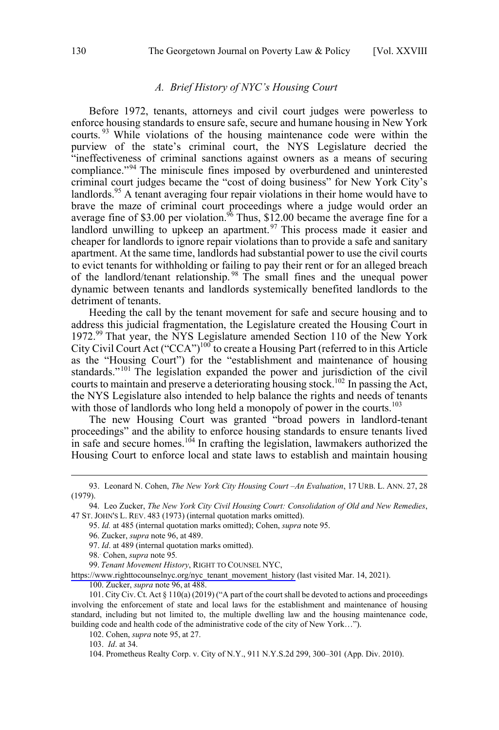### *A. Brief History of NYC's Housing Court*

Before 1972, tenants, attorneys and civil court judges were powerless to enforce housing standards to ensure safe, secure and humane housing in New York courts.[93] While violations of the housing maintenance code were within the purview of the state's criminal court, the NYS Legislature decried the "ineffectiveness of criminal sanctions against owners as a means of securing compliance."[94] The miniscule fines imposed by overburdened and uninterested criminal court judges became the "cost of doing business" for New York City's landlords.[95] A tenant averaging four repair violations in their home would have to brave the maze of criminal court proceedings where a judge would order an average fine of $3.00 per violation.[96] Thus, $12.00 became the average fine for a landlord unwilling to upkeep an apartment.[97] This process made it easier and cheaper for landlords to ignore repair violations than to provide a safe and sanitary apartment. At the same time, landlords had substantial power to use the civil courts to evict tenants for withholding or failing to pay their rent or for an alleged breach of the landlord/tenant relationship.[98] The small fines and the unequal power dynamic between tenants and landlords systemically benefited landlords to the detriment of tenants.

Heeding the call by the tenant movement for safe and secure housing and to address this judicial fragmentation, the Legislature created the Housing Court in 1972.[99] That year, the NYS Legislature amended Section 110 of the New York City Civil Court Act ("CCA")[100] to create a Housing Part (referred to in this Article as the "Housing Court") for the "establishment and maintenance of housing standards."[101] The legislation expanded the power and jurisdiction of the civil courts to maintain and preserve a deteriorating housing stock.[102] In passing the Act, the NYS Legislature also intended to help balance the rights and needs of tenants with those of landlords who long held a monopoly of power in the courts.[103]

The new Housing Court was granted "broad powers in landlord-tenant proceedings" and the ability to enforce housing standards to ensure tenants lived in safe and secure homes.[104] In crafting the legislation, lawmakers authorized the Housing Court to enforce local and state laws to establish and maintain housing

---

93. Leonard N. Cohen, *The New York City Housing Court –An Evaluation*, 17 URB. L. ANN. 27, 28 (1979).

94. Leo Zucker, *The New York City Civil Housing Court: Consolidation of Old and New Remedies*, 47 ST. JOHN'S L. REV. 483 (1973) (internal quotation marks omitted).

95. *Id.* at 485 (internal quotation marks omitted); Cohen, *supra* note 95.

96. Zucker, *supra* note 96, at 489.

97. *Id*. at 489 (internal quotation marks omitted).

98. Cohen, *supra* note 95.

99. *Tenant Movement History*, RIGHT TO COUNSEL NYC, https://www.righttocounselnyc.org/nyc_tenant_movement_history (last visited Mar. 14, 2021).

100. Zucker, *supra* note 96, at 488.

101. City Civ. Ct. Act § 110(a) (2019) ("A part of the court shall be devoted to actions and proceedings involving the enforcement of state and local laws for the establishment and maintenance of housing standard, including but not limited to, the multiple dwelling law and the housing maintenance code, building code and health code of the administrative code of the city of New York…").

102. Cohen, *supra* note 95, at 27.

103. *Id*. at 34.

104. Prometheus Realty Corp. v. City of N.Y., 911 N.Y.S.2d 299, 300–301 (App. Div. 2010).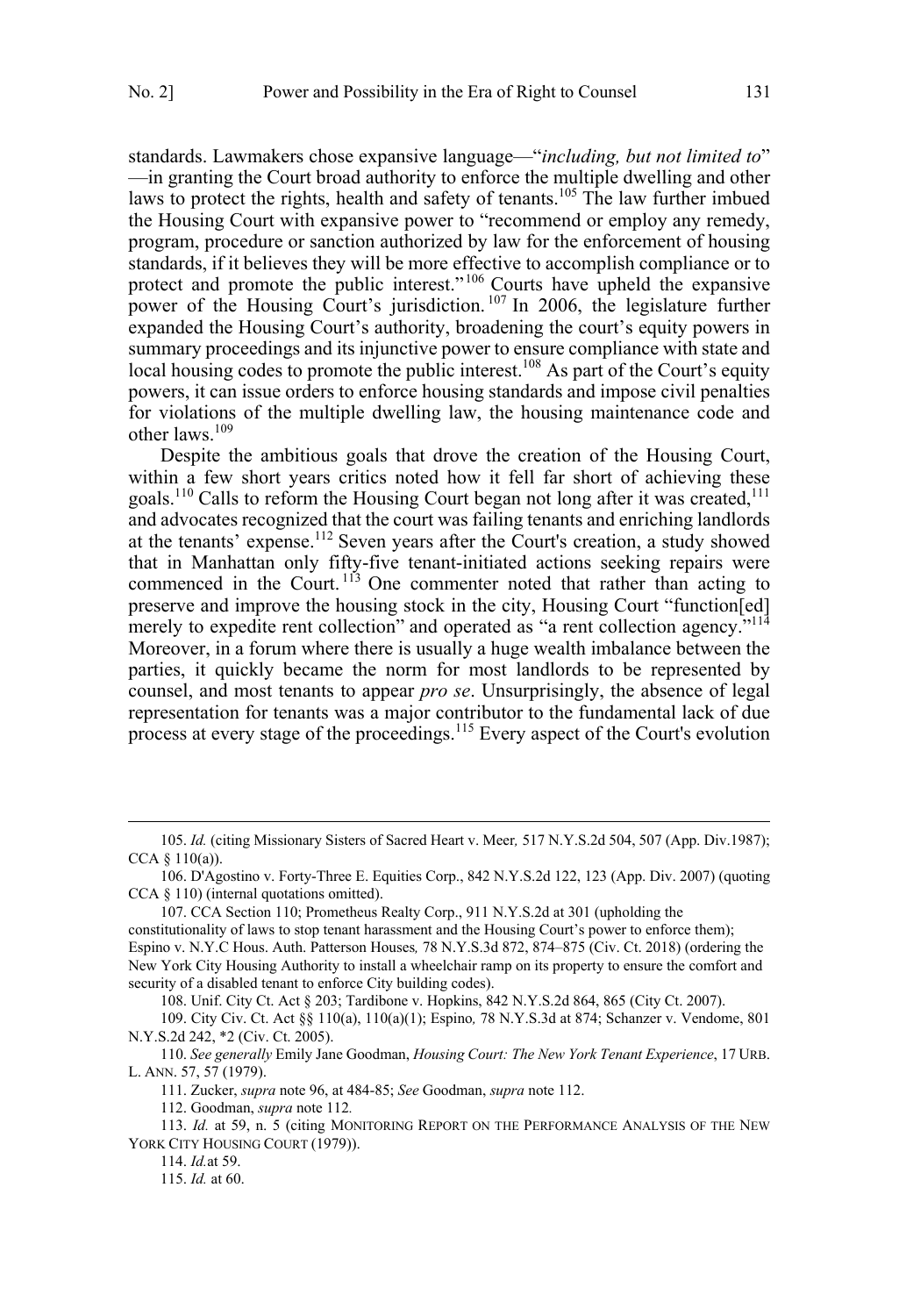standards. Lawmakers chose expansive language—"*including, but not limited to*" —in granting the Court broad authority to enforce the multiple dwelling and other laws to protect the rights, health and safety of tenants.[105] The law further imbued the Housing Court with expansive power to "recommend or employ any remedy, program, procedure or sanction authorized by law for the enforcement of housing standards, if it believes they will be more effective to accomplish compliance or to protect and promote the public interest."[106] Courts have upheld the expansive power of the Housing Court's jurisdiction.[107] In 2006, the legislature further expanded the Housing Court's authority, broadening the court's equity powers in summary proceedings and its injunctive power to ensure compliance with state and local housing codes to promote the public interest.[108] As part of the Court's equity powers, it can issue orders to enforce housing standards and impose civil penalties for violations of the multiple dwelling law, the housing maintenance code and other laws.[109]

Despite the ambitious goals that drove the creation of the Housing Court, within a few short years critics noted how it fell far short of achieving these goals.[110] Calls to reform the Housing Court began not long after it was created,[111] and advocates recognized that the court was failing tenants and enriching landlords at the tenants' expense.[112] Seven years after the Court's creation, a study showed that in Manhattan only fifty-five tenant-initiated actions seeking repairs were commenced in the Court.[113] One commenter noted that rather than acting to preserve and improve the housing stock in the city, Housing Court "function[ed] merely to expedite rent collection" and operated as "a rent collection agency."[114] Moreover, in a forum where there is usually a huge wealth imbalance between the parties, it quickly became the norm for most landlords to be represented by counsel, and most tenants to appear *pro se*. Unsurprisingly, the absence of legal representation for tenants was a major contributor to the fundamental lack of due process at every stage of the proceedings.[115] Every aspect of the Court's evolution

---

105. *Id.* (citing Missionary Sisters of Sacred Heart v. Meer*,* 517 N.Y.S.2d 504, 507 (App. Div.1987); CCA § 110(a)).

106. D'Agostino v. Forty-Three E. Equities Corp., 842 N.Y.S.2d 122, 123 (App. Div. 2007) (quoting CCA § 110) (internal quotations omitted).

107. CCA Section 110; Prometheus Realty Corp., 911 N.Y.S.2d at 301 (upholding the constitutionality of laws to stop tenant harassment and the Housing Court's power to enforce them); Espino v. N.Y.C Hous. Auth. Patterson Houses*,* 78 N.Y.S.3d 872, 874–875 (Civ. Ct. 2018) (ordering the New York City Housing Authority to install a wheelchair ramp on its property to ensure the comfort and security of a disabled tenant to enforce City building codes).

108. Unif. City Ct. Act § 203; Tardibone v. Hopkins, 842 N.Y.S.2d 864, 865 (City Ct. 2007).

109. City Civ. Ct. Act §§ 110(a), 110(a)(1); Espino*,* 78 N.Y.S.3d at 874; Schanzer v. Vendome, 801 N.Y.S.2d 242, *2 (Civ. Ct. 2005).

110. *See generally* Emily Jane Goodman, *Housing Court: The New York Tenant Experience*, 17 URB. L. ANN. 57, 57 (1979).

111. Zucker, *supra* note 96, at 484-85; *See* Goodman, *supra* note 112.

112. Goodman, *supra* note 112*.*

113. *Id.* at 59, n. 5 (citing MONITORING REPORT ON THE PERFORMANCE ANALYSIS OF THE NEW YORK CITY HOUSING COURT (1979)).

114. *Id.* at 59.

115. *Id.* at 60.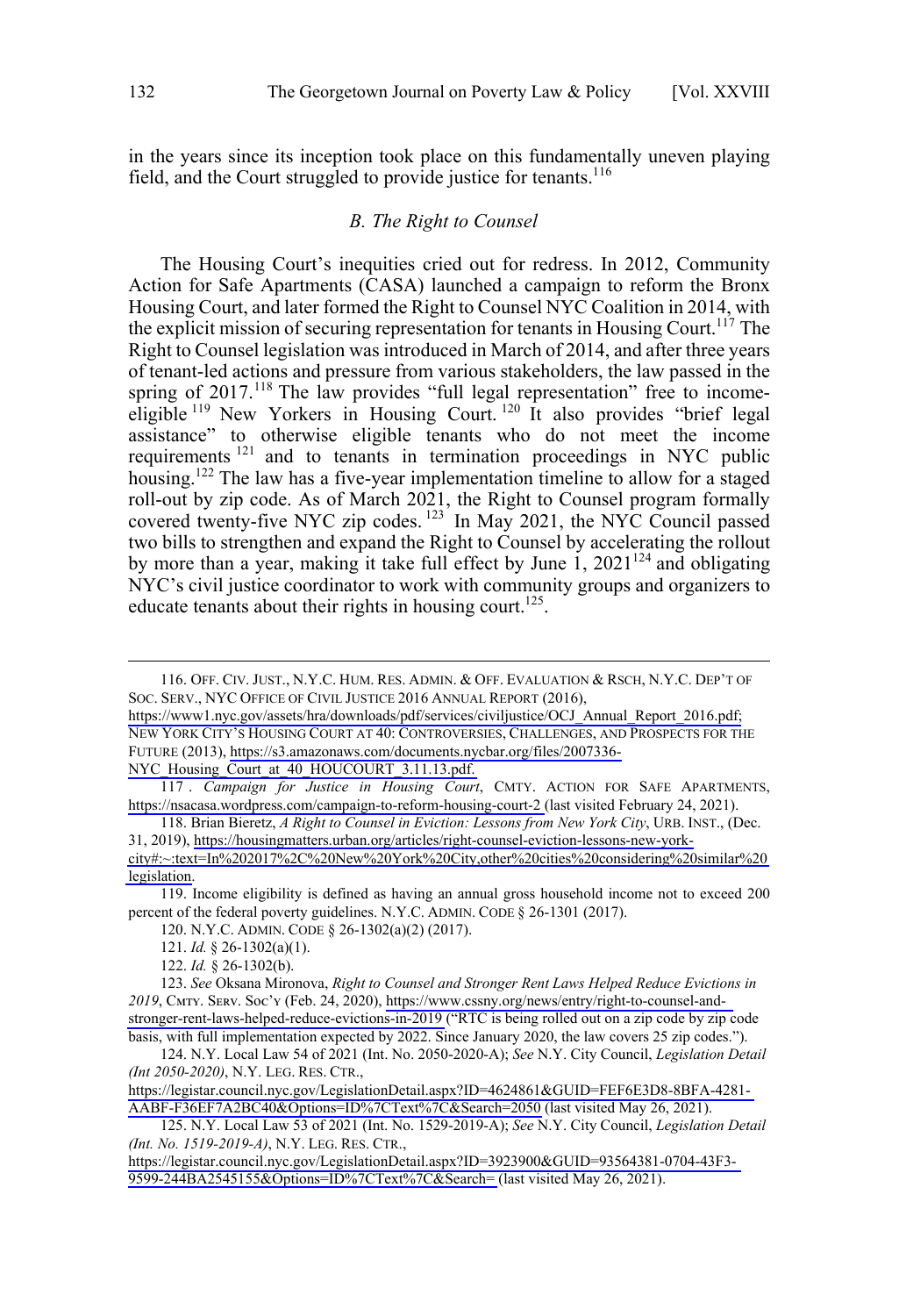in the years since its inception took place on this fundamentally uneven playing field, and the Court struggled to provide justice for tenants.[116]

### *B. The Right to Counsel*

The Housing Court's inequities cried out for redress. In 2012, Community Action for Safe Apartments (CASA) launched a campaign to reform the Bronx Housing Court, and later formed the Right to Counsel NYC Coalition in 2014, with the explicit mission of securing representation for tenants in Housing Court.[117] The Right to Counsel legislation was introduced in March of 2014, and after three years of tenant-led actions and pressure from various stakeholders, the law passed in the spring of 2017.[118] The law provides "full legal representation" free to income-eligible[119] New Yorkers in Housing Court.[120] It also provides "brief legal assistance" to otherwise eligible tenants who do not meet the income requirements[121] and to tenants in termination proceedings in NYC public housing.[122] The law has a five-year implementation timeline to allow for a staged roll-out by zip code. As of March 2021, the Right to Counsel program formally covered twenty-five NYC zip codes.[123] In May 2021, the NYC Council passed two bills to strengthen and expand the Right to Counsel by accelerating the rollout by more than a year, making it take full effect by June 1, 2021[124] and obligating NYC's civil justice coordinator to work with community groups and organizers to educate tenants about their rights in housing court.[125].

---

116. OFF. CIV. JUST., N.Y.C. HUM. RES. ADMIN. & OFF. EVALUATION & RSCH, N.Y.C. DEP'T OF SOC. SERV., NYC OFFICE OF CIVIL JUSTICE 2016 ANNUAL REPORT (2016), https://www1.nyc.gov/assets/hra/downloads/pdf/services/civiljustice/OCJ_Annual_Report_2016.pdf; NEW YORK CITY'S HOUSING COURT AT 40: CONTROVERSIES, CHALLENGES, AND PROSPECTS FOR THE FUTURE (2013), https://s3.amazonaws.com/documents.nycbar.org/files/2007336-NYC_Housing_Court_at_40_HOUCOURT_3.11.13.pdf.

117. *Campaign for Justice in Housing Court*, CMTY. ACTION FOR SAFE APARTMENTS, https://nsacasa.wordpress.com/campaign-to-reform-housing-court-2 (last visited February 24, 2021).

118. Brian Bieretz, *A Right to Counsel in Eviction: Lessons from New York City*, URB. INST., (Dec. 31, 2019), https://housingmatters.urban.org/articles/right-counsel-eviction-lessons-new-york-city#:~:text=In%202017%2C%20New%20York%20City,other%20cities%20considering%20similar%20legislation.

119. Income eligibility is defined as having an annual gross household income not to exceed 200 percent of the federal poverty guidelines. N.Y.C. ADMIN. CODE § 26-1301 (2017).

120. N.Y.C. ADMIN. CODE § 26-1302(a)(2) (2017).

121. *Id.* § 26-1302(a)(1).

122. *Id.* § 26-1302(b).

123. *See* Oksana Mironova, *Right to Counsel and Stronger Rent Laws Helped Reduce Evictions in 2019*, CMTY. SERV. SOC'Y (Feb. 24, 2020), https://www.cssny.org/news/entry/right-to-counsel-and-stronger-rent-laws-helped-reduce-evictions-in-2019 ("RTC is being rolled out on a zip code by zip code basis, with full implementation expected by 2022. Since January 2020, the law covers 25 zip codes.").

124. N.Y. Local Law 54 of 2021 (Int. No. 2050-2020-A); *See* N.Y. City Council, *Legislation Detail (Int 2050-2020)*, N.Y. LEG. RES. CTR., https://legistar.council.nyc.gov/LegislationDetail.aspx?ID=4624861&GUID=FEF6E3D8-8BFA-4281-AABF-F36EF7A2BC40&Options=ID%7CText%7C&Search=2050 (last visited May 26, 2021).

125. N.Y. Local Law 53 of 2021 (Int. No. 1529-2019-A); *See* N.Y. City Council, *Legislation Detail (Int. No. 1519-2019-A)*, N.Y. LEG. RES. CTR., https://legistar.council.nyc.gov/LegislationDetail.aspx?ID=3923900&GUID=93564381-0704-43F3-9599-244BA2545155&Options=ID%7CText%7C&Search= (last visited May 26, 2021).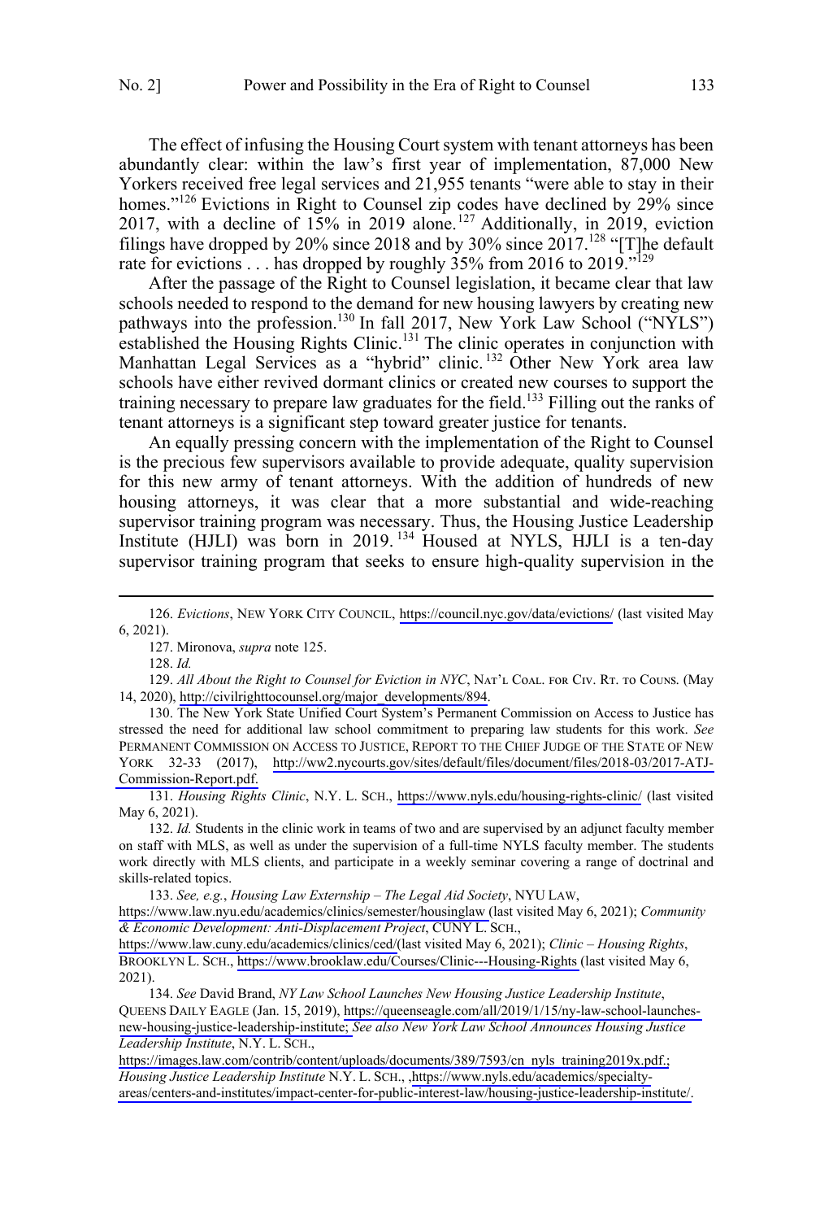The effect of infusing the Housing Court system with tenant attorneys has been abundantly clear: within the law's first year of implementation, 87,000 New Yorkers received free legal services and 21,955 tenants "were able to stay in their homes."[126] Evictions in Right to Counsel zip codes have declined by 29% since 2017, with a decline of 15% in 2019 alone.[127] Additionally, in 2019, eviction filings have dropped by 20% since 2018 and by 30% since 2017.[128] "[T]he default rate for evictions . . . has dropped by roughly 35% from 2016 to 2019."[129]

After the passage of the Right to Counsel legislation, it became clear that law schools needed to respond to the demand for new housing lawyers by creating new pathways into the profession.[130] In fall 2017, New York Law School ("NYLS") established the Housing Rights Clinic.[131] The clinic operates in conjunction with Manhattan Legal Services as a "hybrid" clinic.[132] Other New York area law schools have either revived dormant clinics or created new courses to support the training necessary to prepare law graduates for the field.[133] Filling out the ranks of tenant attorneys is a significant step toward greater justice for tenants.

An equally pressing concern with the implementation of the Right to Counsel is the precious few supervisors available to provide adequate, quality supervision for this new army of tenant attorneys. With the addition of hundreds of new housing attorneys, it was clear that a more substantial and wide-reaching supervisor training program was necessary. Thus, the Housing Justice Leadership Institute (HJLI) was born in 2019.[134] Housed at NYLS, HJLI is a ten-day supervisor training program that seeks to ensure high-quality supervision in the

---

126. *Evictions*, NEW YORK CITY COUNCIL, https://council.nyc.gov/data/evictions/ (last visited May 6, 2021).

127. Mironova, *supra* note 125.

128. *Id.*

129. *All About the Right to Counsel for Eviction in NYC*, NAT'L COAL. FOR CIV. RT. TO COUNS. (May 14, 2020), http://civilrighttocounsel.org/major_developments/894.

130. The New York State Unified Court System's Permanent Commission on Access to Justice has stressed the need for additional law school commitment to preparing law students for this work. *See* PERMANENT COMMISSION ON ACCESS TO JUSTICE, REPORT TO THE CHIEF JUDGE OF THE STATE OF NEW YORK 32-33 (2017), http://ww2.nycourts.gov/sites/default/files/document/files/2018-03/2017-ATJ-Commission-Report.pdf.

131. *Housing Rights Clinic*, N.Y. L. SCH., https://www.nyls.edu/housing-rights-clinic/ (last visited May 6, 2021).

132. *Id.* Students in the clinic work in teams of two and are supervised by an adjunct faculty member on staff with MLS, as well as under the supervision of a full-time NYLS faculty member. The students work directly with MLS clients, and participate in a weekly seminar covering a range of doctrinal and skills-related topics.

133. *See, e.g.*, *Housing Law Externship – The Legal Aid Society*, NYU LAW, https://www.law.nyu.edu/academics/clinics/semester/housinglaw (last visited May 6, 2021); *Community & Economic Development: Anti-Displacement Project*, CUNY L. SCH., https://www.law.cuny.edu/academics/clinics/ced/(last visited May 6, 2021); *Clinic – Housing Rights*, BROOKLYN L. SCH., https://www.brooklaw.edu/Courses/Clinic---Housing-Rights (last visited May 6, 2021).

134. *See* David Brand, *NY Law School Launches New Housing Justice Leadership Institute*, QUEENS DAILY EAGLE (Jan. 15, 2019), https://queenseagle.com/all/2019/1/15/ny-law-school-launches-new-housing-justice-leadership-institute; *See also New York Law School Announces Housing Justice Leadership Institute*, N.Y. L. SCH., https://images.law.com/contrib/content/uploads/documents/389/7593/cn_nyls_training2019x.pdf.; *Housing Justice Leadership Institute* N.Y. L. SCH., ,https://www.nyls.edu/academics/specialty-areas/centers-and-institutes/impact-center-for-public-interest-law/housing-justice-leadership-institute/.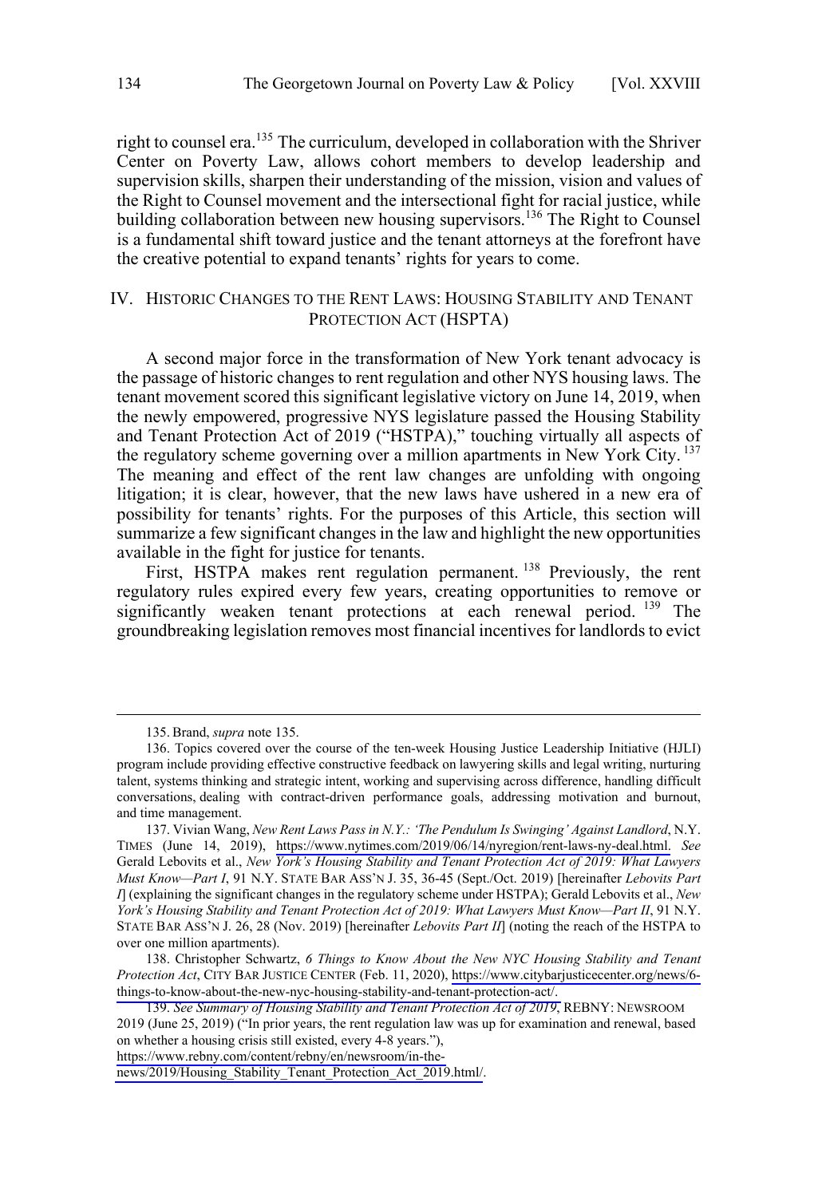right to counsel era.[135] The curriculum, developed in collaboration with the Shriver Center on Poverty Law, allows cohort members to develop leadership and supervision skills, sharpen their understanding of the mission, vision and values of the Right to Counsel movement and the intersectional fight for racial justice, while building collaboration between new housing supervisors.[136] The Right to Counsel is a fundamental shift toward justice and the tenant attorneys at the forefront have the creative potential to expand tenants' rights for years to come.

## IV. HISTORIC CHANGES TO THE RENT LAWS: HOUSING STABILITY AND TENANT PROTECTION ACT (HSPTA)

A second major force in the transformation of New York tenant advocacy is the passage of historic changes to rent regulation and other NYS housing laws. The tenant movement scored this significant legislative victory on June 14, 2019, when the newly empowered, progressive NYS legislature passed the Housing Stability and Tenant Protection Act of 2019 ("HSTPA)," touching virtually all aspects of the regulatory scheme governing over a million apartments in New York City.[137] The meaning and effect of the rent law changes are unfolding with ongoing litigation; it is clear, however, that the new laws have ushered in a new era of possibility for tenants' rights. For the purposes of this Article, this section will summarize a few significant changes in the law and highlight the new opportunities available in the fight for justice for tenants.

First, HSTPA makes rent regulation permanent.[138] Previously, the rent regulatory rules expired every few years, creating opportunities to remove or significantly weaken tenant protections at each renewal period.[139] The groundbreaking legislation removes most financial incentives for landlords to evict

---

135. Brand, *supra* note 135.

136. Topics covered over the course of the ten-week Housing Justice Leadership Initiative (HJLI) program include providing effective constructive feedback on lawyering skills and legal writing, nurturing talent, systems thinking and strategic intent, working and supervising across difference, handling difficult conversations, dealing with contract-driven performance goals, addressing motivation and burnout, and time management.

137. Vivian Wang, *New Rent Laws Pass in N.Y.: 'The Pendulum Is Swinging' Against Landlord*, N.Y. TIMES (June 14, 2019), https://www.nytimes.com/2019/06/14/nyregion/rent-laws-ny-deal.html. *See* Gerald Lebovits et al., *New York's Housing Stability and Tenant Protection Act of 2019: What Lawyers Must Know—Part I*, 91 N.Y. STATE BAR ASS'N J. 35, 36-45 (Sept./Oct. 2019) [hereinafter *Lebovits Part I*] (explaining the significant changes in the regulatory scheme under HSTPA); Gerald Lebovits et al., *New York's Housing Stability and Tenant Protection Act of 2019: What Lawyers Must Know—Part II*, 91 N.Y. STATE BAR ASS'N J. 26, 28 (Nov. 2019) [hereinafter *Lebovits Part II*] (noting the reach of the HSTPA to over one million apartments).

138. Christopher Schwartz, *6 Things to Know About the New NYC Housing Stability and Tenant Protection Act*, CITY BAR JUSTICE CENTER (Feb. 11, 2020), https://www.citybarjusticecenter.org/news/6-things-to-know-about-the-new-nyc-housing-stability-and-tenant-protection-act/.

139. *See Summary of Housing Stability and Tenant Protection Act of 2019*, REBNY: NEWSROOM 2019 (June 25, 2019) ("In prior years, the rent regulation law was up for examination and renewal, based on whether a housing crisis still existed, every 4-8 years."), https://www.rebny.com/content/rebny/en/newsroom/in-the-news/2019/Housing_Stability_Tenant_Protection_Act_2019.html/.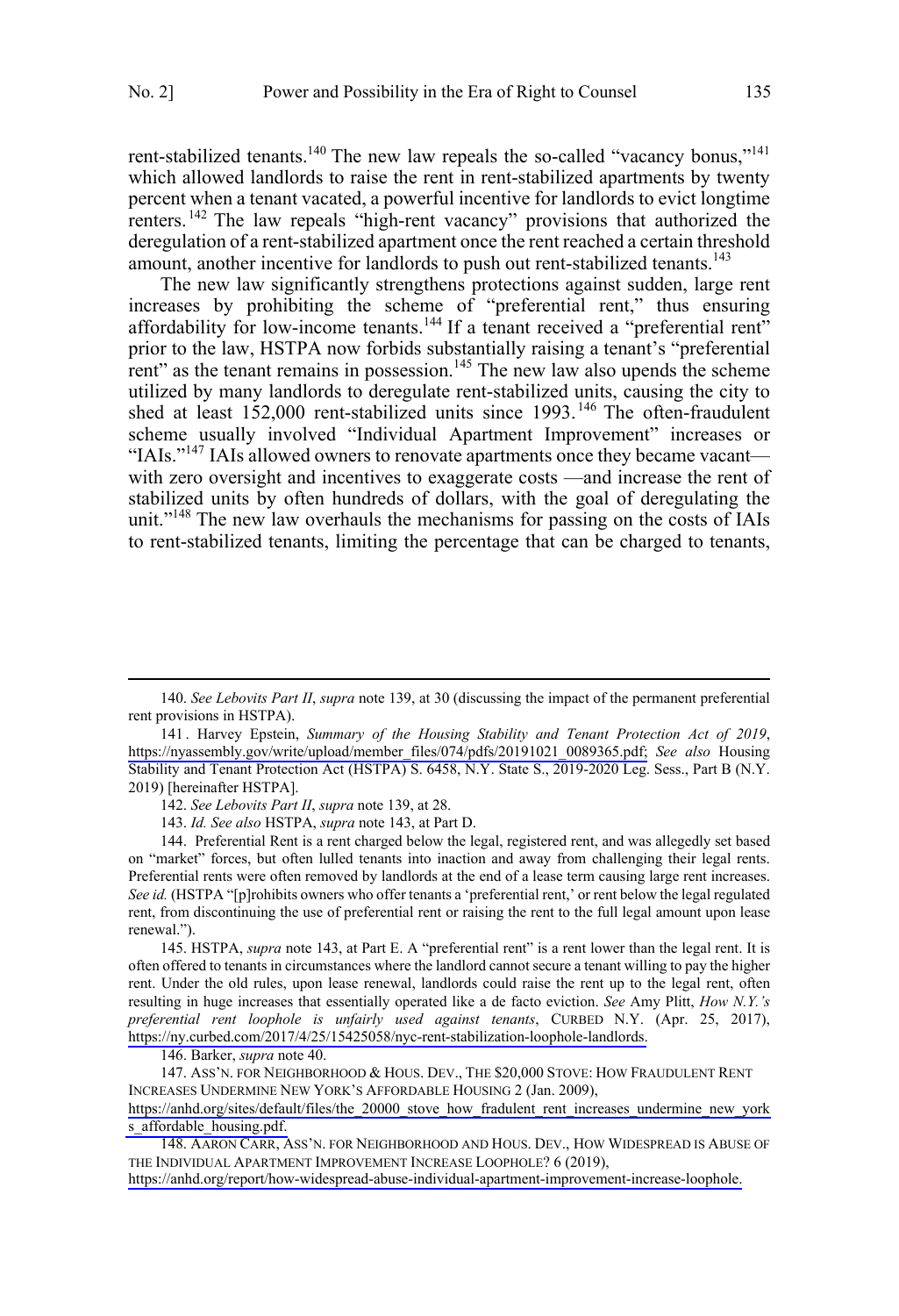rent-stabilized tenants.[140] The new law repeals the so-called "vacancy bonus,"[141] which allowed landlords to raise the rent in rent-stabilized apartments by twenty percent when a tenant vacated, a powerful incentive for landlords to evict longtime renters.[142] The law repeals "high-rent vacancy" provisions that authorized the deregulation of a rent-stabilized apartment once the rent reached a certain threshold amount, another incentive for landlords to push out rent-stabilized tenants.[143]

The new law significantly strengthens protections against sudden, large rent increases by prohibiting the scheme of "preferential rent," thus ensuring affordability for low-income tenants.[144] If a tenant received a "preferential rent" prior to the law, HSTPA now forbids substantially raising a tenant's "preferential rent" as the tenant remains in possession.[145] The new law also upends the scheme utilized by many landlords to deregulate rent-stabilized units, causing the city to shed at least 152,000 rent-stabilized units since 1993.[146] The often-fraudulent scheme usually involved "Individual Apartment Improvement" increases or "IAIs."[147] IAIs allowed owners to renovate apartments once they became vacant—with zero oversight and incentives to exaggerate costs —and increase the rent of stabilized units by often hundreds of dollars, with the goal of deregulating the unit."[148] The new law overhauls the mechanisms for passing on the costs of IAIs to rent-stabilized tenants, limiting the percentage that can be charged to tenants,

---

140. *See Lebovits Part II*, *supra* note 139, at 30 (discussing the impact of the permanent preferential rent provisions in HSTPA).

141. Harvey Epstein, *Summary of the Housing Stability and Tenant Protection Act of 2019*, https://nyassembly.gov/write/upload/member_files/074/pdfs/20191021_0089365.pdf; *See also* Housing Stability and Tenant Protection Act (HSTPA) S. 6458, N.Y. State S., 2019-2020 Leg. Sess., Part B (N.Y. 2019) [hereinafter HSTPA].

142. *See Lebovits Part II*, *supra* note 139, at 28.

143. *Id. See also* HSTPA, *supra* note 143, at Part D.

144. Preferential Rent is a rent charged below the legal, registered rent, and was allegedly set based on "market" forces, but often lulled tenants into inaction and away from challenging their legal rents. Preferential rents were often removed by landlords at the end of a lease term causing large rent increases. *See id.* (HSTPA "[p]rohibits owners who offer tenants a 'preferential rent,' or rent below the legal regulated rent, from discontinuing the use of preferential rent or raising the rent to the full legal amount upon lease renewal.").

145. HSTPA, *supra* note 143, at Part E. A "preferential rent" is a rent lower than the legal rent. It is often offered to tenants in circumstances where the landlord cannot secure a tenant willing to pay the higher rent. Under the old rules, upon lease renewal, landlords could raise the rent up to the legal rent, often resulting in huge increases that essentially operated like a de facto eviction. *See* Amy Plitt, *How N.Y.'s preferential rent loophole is unfairly used against tenants*, CURBED N.Y. (Apr. 25, 2017), https://ny.curbed.com/2017/4/25/15425058/nyc-rent-stabilization-loophole-landlords.

146. Barker, *supra* note 40.

147. ASS'N. FOR NEIGHBORHOOD & HOUS. DEV., THE $20,000 STOVE: HOW FRAUDULENT RENT INCREASES UNDERMINE NEW YORK'S AFFORDABLE HOUSING 2 (Jan. 2009), https://anhd.org/sites/default/files/the_20000_stove_how_fradulent_rent_increases_undermine_new_yorks_affordable_housing.pdf.

148. AARON CARR, ASS'N. FOR NEIGHBORHOOD AND HOUS. DEV., HOW WIDESPREAD IS ABUSE OF THE INDIVIDUAL APARTMENT IMPROVEMENT INCREASE LOOPHOLE? 6 (2019), https://anhd.org/report/how-widespread-abuse-individual-apartment-improvement-increase-loophole.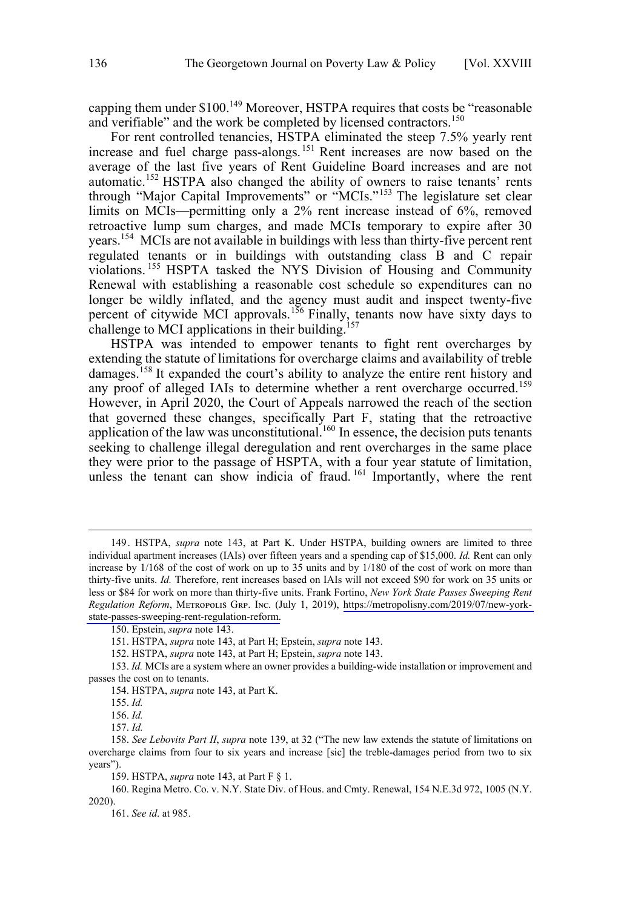capping them under $100.[149] Moreover, HSTPA requires that costs be "reasonable and verifiable" and the work be completed by licensed contractors.[150]

For rent controlled tenancies, HSTPA eliminated the steep 7.5% yearly rent increase and fuel charge pass-alongs.[151] Rent increases are now based on the average of the last five years of Rent Guideline Board increases and are not automatic.[152] HSTPA also changed the ability of owners to raise tenants' rents through "Major Capital Improvements" or "MCIs."[153] The legislature set clear limits on MCIs—permitting only a 2% rent increase instead of 6%, removed retroactive lump sum charges, and made MCIs temporary to expire after 30 years.[154] MCIs are not available in buildings with less than thirty-five percent rent regulated tenants or in buildings with outstanding class B and C repair violations.[155] HSPTA tasked the NYS Division of Housing and Community Renewal with establishing a reasonable cost schedule so expenditures can no longer be wildly inflated, and the agency must audit and inspect twenty-five percent of citywide MCI approvals.[156] Finally, tenants now have sixty days to challenge to MCI applications in their building.[157]

HSTPA was intended to empower tenants to fight rent overcharges by extending the statute of limitations for overcharge claims and availability of treble damages.[158] It expanded the court's ability to analyze the entire rent history and any proof of alleged IAIs to determine whether a rent overcharge occurred.[159] However, in April 2020, the Court of Appeals narrowed the reach of the section that governed these changes, specifically Part F, stating that the retroactive application of the law was unconstitutional.[160] In essence, the decision puts tenants seeking to challenge illegal deregulation and rent overcharges in the same place they were prior to the passage of HSPTA, with a four year statute of limitation, unless the tenant can show indicia of fraud.[161] Importantly, where the rent

---

149. HSTPA, *supra* note 143, at Part K. Under HSTPA, building owners are limited to three individual apartment increases (IAIs) over fifteen years and a spending cap of $15,000. *Id.* Rent can only increase by 1/168 of the cost of work on up to 35 units and by 1/180 of the cost of work on more than thirty-five units. *Id.* Therefore, rent increases based on IAIs will not exceed $90 for work on 35 units or less or $84 for work on more than thirty-five units. Frank Fortino, *New York State Passes Sweeping Rent Regulation Reform*, METROPOLIS GRP. INC. (July 1, 2019), https://metropolisny.com/2019/07/new-york-state-passes-sweeping-rent-regulation-reform.

150. Epstein, *supra* note 143.

151. HSTPA, *supra* note 143, at Part H; Epstein, *supra* note 143.

152. HSTPA, *supra* note 143, at Part H; Epstein, *supra* note 143.

153. *Id.* MCIs are a system where an owner provides a building-wide installation or improvement and passes the cost on to tenants.

154. HSTPA, *supra* note 143, at Part K.

155. *Id.*

156. *Id.*

157. *Id.*

158. *See Lebovits Part II*, *supra* note 139, at 32 ("The new law extends the statute of limitations on overcharge claims from four to six years and increase [sic] the treble-damages period from two to six years").

159. HSTPA, *supra* note 143, at Part F § 1.

160. Regina Metro. Co. v. N.Y. State Div. of Hous. and Cmty. Renewal, 154 N.E.3d 972, 1005 (N.Y. 2020).

161. *See id*. at 985.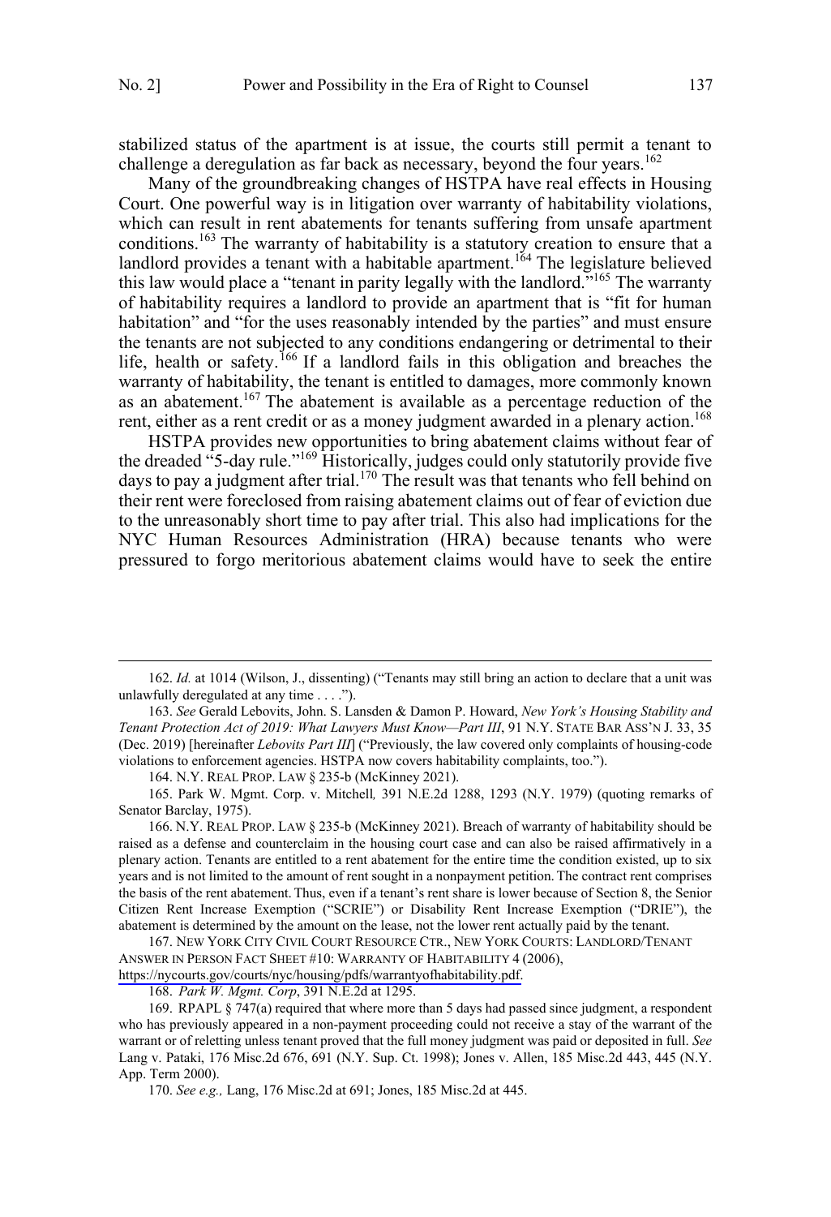stabilized status of the apartment is at issue, the courts still permit a tenant to challenge a deregulation as far back as necessary, beyond the four years.[162]

Many of the groundbreaking changes of HSTPA have real effects in Housing Court. One powerful way is in litigation over warranty of habitability violations, which can result in rent abatements for tenants suffering from unsafe apartment conditions.[163] The warranty of habitability is a statutory creation to ensure that a landlord provides a tenant with a habitable apartment.[164] The legislature believed this law would place a "tenant in parity legally with the landlord."[165] The warranty of habitability requires a landlord to provide an apartment that is "fit for human habitation" and "for the uses reasonably intended by the parties" and must ensure the tenants are not subjected to any conditions endangering or detrimental to their life, health or safety.[166] If a landlord fails in this obligation and breaches the warranty of habitability, the tenant is entitled to damages, more commonly known as an abatement.[167] The abatement is available as a percentage reduction of the rent, either as a rent credit or as a money judgment awarded in a plenary action.[168]

HSTPA provides new opportunities to bring abatement claims without fear of the dreaded "5-day rule."[169] Historically, judges could only statutorily provide five days to pay a judgment after trial.[170] The result was that tenants who fell behind on their rent were foreclosed from raising abatement claims out of fear of eviction due to the unreasonably short time to pay after trial. This also had implications for the NYC Human Resources Administration (HRA) because tenants who were pressured to forgo meritorious abatement claims would have to seek the entire

---

162. *Id.* at 1014 (Wilson, J., dissenting) ("Tenants may still bring an action to declare that a unit was unlawfully deregulated at any time . . . .").

163. *See* Gerald Lebovits, John. S. Lansden & Damon P. Howard, *New York's Housing Stability and Tenant Protection Act of 2019: What Lawyers Must Know—Part III*, 91 N.Y. STATE BAR ASS'N J. 33, 35 (Dec. 2019) [hereinafter *Lebovits Part III*] ("Previously, the law covered only complaints of housing-code violations to enforcement agencies. HSTPA now covers habitability complaints, too.").

164. N.Y. REAL PROP. LAW § 235-b (McKinney 2021).

165. Park W. Mgmt. Corp. v. Mitchell*,* 391 N.E.2d 1288, 1293 (N.Y. 1979) (quoting remarks of Senator Barclay, 1975).

166. N.Y. REAL PROP. LAW § 235-b (McKinney 2021). Breach of warranty of habitability should be raised as a defense and counterclaim in the housing court case and can also be raised affirmatively in a plenary action. Tenants are entitled to a rent abatement for the entire time the condition existed, up to six years and is not limited to the amount of rent sought in a nonpayment petition. The contract rent comprises the basis of the rent abatement. Thus, even if a tenant's rent share is lower because of Section 8, the Senior Citizen Rent Increase Exemption ("SCRIE") or Disability Rent Increase Exemption ("DRIE"), the abatement is determined by the amount on the lease, not the lower rent actually paid by the tenant.

167. NEW YORK CITY CIVIL COURT RESOURCE CTR., NEW YORK COURTS: LANDLORD/TENANT ANSWER IN PERSON FACT SHEET #10: WARRANTY OF HABITABILITY 4 (2006), https://nycourts.gov/courts/nyc/housing/pdfs/warrantyofhabitability.pdf.

168. *Park W. Mgmt. Corp*, 391 N.E.2d at 1295.

169. RPAPL § 747(a) required that where more than 5 days had passed since judgment, a respondent who has previously appeared in a non-payment proceeding could not receive a stay of the warrant of the warrant or of reletting unless tenant proved that the full money judgment was paid or deposited in full. *See* Lang v. Pataki, 176 Misc.2d 676, 691 (N.Y. Sup. Ct. 1998); Jones v. Allen, 185 Misc.2d 443, 445 (N.Y. App. Term 2000).

170. *See e.g.,* Lang, 176 Misc.2d at 691; Jones, 185 Misc.2d at 445.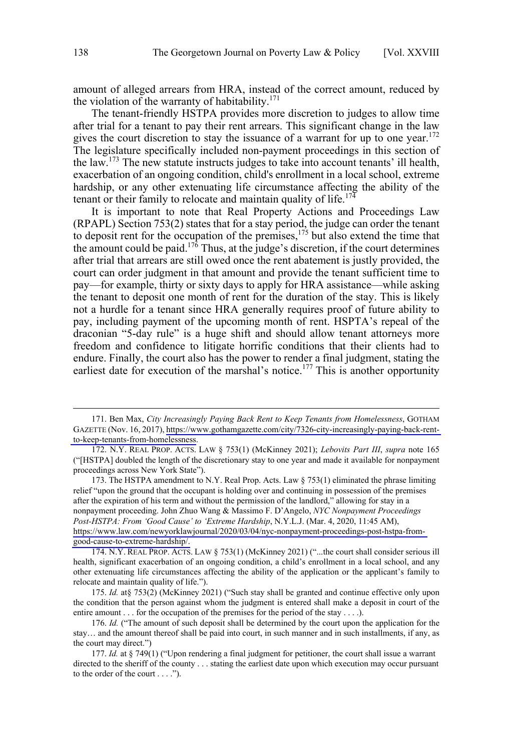amount of alleged arrears from HRA, instead of the correct amount, reduced by the violation of the warranty of habitability.[171]

The tenant-friendly HSTPA provides more discretion to judges to allow time after trial for a tenant to pay their rent arrears. This significant change in the law gives the court discretion to stay the issuance of a warrant for up to one year.[172] The legislature specifically included non-payment proceedings in this section of the law.[173] The new statute instructs judges to take into account tenants' ill health, exacerbation of an ongoing condition, child's enrollment in a local school, extreme hardship, or any other extenuating life circumstance affecting the ability of the tenant or their family to relocate and maintain quality of life.[174]

It is important to note that Real Property Actions and Proceedings Law (RPAPL) Section 753(2) states that for a stay period, the judge can order the tenant to deposit rent for the occupation of the premises,[175] but also extend the time that the amount could be paid.[176] Thus, at the judge's discretion, if the court determines after trial that arrears are still owed once the rent abatement is justly provided, the court can order judgment in that amount and provide the tenant sufficient time to pay—for example, thirty or sixty days to apply for HRA assistance—while asking the tenant to deposit one month of rent for the duration of the stay. This is likely not a hurdle for a tenant since HRA generally requires proof of future ability to pay, including payment of the upcoming month of rent. HSPTA's repeal of the draconian "5-day rule" is a huge shift and should allow tenant attorneys more freedom and confidence to litigate horrific conditions that their clients had to endure. Finally, the court also has the power to render a final judgment, stating the earliest date for execution of the marshal's notice.[177] This is another opportunity

---

171. Ben Max, *City Increasingly Paying Back Rent to Keep Tenants from Homelessness*, GOTHAM GAZETTE (Nov. 16, 2017), https://www.gothamgazette.com/city/7326-city-increasingly-paying-back-rent-to-keep-tenants-from-homelessness.

172. N.Y. REAL PROP. ACTS. LAW § 753(1) (McKinney 2021); *Lebovits Part III*, *supra* note 165 ("[HSTPA] doubled the length of the discretionary stay to one year and made it available for nonpayment proceedings across New York State").

173. The HSTPA amendment to N.Y. Real Prop. Acts. Law § 753(1) eliminated the phrase limiting relief "upon the ground that the occupant is holding over and continuing in possession of the premises after the expiration of his term and without the permission of the landlord," allowing for stay in a nonpayment proceeding. John Zhuo Wang & Massimo F. D'Angelo, *NYC Nonpayment Proceedings Post-HSTPA: From 'Good Cause' to 'Extreme Hardship*, N.Y.L.J. (Mar. 4, 2020, 11:45 AM), https://www.law.com/newyorklawjournal/2020/03/04/nyc-nonpayment-proceedings-post-hstpa-from-good-cause-to-extreme-hardship/.

174. N.Y. REAL PROP. ACTS. LAW § 753(1) (McKinney 2021) ("...the court shall consider serious ill health, significant exacerbation of an ongoing condition, a child's enrollment in a local school, and any other extenuating life circumstances affecting the ability of the application or the applicant's family to relocate and maintain quality of life.").

175. *Id.* at§ 753(2) (McKinney 2021) ("Such stay shall be granted and continue effective only upon the condition that the person against whom the judgment is entered shall make a deposit in court of the entire amount . . . for the occupation of the premises for the period of the stay . . . .).

176. *Id.* ("The amount of such deposit shall be determined by the court upon the application for the stay… and the amount thereof shall be paid into court, in such manner and in such installments, if any, as the court may direct.")

177. *Id.* at § 749(1) ("Upon rendering a final judgment for petitioner, the court shall issue a warrant directed to the sheriff of the county . . . stating the earliest date upon which execution may occur pursuant to the order of the court . . . .").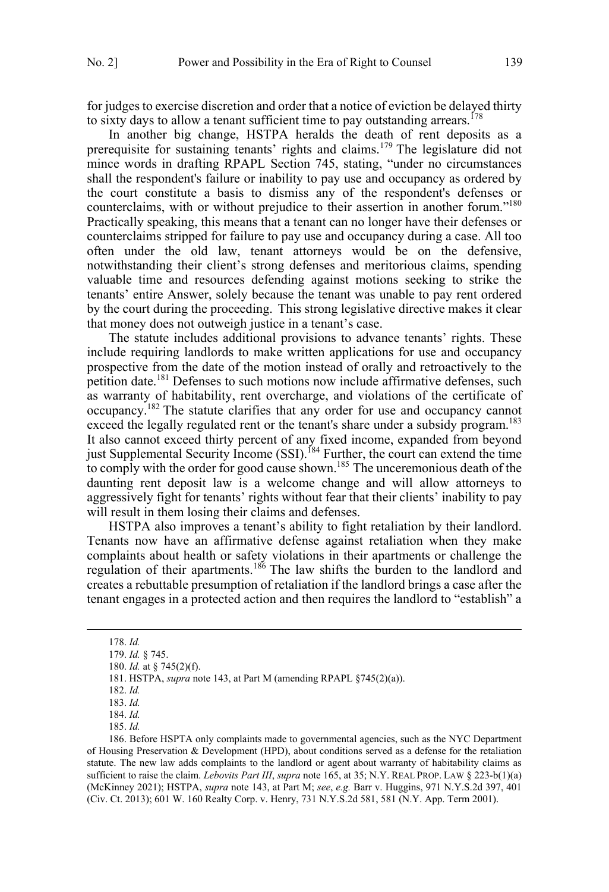for judges to exercise discretion and order that a notice of eviction be delayed thirty to sixty days to allow a tenant sufficient time to pay outstanding arrears.[178]

In another big change, HSTPA heralds the death of rent deposits as a prerequisite for sustaining tenants' rights and claims.[179] The legislature did not mince words in drafting RPAPL Section 745, stating, "under no circumstances shall the respondent's failure or inability to pay use and occupancy as ordered by the court constitute a basis to dismiss any of the respondent's defenses or counterclaims, with or without prejudice to their assertion in another forum."[180] Practically speaking, this means that a tenant can no longer have their defenses or counterclaims stripped for failure to pay use and occupancy during a case. All too often under the old law, tenant attorneys would be on the defensive, notwithstanding their client's strong defenses and meritorious claims, spending valuable time and resources defending against motions seeking to strike the tenants' entire Answer, solely because the tenant was unable to pay rent ordered by the court during the proceeding. This strong legislative directive makes it clear that money does not outweigh justice in a tenant's case.

The statute includes additional provisions to advance tenants' rights. These include requiring landlords to make written applications for use and occupancy prospective from the date of the motion instead of orally and retroactively to the petition date.[181] Defenses to such motions now include affirmative defenses, such as warranty of habitability, rent overcharge, and violations of the certificate of occupancy.[182] The statute clarifies that any order for use and occupancy cannot exceed the legally regulated rent or the tenant's share under a subsidy program.[183] It also cannot exceed thirty percent of any fixed income, expanded from beyond just Supplemental Security Income (SSI).[184] Further, the court can extend the time to comply with the order for good cause shown.[185] The unceremonious death of the daunting rent deposit law is a welcome change and will allow attorneys to aggressively fight for tenants' rights without fear that their clients' inability to pay will result in them losing their claims and defenses.

HSTPA also improves a tenant's ability to fight retaliation by their landlord. Tenants now have an affirmative defense against retaliation when they make complaints about health or safety violations in their apartments or challenge the regulation of their apartments.[186] The law shifts the burden to the landlord and creates a rebuttable presumption of retaliation if the landlord brings a case after the tenant engages in a protected action and then requires the landlord to "establish" a

---

178. *Id.*

179. *Id.* § 745.

180. *Id.* at § 745(2)(f).

181. HSTPA, *supra* note 143, at Part M (amending RPAPL §745(2)(a)).

182. *Id.*

183. *Id.*

184. *Id.*

185. *Id.*

186. Before HSPTA only complaints made to governmental agencies, such as the NYC Department of Housing Preservation & Development (HPD), about conditions served as a defense for the retaliation statute. The new law adds complaints to the landlord or agent about warranty of habitability claims as sufficient to raise the claim. *Lebovits Part III*, *supra* note 165, at 35; N.Y. REAL PROP. LAW § 223-b(1)(a) (McKinney 2021); HSTPA, *supra* note 143, at Part M; *see*, *e.g.* Barr v. Huggins, 971 N.Y.S.2d 397, 401 (Civ. Ct. 2013); 601 W. 160 Realty Corp. v. Henry, 731 N.Y.S.2d 581, 581 (N.Y. App. Term 2001).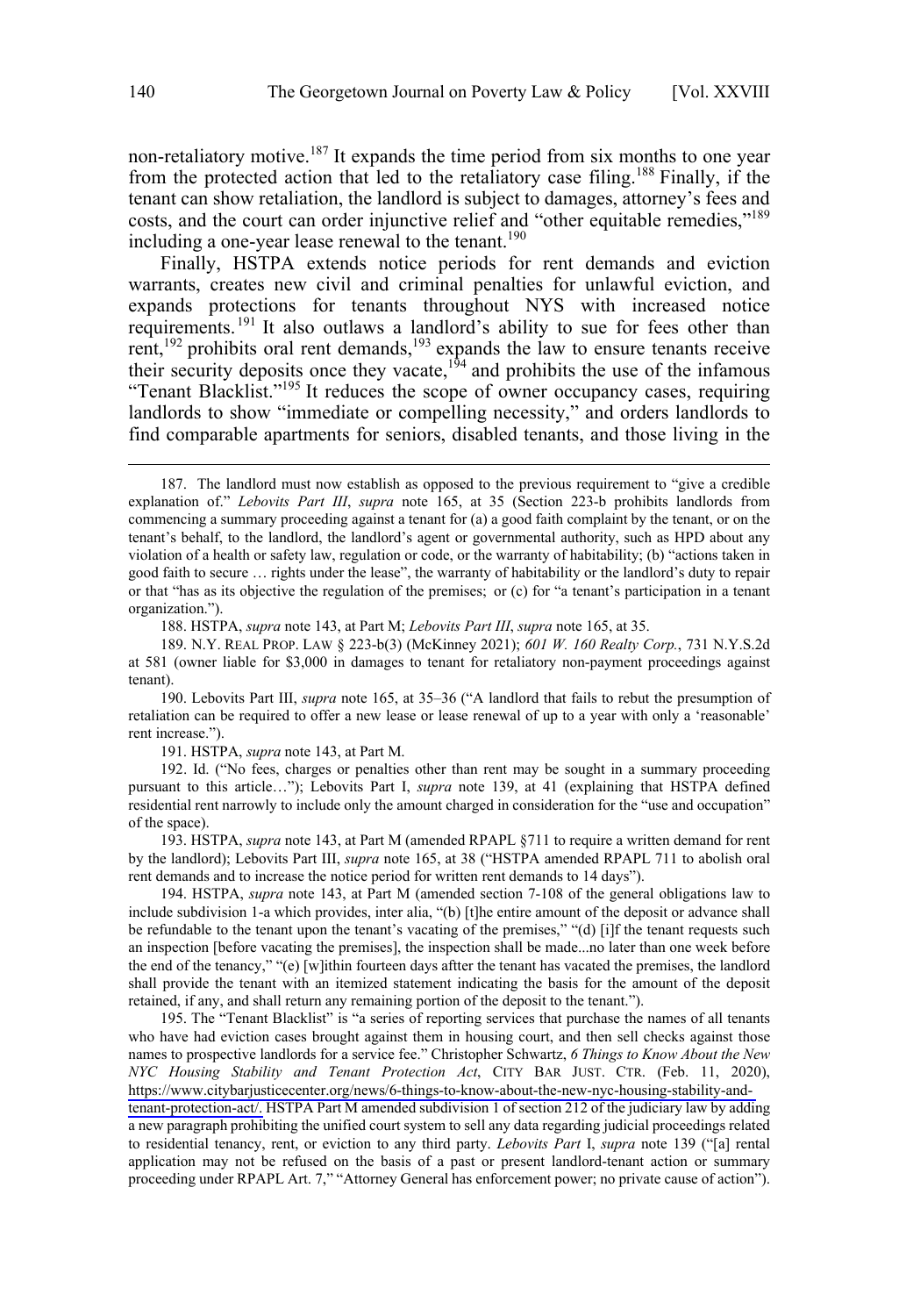non-retaliatory motive.[187] It expands the time period from six months to one year from the protected action that led to the retaliatory case filing.[188] Finally, if the tenant can show retaliation, the landlord is subject to damages, attorney's fees and costs, and the court can order injunctive relief and "other equitable remedies,"[189] including a one-year lease renewal to the tenant.[190]

Finally, HSTPA extends notice periods for rent demands and eviction warrants, creates new civil and criminal penalties for unlawful eviction, and expands protections for tenants throughout NYS with increased notice requirements.[191] It also outlaws a landlord's ability to sue for fees other than rent,[192] prohibits oral rent demands,[193] expands the law to ensure tenants receive their security deposits once they vacate,[194] and prohibits the use of the infamous "Tenant Blacklist."[195] It reduces the scope of owner occupancy cases, requiring landlords to show "immediate or compelling necessity," and orders landlords to find comparable apartments for seniors, disabled tenants, and those living in the

---

187. The landlord must now establish as opposed to the previous requirement to "give a credible explanation of." *Lebovits Part III*, *supra* note 165, at 35 (Section 223-b prohibits landlords from commencing a summary proceeding against a tenant for (a) a good faith complaint by the tenant, or on the tenant's behalf, to the landlord, the landlord's agent or governmental authority, such as HPD about any violation of a health or safety law, regulation or code, or the warranty of habitability; (b) "actions taken in good faith to secure … rights under the lease", the warranty of habitability or the landlord's duty to repair or that "has as its objective the regulation of the premises; or (c) for "a tenant's participation in a tenant organization.").

188. HSTPA, *supra* note 143, at Part M; *Lebovits Part III*, *supra* note 165, at 35.

189. N.Y. REAL PROP. LAW § 223-b(3) (McKinney 2021); *601 W. 160 Realty Corp.*, 731 N.Y.S.2d at 581 (owner liable for $3,000 in damages to tenant for retaliatory non-payment proceedings against tenant).

190. Lebovits Part III, *supra* note 165, at 35–36 ("A landlord that fails to rebut the presumption of retaliation can be required to offer a new lease or lease renewal of up to a year with only a 'reasonable' rent increase.").

191. HSTPA, *supra* note 143, at Part M.

192. Id. ("No fees, charges or penalties other than rent may be sought in a summary proceeding pursuant to this article…"); Lebovits Part I, *supra* note 139, at 41 (explaining that HSTPA defined residential rent narrowly to include only the amount charged in consideration for the "use and occupation" of the space).

193. HSTPA, *supra* note 143, at Part M (amended RPAPL §711 to require a written demand for rent by the landlord); Lebovits Part III, *supra* note 165, at 38 ("HSTPA amended RPAPL 711 to abolish oral rent demands and to increase the notice period for written rent demands to 14 days").

194. HSTPA, *supra* note 143, at Part M (amended section 7-108 of the general obligations law to include subdivision 1-a which provides, inter alia, "(b) [t]he entire amount of the deposit or advance shall be refundable to the tenant upon the tenant's vacating of the premises," "(d) [i]f the tenant requests such an inspection [before vacating the premises], the inspection shall be made...no later than one week before the end of the tenancy," "(e) [w]ithin fourteen days aftter the tenant has vacated the premises, the landlord shall provide the tenant with an itemized statement indicating the basis for the amount of the deposit retained, if any, and shall return any remaining portion of the deposit to the tenant.").

195. The "Tenant Blacklist" is "a series of reporting services that purchase the names of all tenants who have had eviction cases brought against them in housing court, and then sell checks against those names to prospective landlords for a service fee." Christopher Schwartz, *6 Things to Know About the New NYC Housing Stability and Tenant Protection Act*, CITY BAR JUST. CTR. (Feb. 11, 2020), https://www.citybarjusticecenter.org/news/6-things-to-know-about-the-new-nyc-housing-stability-and-tenant-protection-act/. HSTPA Part M amended subdivision 1 of section 212 of the judiciary law by adding a new paragraph prohibiting the unified court system to sell any data regarding judicial proceedings related to residential tenancy, rent, or eviction to any third party. *Lebovits Part* I, *supra* note 139 ("[a] rental application may not be refused on the basis of a past or present landlord-tenant action or summary proceeding under RPAPL Art. 7," "Attorney General has enforcement power; no private cause of action").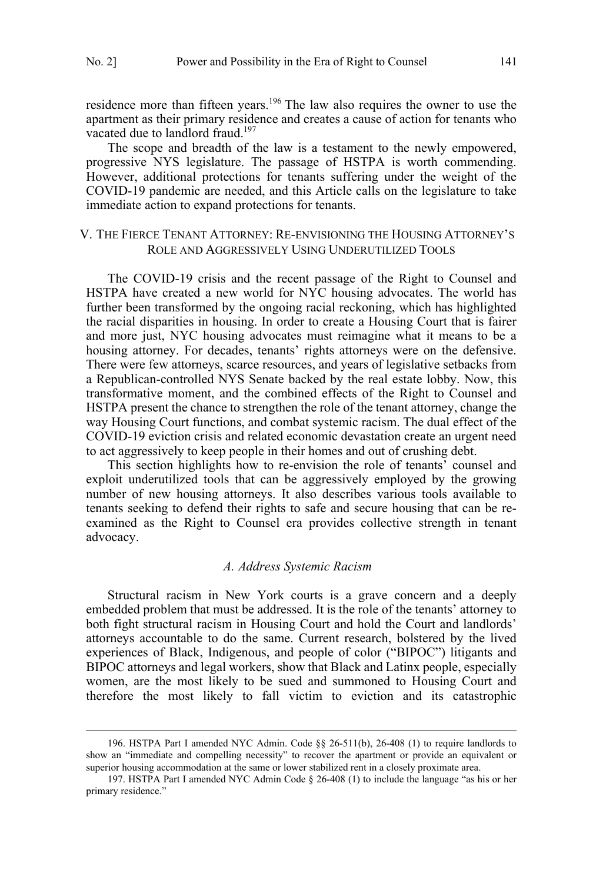residence more than fifteen years.[196] The law also requires the owner to use the apartment as their primary residence and creates a cause of action for tenants who vacated due to landlord fraud.[197]

The scope and breadth of the law is a testament to the newly empowered, progressive NYS legislature. The passage of HSTPA is worth commending. However, additional protections for tenants suffering under the weight of the COVID-19 pandemic are needed, and this Article calls on the legislature to take immediate action to expand protections for tenants.

## V. The Fierce Tenant Attorney: Re-envisioning the Housing Attorney's Role and Aggressively Using Underutilized Tools

The COVID-19 crisis and the recent passage of the Right to Counsel and HSTPA have created a new world for NYC housing advocates. The world has further been transformed by the ongoing racial reckoning, which has highlighted the racial disparities in housing. In order to create a Housing Court that is fairer and more just, NYC housing advocates must reimagine what it means to be a housing attorney. For decades, tenants' rights attorneys were on the defensive. There were few attorneys, scarce resources, and years of legislative setbacks from a Republican-controlled NYS Senate backed by the real estate lobby. Now, this transformative moment, and the combined effects of the Right to Counsel and HSTPA present the chance to strengthen the role of the tenant attorney, change the way Housing Court functions, and combat systemic racism. The dual effect of the COVID-19 eviction crisis and related economic devastation create an urgent need to act aggressively to keep people in their homes and out of crushing debt.

This section highlights how to re-envision the role of tenants' counsel and exploit underutilized tools that can be aggressively employed by the growing number of new housing attorneys. It also describes various tools available to tenants seeking to defend their rights to safe and secure housing that can be re-examined as the Right to Counsel era provides collective strength in tenant advocacy.

### *A. Address Systemic Racism*

Structural racism in New York courts is a grave concern and a deeply embedded problem that must be addressed. It is the role of the tenants' attorney to both fight structural racism in Housing Court and hold the Court and landlords' attorneys accountable to do the same. Current research, bolstered by the lived experiences of Black, Indigenous, and people of color ("BIPOC") litigants and BIPOC attorneys and legal workers, show that Black and Latinx people, especially women, are the most likely to be sued and summoned to Housing Court and therefore the most likely to fall victim to eviction and its catastrophic

---

196. HSTPA Part I amended NYC Admin. Code §§ 26-511(b), 26-408 (1) to require landlords to show an "immediate and compelling necessity" to recover the apartment or provide an equivalent or superior housing accommodation at the same or lower stabilized rent in a closely proximate area.

197. HSTPA Part I amended NYC Admin Code § 26-408 (1) to include the language "as his or her primary residence."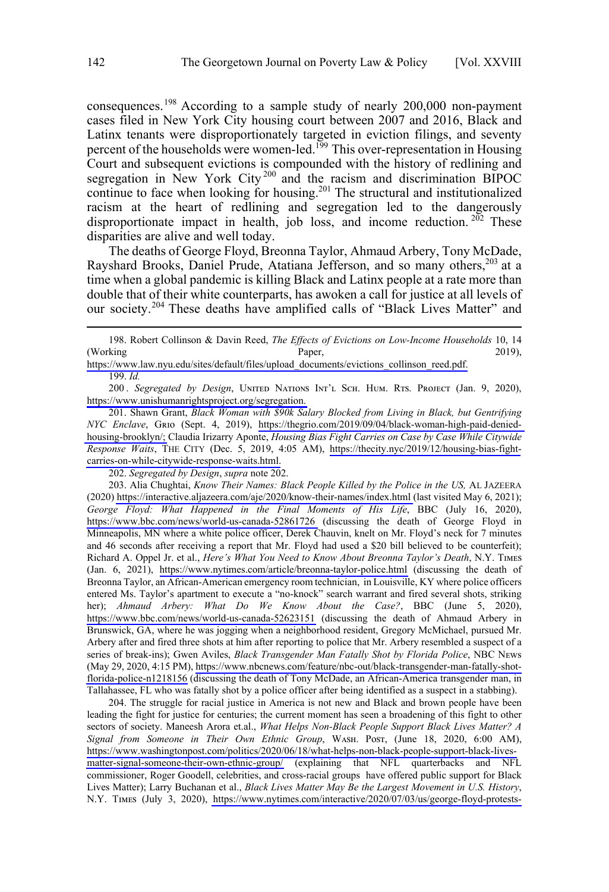consequences.[198] According to a sample study of nearly 200,000 non-payment cases filed in New York City housing court between 2007 and 2016, Black and Latinx tenants were disproportionately targeted in eviction filings, and seventy percent of the households were women-led.[199] This over-representation in Housing Court and subsequent evictions is compounded with the history of redlining and segregation in New York City[200] and the racism and discrimination BIPOC continue to face when looking for housing.[201] The structural and institutionalized racism at the heart of redlining and segregation led to the dangerously disproportionate impact in health, job loss, and income reduction.[202] These disparities are alive and well today.

The deaths of George Floyd, Breonna Taylor, Ahmaud Arbery, Tony McDade, Rayshard Brooks, Daniel Prude, Atatiana Jefferson, and so many others,[203] at a time when a global pandemic is killing Black and Latinx people at a rate more than double that of their white counterparts, has awoken a call for justice at all levels of our society.[204] These deaths have amplified calls of "Black Lives Matter" and

---

198. Robert Collinson & Davin Reed, *The Effects of Evictions on Low-Income Households* 10, 14 (Working Paper, 2019), https://www.law.nyu.edu/sites/default/files/upload_documents/evictions_collinson_reed.pdf.

199. *Id.*

200. *Segregated by Design*, UNITED NATIONS INT'L SCH. HUM. RTS. PROJECT (Jan. 9, 2020), https://www.unishumanrightsproject.org/segregation.

201. Shawn Grant, *Black Woman with $90k Salary Blocked from Living in Black, but Gentrifying NYC Enclave*, GRIO (Sept. 4, 2019), https://thegrio.com/2019/09/04/black-woman-high-paid-denied-housing-brooklyn/; Claudia Irizarry Aponte, *Housing Bias Fight Carries on Case by Case While Citywide Response Waits*, THE CITY (Dec. 5, 2019, 4:05 AM), https://thecity.nyc/2019/12/housing-bias-fight-carries-on-while-citywide-response-waits.html.

202. *Segregated by Design*, *supra* note 202.

203. Alia Chughtai, *Know Their Names: Black People Killed by the Police in the US,* AL JAZEERA (2020) https://interactive.aljazeera.com/aje/2020/know-their-names/index.html (last visited May 6, 2021); *George Floyd: What Happened in the Final Moments of His Life*, BBC (July 16, 2020), https://www.bbc.com/news/world-us-canada-52861726 (discussing the death of George Floyd in Minneapolis, MN where a white police officer, Derek Chauvin, knelt on Mr. Floyd's neck for 7 minutes and 46 seconds after receiving a report that Mr. Floyd had used a $20 bill believed to be counterfeit); Richard A. Oppel Jr. et al., *Here's What You Need to Know About Breonna Taylor's Death*, N.Y. TIMES (Jan. 6, 2021), https://www.nytimes.com/article/breonna-taylor-police.html (discussing the death of Breonna Taylor, an African-American emergency room technician, in Louisville, KY where police officers entered Ms. Taylor's apartment to execute a "no-knock" search warrant and fired several shots, striking her); *Ahmaud Arbery: What Do We Know About the Case?*, BBC (June 5, 2020), https://www.bbc.com/news/world-us-canada-52623151 (discussing the death of Ahmaud Arbery in Brunswick, GA, where he was jogging when a neighborhood resident, Gregory McMichael, pursued Mr. Arbery after and fired three shots at him after reporting to police that Mr. Arbery resembled a suspect of a series of break-ins); Gwen Aviles, *Black Transgender Man Fatally Shot by Florida Police*, NBC NEWS (May 29, 2020, 4:15 PM), https://www.nbcnews.com/feature/nbc-out/black-transgender-man-fatally-shot-florida-police-n1218156 (discussing the death of Tony McDade, an African-America transgender man, in Tallahassee, FL who was fatally shot by a police officer after being identified as a suspect in a stabbing).

204. The struggle for racial justice in America is not new and Black and brown people have been leading the fight for justice for centuries; the current moment has seen a broadening of this fight to other sectors of society. Maneesh Arora et.al., *What Helps Non-Black People Support Black Lives Matter? A Signal from Someone in Their Own Ethnic Group*, WASH. POST, (June 18, 2020, 6:00 AM), https://www.washingtonpost.com/politics/2020/06/18/what-helps-non-black-people-support-black-lives-matter-signal-someone-their-own-ethnic-group/ (explaining that NFL quarterbacks and NFL commissioner, Roger Goodell, celebrities, and cross-racial groups have offered public support for Black Lives Matter); Larry Buchanan et al., *Black Lives Matter May Be the Largest Movement in U.S. History*, N.Y. TIMES (July 3, 2020), https://www.nytimes.com/interactive/2020/07/03/us/george-floyd-protests-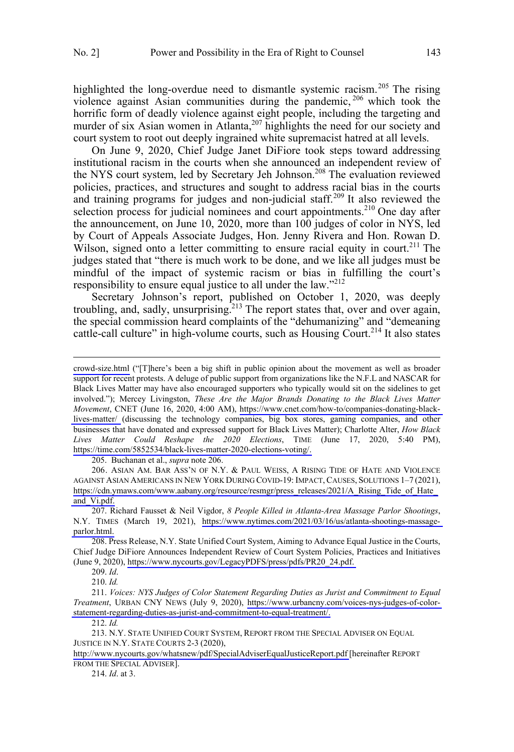highlighted the long-overdue need to dismantle systemic racism.[205] The rising violence against Asian communities during the pandemic,[206] which took the horrific form of deadly violence against eight people, including the targeting and murder of six Asian women in Atlanta,[207] highlights the need for our society and court system to root out deeply ingrained white supremacist hatred at all levels.

On June 9, 2020, Chief Judge Janet DiFiore took steps toward addressing institutional racism in the courts when she announced an independent review of the NYS court system, led by Secretary Jeh Johnson.[208] The evaluation reviewed policies, practices, and structures and sought to address racial bias in the courts and training programs for judges and non-judicial staff.[209] It also reviewed the selection process for judicial nominees and court appointments.[210] One day after the announcement, on June 10, 2020, more than 100 judges of color in NYS, led by Court of Appeals Associate Judges, Hon. Jenny Rivera and Hon. Rowan D. Wilson, signed onto a letter committing to ensure racial equity in court.[211] The judges stated that "there is much work to be done, and we like all judges must be mindful of the impact of systemic racism or bias in fulfilling the court's responsibility to ensure equal justice to all under the law."[212]

Secretary Johnson's report, published on October 1, 2020, was deeply troubling, and, sadly, unsurprising.[213] The report states that, over and over again, the special commission heard complaints of the "dehumanizing" and "demeaning cattle-call culture" in high-volume courts, such as Housing Court.[214] It also states

---

crowd-size.html ("[T]here's been a big shift in public opinion about the movement as well as broader support for recent protests. A deluge of public support from organizations like the N.F.L and NASCAR for Black Lives Matter may have also encouraged supporters who typically would sit on the sidelines to get involved."); Mercey Livingston, *These Are the Major Brands Donating to the Black Lives Matter Movement*, CNET (June 16, 2020, 4:00 AM), https://www.cnet.com/how-to/companies-donating-black-lives-matter/ (discussing the technology companies, big box stores, gaming companies, and other businesses that have donated and expressed support for Black Lives Matter); Charlotte Alter, *How Black Lives Matter Could Reshape the 2020 Elections*, TIME (June 17, 2020, 5:40 PM), https://time.com/5852534/black-lives-matter-2020-elections-voting/.

205. Buchanan et al., *supra* note 206.

206. ASIAN AM. BAR ASS'N OF N.Y. & PAUL WEISS, A RISING TIDE OF HATE AND VIOLENCE AGAINST ASIAN AMERICANS IN NEW YORK DURING COVID-19: IMPACT, CAUSES, SOLUTIONS 1–7 (2021), https://cdn.ymaws.com/www.aabany.org/resource/resmgr/press_releases/2021/A_Rising_Tide_of_Hate_and_Vi.pdf.

207. Richard Fausset & Neil Vigdor, *8 People Killed in Atlanta-Area Massage Parlor Shootings*, N.Y. TIMES (March 19, 2021), https://www.nytimes.com/2021/03/16/us/atlanta-shootings-massage-parlor.html.

208. Press Release, N.Y. State Unified Court System, Aiming to Advance Equal Justice in the Courts, Chief Judge DiFiore Announces Independent Review of Court System Policies, Practices and Initiatives (June 9, 2020), https://www.nycourts.gov/LegacyPDFS/press/pdfs/PR20_24.pdf.

209. *Id*.

210. *Id.*

211. *Voices: NYS Judges of Color Statement Regarding Duties as Jurist and Commitment to Equal Treatment*, URBAN CNY NEWS (July 9, 2020), https://www.urbancny.com/voices-nys-judges-of-color-statement-regarding-duties-as-jurist-and-commitment-to-equal-treatment/.

212. *Id.*

213. N.Y. STATE UNIFIED COURT SYSTEM, REPORT FROM THE SPECIAL ADVISER ON EQUAL JUSTICE IN N.Y. STATE COURTS 2-3 (2020), http://www.nycourts.gov/whatsnew/pdf/SpecialAdviserEqualJusticeReport.pdf [hereinafter REPORT FROM THE SPECIAL ADVISER].

214. *Id*. at 3.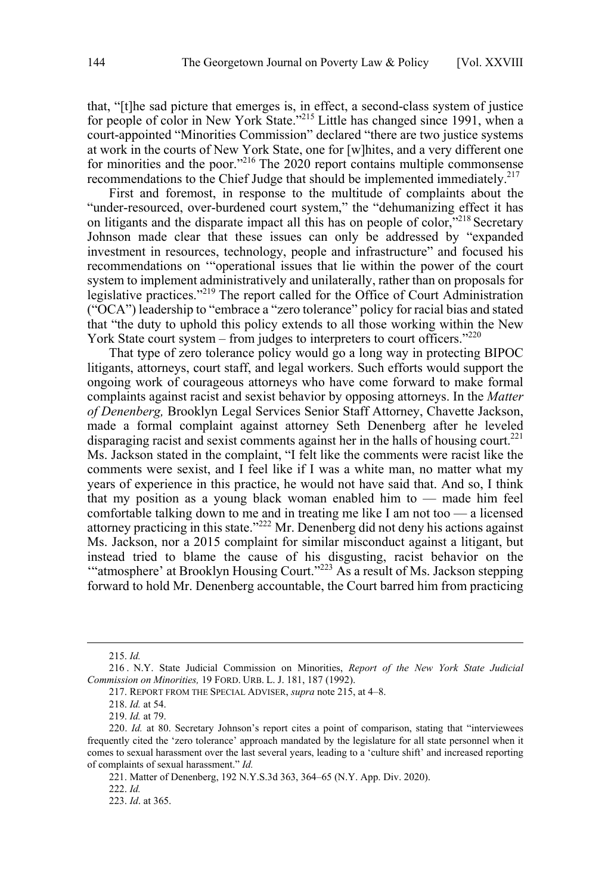that, "[t]he sad picture that emerges is, in effect, a second-class system of justice for people of color in New York State."[215] Little has changed since 1991, when a court-appointed "Minorities Commission" declared "there are two justice systems at work in the courts of New York State, one for [w]hites, and a very different one for minorities and the poor."[216] The 2020 report contains multiple commonsense recommendations to the Chief Judge that should be implemented immediately.[217]

First and foremost, in response to the multitude of complaints about the "under-resourced, over-burdened court system," the "dehumanizing effect it has on litigants and the disparate impact all this has on people of color,"[218] Secretary Johnson made clear that these issues can only be addressed by "expanded investment in resources, technology, people and infrastructure" and focused his recommendations on '"operational issues that lie within the power of the court system to implement administratively and unilaterally, rather than on proposals for legislative practices."[219] The report called for the Office of Court Administration ("OCA") leadership to "embrace a "zero tolerance" policy for racial bias and stated that "the duty to uphold this policy extends to all those working within the New York State court system – from judges to interpreters to court officers."[220]

That type of zero tolerance policy would go a long way in protecting BIPOC litigants, attorneys, court staff, and legal workers. Such efforts would support the ongoing work of courageous attorneys who have come forward to make formal complaints against racist and sexist behavior by opposing attorneys. In the *Matter of Denenberg,* Brooklyn Legal Services Senior Staff Attorney, Chavette Jackson, made a formal complaint against attorney Seth Denenberg after he leveled disparaging racist and sexist comments against her in the halls of housing court.[221] Ms. Jackson stated in the complaint, "I felt like the comments were racist like the comments were sexist, and I feel like if I was a white man, no matter what my years of experience in this practice, he would not have said that. And so, I think that my position as a young black woman enabled him to — made him feel comfortable talking down to me and in treating me like I am not too — a licensed attorney practicing in this state."[222] Mr. Denenberg did not deny his actions against Ms. Jackson, nor a 2015 complaint for similar misconduct against a litigant, but instead tried to blame the cause of his disgusting, racist behavior on the '"atmosphere' at Brooklyn Housing Court."[223] As a result of Ms. Jackson stepping forward to hold Mr. Denenberg accountable, the Court barred him from practicing

---

215. *Id.*

216. N.Y. State Judicial Commission on Minorities, *Report of the New York State Judicial Commission on Minorities,* 19 FORD. URB. L. J. 181, 187 (1992).

217. REPORT FROM THE SPECIAL ADVISER, *supra* note 215, at 4–8.

218. *Id.* at 54.

219. *Id.* at 79.

220. *Id.* at 80. Secretary Johnson's report cites a point of comparison, stating that "interviewees frequently cited the 'zero tolerance' approach mandated by the legislature for all state personnel when it comes to sexual harassment over the last several years, leading to a 'culture shift' and increased reporting of complaints of sexual harassment." *Id.*

221. Matter of Denenberg, 192 N.Y.S.3d 363, 364–65 (N.Y. App. Div. 2020).

222. *Id.*

223. *Id*. at 365.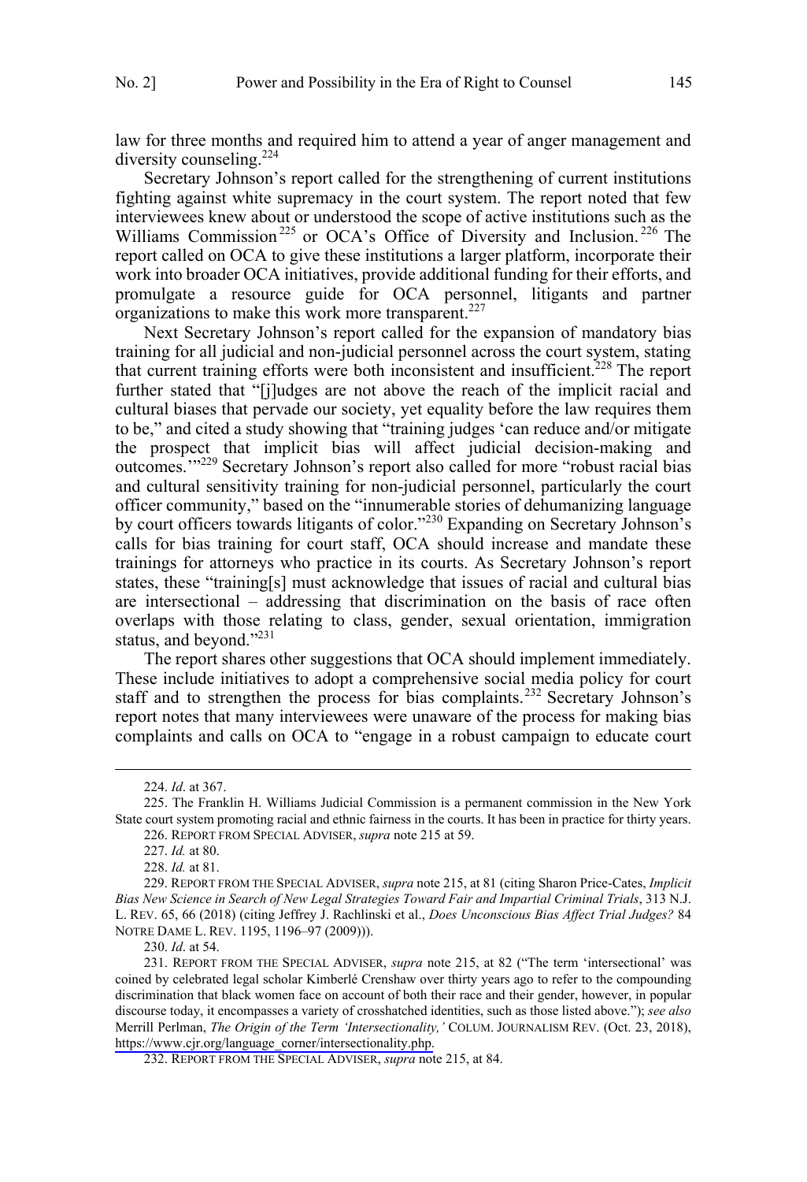law for three months and required him to attend a year of anger management and diversity counseling.[224]

Secretary Johnson's report called for the strengthening of current institutions fighting against white supremacy in the court system. The report noted that few interviewees knew about or understood the scope of active institutions such as the Williams Commission[225] or OCA's Office of Diversity and Inclusion.[226] The report called on OCA to give these institutions a larger platform, incorporate their work into broader OCA initiatives, provide additional funding for their efforts, and promulgate a resource guide for OCA personnel, litigants and partner organizations to make this work more transparent.[227]

Next Secretary Johnson's report called for the expansion of mandatory bias training for all judicial and non-judicial personnel across the court system, stating that current training efforts were both inconsistent and insufficient.[228] The report further stated that "[j]udges are not above the reach of the implicit racial and cultural biases that pervade our society, yet equality before the law requires them to be," and cited a study showing that "training judges 'can reduce and/or mitigate the prospect that implicit bias will affect judicial decision-making and outcomes.'"[229] Secretary Johnson's report also called for more "robust racial bias and cultural sensitivity training for non-judicial personnel, particularly the court officer community," based on the "innumerable stories of dehumanizing language by court officers towards litigants of color."[230] Expanding on Secretary Johnson's calls for bias training for court staff, OCA should increase and mandate these trainings for attorneys who practice in its courts. As Secretary Johnson's report states, these "training[s] must acknowledge that issues of racial and cultural bias are intersectional – addressing that discrimination on the basis of race often overlaps with those relating to class, gender, sexual orientation, immigration status, and beyond."[231]

The report shares other suggestions that OCA should implement immediately. These include initiatives to adopt a comprehensive social media policy for court staff and to strengthen the process for bias complaints.[232] Secretary Johnson's report notes that many interviewees were unaware of the process for making bias complaints and calls on OCA to "engage in a robust campaign to educate court

---

224. *Id*. at 367.

225. The Franklin H. Williams Judicial Commission is a permanent commission in the New York State court system promoting racial and ethnic fairness in the courts. It has been in practice for thirty years.

226. REPORT FROM SPECIAL ADVISER, *supra* note 215 at 59.

227. *Id.* at 80.

228. *Id.* at 81.

229. REPORT FROM THE SPECIAL ADVISER, *supra* note 215, at 81 (citing Sharon Price-Cates, *Implicit Bias New Science in Search of New Legal Strategies Toward Fair and Impartial Criminal Trials*, 313 N.J. L. REV. 65, 66 (2018) (citing Jeffrey J. Rachlinski et al., *Does Unconscious Bias Affect Trial Judges?* 84 NOTRE DAME L. REV. 1195, 1196–97 (2009))).

230. *Id*. at 54.

231. REPORT FROM THE SPECIAL ADVISER, *supra* note 215, at 82 ("The term 'intersectional' was coined by celebrated legal scholar Kimberlé Crenshaw over thirty years ago to refer to the compounding discrimination that black women face on account of both their race and their gender, however, in popular discourse today, it encompasses a variety of crosshatched identities, such as those listed above."); *see also* Merrill Perlman, *The Origin of the Term 'Intersectionality,'* COLUM. JOURNALISM REV. (Oct. 23, 2018), https://www.cjr.org/language_corner/intersectionality.php.

232. REPORT FROM THE SPECIAL ADVISER, *supra* note 215, at 84.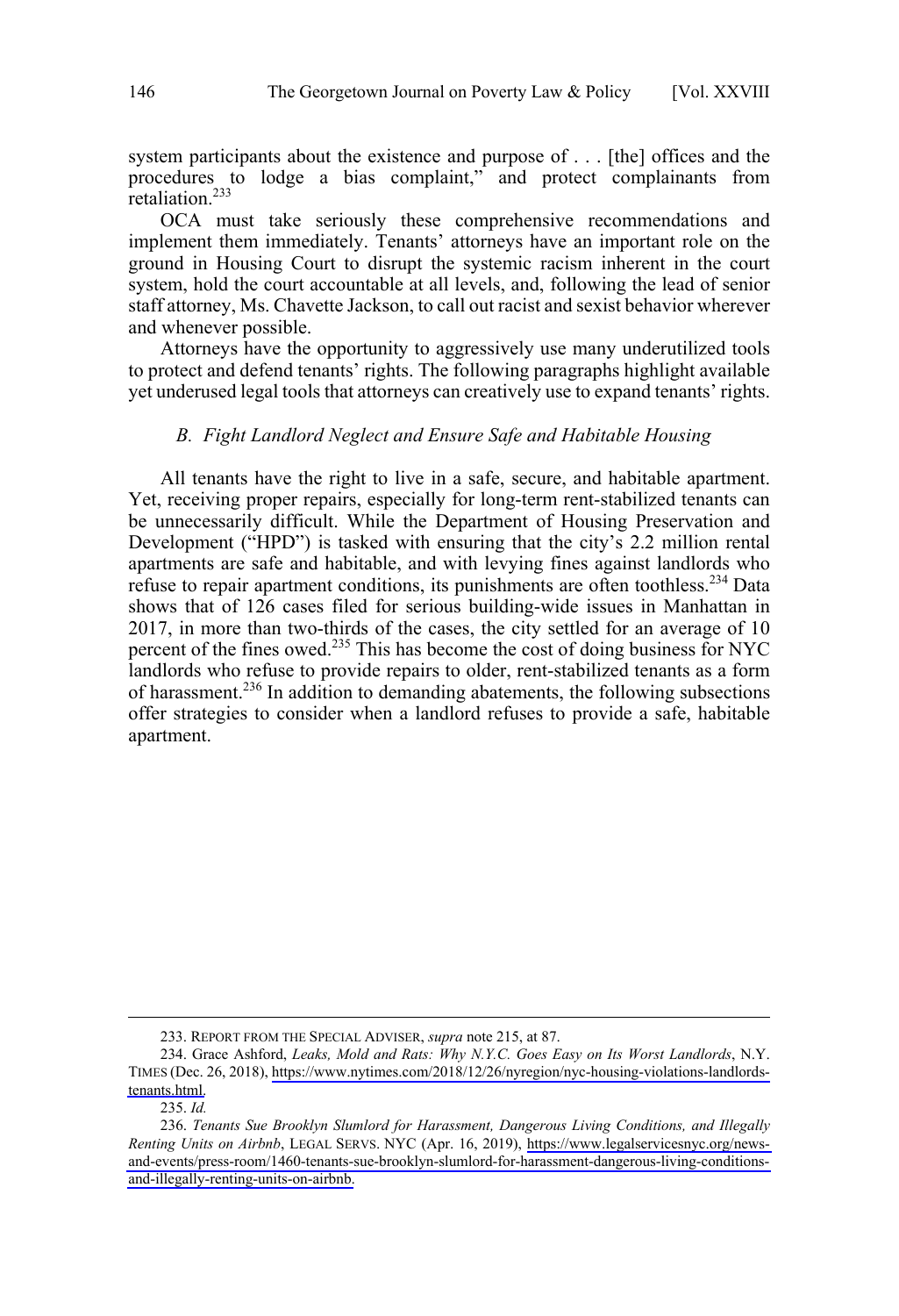system participants about the existence and purpose of . . . [the] offices and the procedures to lodge a bias complaint," and protect complainants from retaliation.[233]

OCA must take seriously these comprehensive recommendations and implement them immediately. Tenants' attorneys have an important role on the ground in Housing Court to disrupt the systemic racism inherent in the court system, hold the court accountable at all levels, and, following the lead of senior staff attorney, Ms. Chavette Jackson, to call out racist and sexist behavior wherever and whenever possible.

Attorneys have the opportunity to aggressively use many underutilized tools to protect and defend tenants' rights. The following paragraphs highlight available yet underused legal tools that attorneys can creatively use to expand tenants' rights.

### *B. Fight Landlord Neglect and Ensure Safe and Habitable Housing*

All tenants have the right to live in a safe, secure, and habitable apartment. Yet, receiving proper repairs, especially for long-term rent-stabilized tenants can be unnecessarily difficult. While the Department of Housing Preservation and Development ("HPD") is tasked with ensuring that the city's 2.2 million rental apartments are safe and habitable, and with levying fines against landlords who refuse to repair apartment conditions, its punishments are often toothless.[234] Data shows that of 126 cases filed for serious building-wide issues in Manhattan in 2017, in more than two-thirds of the cases, the city settled for an average of 10 percent of the fines owed.[235] This has become the cost of doing business for NYC landlords who refuse to provide repairs to older, rent-stabilized tenants as a form of harassment.[236] In addition to demanding abatements, the following subsections offer strategies to consider when a landlord refuses to provide a safe, habitable apartment.

---

233. REPORT FROM THE SPECIAL ADVISER, *supra* note 215, at 87.

234. Grace Ashford, *Leaks, Mold and Rats: Why N.Y.C. Goes Easy on Its Worst Landlords*, N.Y. TIMES (Dec. 26, 2018), https://www.nytimes.com/2018/12/26/nyregion/nyc-housing-violations-landlords-tenants.html.

235. *Id.*

236. *Tenants Sue Brooklyn Slumlord for Harassment, Dangerous Living Conditions, and Illegally Renting Units on Airbnb*, LEGAL SERVS. NYC (Apr. 16, 2019), https://www.legalservicesnyc.org/news-and-events/press-room/1460-tenants-sue-brooklyn-slumlord-for-harassment-dangerous-living-conditions-and-illegally-renting-units-on-airbnb.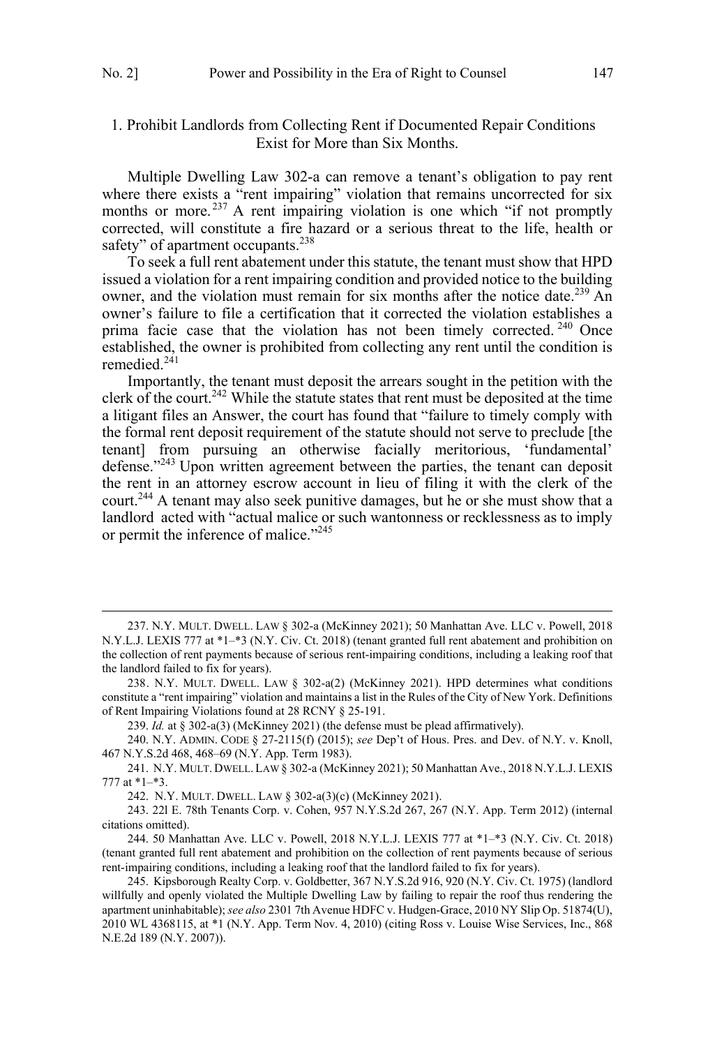### 1. Prohibit Landlords from Collecting Rent if Documented Repair Conditions Exist for More than Six Months.

Multiple Dwelling Law 302-a can remove a tenant's obligation to pay rent where there exists a "rent impairing" violation that remains uncorrected for six months or more.[237] A rent impairing violation is one which "if not promptly corrected, will constitute a fire hazard or a serious threat to the life, health or safety" of apartment occupants.[238]

To seek a full rent abatement under this statute, the tenant must show that HPD issued a violation for a rent impairing condition and provided notice to the building owner, and the violation must remain for six months after the notice date.[239] An owner's failure to file a certification that it corrected the violation establishes a prima facie case that the violation has not been timely corrected.[240] Once established, the owner is prohibited from collecting any rent until the condition is remedied.[241]

Importantly, the tenant must deposit the arrears sought in the petition with the clerk of the court.[242] While the statute states that rent must be deposited at the time a litigant files an Answer, the court has found that "failure to timely comply with the formal rent deposit requirement of the statute should not serve to preclude [the tenant] from pursuing an otherwise facially meritorious, 'fundamental' defense."[243] Upon written agreement between the parties, the tenant can deposit the rent in an attorney escrow account in lieu of filing it with the clerk of the court.[244] A tenant may also seek punitive damages, but he or she must show that a landlord acted with "actual malice or such wantonness or recklessness as to imply or permit the inference of malice."[245]

---

237. N.Y. MULT. DWELL. LAW § 302-a (McKinney 2021); 50 Manhattan Ave. LLC v. Powell, 2018 N.Y.L.J. LEXIS 777 at *1–*3 (N.Y. Civ. Ct. 2018) (tenant granted full rent abatement and prohibition on the collection of rent payments because of serious rent-impairing conditions, including a leaking roof that the landlord failed to fix for years).

238. N.Y. MULT. DWELL. LAW § 302-a(2) (McKinney 2021). HPD determines what conditions constitute a "rent impairing" violation and maintains a list in the Rules of the City of New York. Definitions of Rent Impairing Violations found at 28 RCNY § 25-191.

239. *Id.* at § 302-a(3) (McKinney 2021) (the defense must be plead affirmatively).

240. N.Y. ADMIN. CODE § 27-2115(f) (2015); *see* Dep't of Hous. Pres. and Dev. of N.Y. v. Knoll, 467 N.Y.S.2d 468, 468–69 (N.Y. App. Term 1983).

241. N.Y. MULT. DWELL. LAW § 302-a (McKinney 2021); 50 Manhattan Ave., 2018 N.Y.L.J. LEXIS 777 at *1–*3.

242. N.Y. MULT. DWELL. LAW § 302-a(3)(c) (McKinney 2021).

243. 22l E. 78th Tenants Corp. v. Cohen, 957 N.Y.S.2d 267, 267 (N.Y. App. Term 2012) (internal citations omitted).

244. 50 Manhattan Ave. LLC v. Powell, 2018 N.Y.L.J. LEXIS 777 at *1–*3 (N.Y. Civ. Ct. 2018) (tenant granted full rent abatement and prohibition on the collection of rent payments because of serious rent-impairing conditions, including a leaking roof that the landlord failed to fix for years).

245. Kipsborough Realty Corp. v. Goldbetter, 367 N.Y.S.2d 916, 920 (N.Y. Civ. Ct. 1975) (landlord willfully and openly violated the Multiple Dwelling Law by failing to repair the roof thus rendering the apartment uninhabitable); *see also* 2301 7th Avenue HDFC v. Hudgen-Grace, 2010 NY Slip Op. 51874(U), 2010 WL 4368115, at *1 (N.Y. App. Term Nov. 4, 2010) (citing Ross v. Louise Wise Services, Inc., 868 N.E.2d 189 (N.Y. 2007)).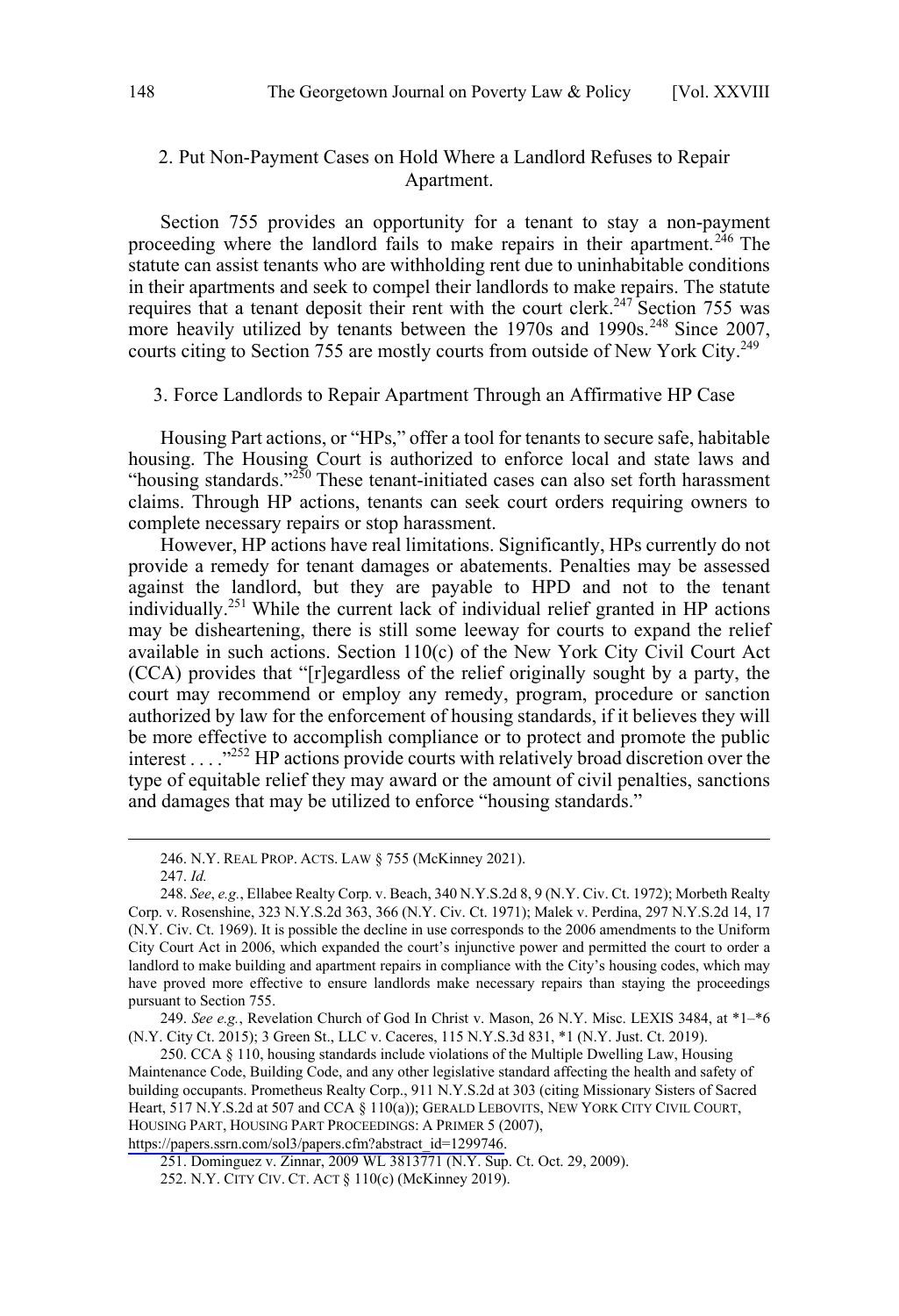### 2. Put Non-Payment Cases on Hold Where a Landlord Refuses to Repair Apartment.

Section 755 provides an opportunity for a tenant to stay a non-payment proceeding where the landlord fails to make repairs in their apartment.[246] The statute can assist tenants who are withholding rent due to uninhabitable conditions in their apartments and seek to compel their landlords to make repairs. The statute requires that a tenant deposit their rent with the court clerk.[247] Section 755 was more heavily utilized by tenants between the 1970s and 1990s.[248] Since 2007, courts citing to Section 755 are mostly courts from outside of New York City.[249]

### 3. Force Landlords to Repair Apartment Through an Affirmative HP Case

Housing Part actions, or "HPs," offer a tool for tenants to secure safe, habitable housing. The Housing Court is authorized to enforce local and state laws and "housing standards."[250] These tenant-initiated cases can also set forth harassment claims. Through HP actions, tenants can seek court orders requiring owners to complete necessary repairs or stop harassment.

However, HP actions have real limitations. Significantly, HPs currently do not provide a remedy for tenant damages or abatements. Penalties may be assessed against the landlord, but they are payable to HPD and not to the tenant individually.[251] While the current lack of individual relief granted in HP actions may be disheartening, there is still some leeway for courts to expand the relief available in such actions. Section 110(c) of the New York City Civil Court Act (CCA) provides that "[r]egardless of the relief originally sought by a party, the court may recommend or employ any remedy, program, procedure or sanction authorized by law for the enforcement of housing standards, if it believes they will be more effective to accomplish compliance or to protect and promote the public interest . . . ."[252] HP actions provide courts with relatively broad discretion over the type of equitable relief they may award or the amount of civil penalties, sanctions and damages that may be utilized to enforce "housing standards."

---

246. N.Y. REAL PROP. ACTS. LAW § 755 (McKinney 2021).

247. *Id.*

248. *See*, *e.g.*, Ellabee Realty Corp. v. Beach, 340 N.Y.S.2d 8, 9 (N.Y. Civ. Ct. 1972); Morbeth Realty Corp. v. Rosenshine, 323 N.Y.S.2d 363, 366 (N.Y. Civ. Ct. 1971); Malek v. Perdina, 297 N.Y.S.2d 14, 17 (N.Y. Civ. Ct. 1969). It is possible the decline in use corresponds to the 2006 amendments to the Uniform City Court Act in 2006, which expanded the court's injunctive power and permitted the court to order a landlord to make building and apartment repairs in compliance with the City's housing codes, which may have proved more effective to ensure landlords make necessary repairs than staying the proceedings pursuant to Section 755.

249. *See e.g.*, Revelation Church of God In Christ v. Mason, 26 N.Y. Misc. LEXIS 3484, at *1–*6 (N.Y. City Ct. 2015); 3 Green St., LLC v. Caceres, 115 N.Y.S.3d 831, *1 (N.Y. Just. Ct. 2019).

250. CCA § 110, housing standards include violations of the Multiple Dwelling Law, Housing Maintenance Code, Building Code, and any other legislative standard affecting the health and safety of building occupants. Prometheus Realty Corp., 911 N.Y.S.2d at 303 (citing Missionary Sisters of Sacred Heart, 517 N.Y.S.2d at 507 and CCA § 110(a)); GERALD LEBOVITS, NEW YORK CITY CIVIL COURT, HOUSING PART, HOUSING PART PROCEEDINGS: A PRIMER 5 (2007), https://papers.ssrn.com/sol3/papers.cfm?abstract_id=1299746.

251. Dominguez v. Zinnar, 2009 WL 3813771 (N.Y. Sup. Ct. Oct. 29, 2009).

252. N.Y. CITY CIV. CT. ACT § 110(c) (McKinney 2019).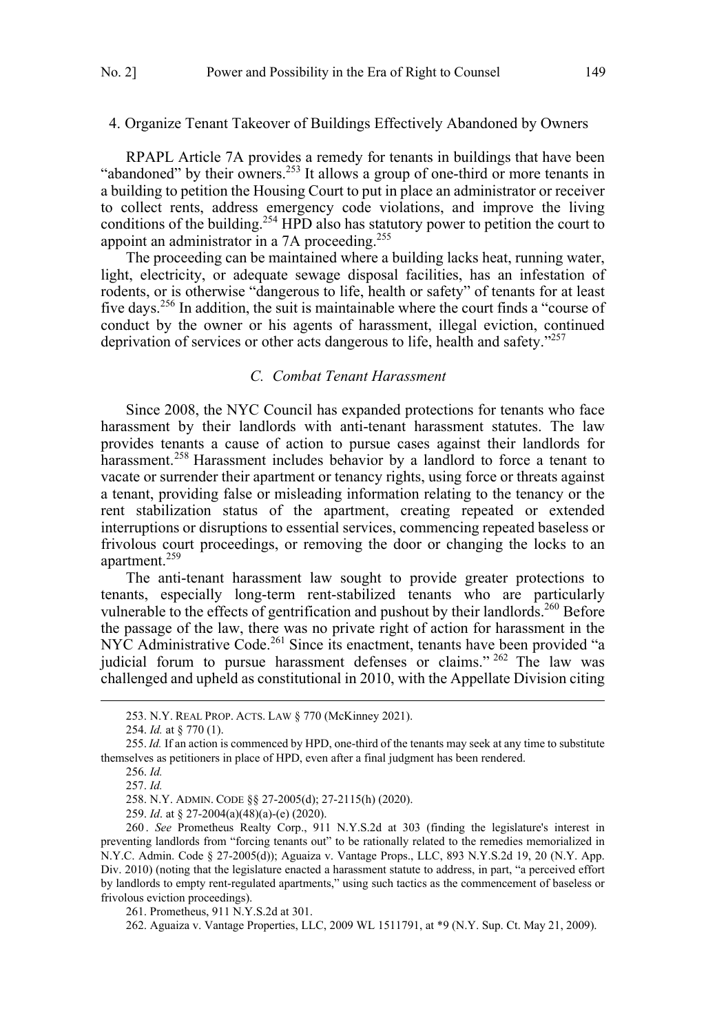4. Organize Tenant Takeover of Buildings Effectively Abandoned by Owners

RPAPL Article 7A provides a remedy for tenants in buildings that have been "abandoned" by their owners.[253] It allows a group of one-third or more tenants in a building to petition the Housing Court to put in place an administrator or receiver to collect rents, address emergency code violations, and improve the living conditions of the building.[254] HPD also has statutory power to petition the court to appoint an administrator in a 7A proceeding.[255]

The proceeding can be maintained where a building lacks heat, running water, light, electricity, or adequate sewage disposal facilities, has an infestation of rodents, or is otherwise "dangerous to life, health or safety" of tenants for at least five days.[256] In addition, the suit is maintainable where the court finds a "course of conduct by the owner or his agents of harassment, illegal eviction, continued deprivation of services or other acts dangerous to life, health and safety."[257]

### *C. Combat Tenant Harassment*

Since 2008, the NYC Council has expanded protections for tenants who face harassment by their landlords with anti-tenant harassment statutes. The law provides tenants a cause of action to pursue cases against their landlords for harassment.[258] Harassment includes behavior by a landlord to force a tenant to vacate or surrender their apartment or tenancy rights, using force or threats against a tenant, providing false or misleading information relating to the tenancy or the rent stabilization status of the apartment, creating repeated or extended interruptions or disruptions to essential services, commencing repeated baseless or frivolous court proceedings, or removing the door or changing the locks to an apartment.[259]

The anti-tenant harassment law sought to provide greater protections to tenants, especially long-term rent-stabilized tenants who are particularly vulnerable to the effects of gentrification and pushout by their landlords.[260] Before the passage of the law, there was no private right of action for harassment in the NYC Administrative Code.[261] Since its enactment, tenants have been provided "a judicial forum to pursue harassment defenses or claims."[262] The law was challenged and upheld as constitutional in 2010, with the Appellate Division citing

---

253. N.Y. REAL PROP. ACTS. LAW § 770 (McKinney 2021).

254. *Id.* at § 770 (1).

255. *Id.* If an action is commenced by HPD, one-third of the tenants may seek at any time to substitute themselves as petitioners in place of HPD, even after a final judgment has been rendered.

256. *Id.*

257. *Id.*

258. N.Y. ADMIN. CODE §§ 27-2005(d); 27-2115(h) (2020).

259. *Id*. at § 27-2004(a)(48)(a)-(e) (2020).

260. *See* Prometheus Realty Corp., 911 N.Y.S.2d at 303 (finding the legislature's interest in preventing landlords from "forcing tenants out" to be rationally related to the remedies memorialized in N.Y.C. Admin. Code § 27-2005(d)); Aguaiza v. Vantage Props., LLC, 893 N.Y.S.2d 19, 20 (N.Y. App. Div. 2010) (noting that the legislature enacted a harassment statute to address, in part, "a perceived effort by landlords to empty rent-regulated apartments," using such tactics as the commencement of baseless or frivolous eviction proceedings).

261. Prometheus, 911 N.Y.S.2d at 301.

262. Aguaiza v. Vantage Properties, LLC, 2009 WL 1511791, at *9 (N.Y. Sup. Ct. May 21, 2009).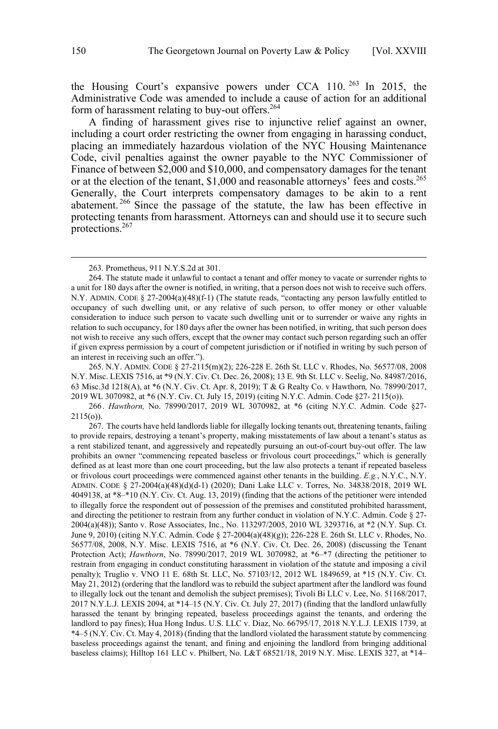the Housing Court's expansive powers under CCA 110.[263] In 2015, the Administrative Code was amended to include a cause of action for an additional form of harassment relating to buy-out offers.[264]

A finding of harassment gives rise to injunctive relief against an owner, including a court order restricting the owner from engaging in harassing conduct, placing an immediately hazardous violation of the NYC Housing Maintenance Code, civil penalties against the owner payable to the NYC Commissioner of Finance of between $2,000 and $10,000, and compensatory damages for the tenant or at the election of the tenant, $1,000 and reasonable attorneys' fees and costs.[265] Generally, the Court interprets compensatory damages to be akin to a rent abatement.[266] Since the passage of the statute, the law has been effective in protecting tenants from harassment. Attorneys can and should use it to secure such protections.[267]

---

263. Prometheus, 911 N.Y.S.2d at 301.

264. The statute made it unlawful to contact a tenant and offer money to vacate or surrender rights to a unit for 180 days after the owner is notified, in writing, that a person does not wish to receive such offers. N.Y. ADMIN. CODE § 27-2004(a)(48)(f-1) (The statute reads, "contacting any person lawfully entitled to occupancy of such dwelling unit, or any relative of such person, to offer money or other valuable consideration to induce such person to vacate such dwelling unit or to surrender or waive any rights in relation to such occupancy, for 180 days after the owner has been notified, in writing, that such person does not wish to receive any such offers, except that the owner may contact such person regarding such an offer if given express permission by a court of competent jurisdiction or if notified in writing by such person of an interest in receiving such an offer.").

265. N.Y. ADMIN. CODE § 27-2115(m)(2); 226-228 E. 26th St. LLC v. Rhodes, No. 56577/08, 2008 N.Y. Misc. LEXIS 7516, at *9 (N.Y. Civ. Ct. Dec. 26, 2008); 13 E. 9th St. LLC v. Seelig, No. 84987/2016, 63 Misc.3d 1218(A), at *6 (N.Y. Civ. Ct. Apr. 8, 2019); T & G Realty Co. v Hawthorn*,* No. 78990/2017, 2019 WL 3070982, at *6 (N.Y. Civ. Ct. July 15, 2019) (citing N.Y.C. Admin. Code §27- 2115(o)).

266. *Hawthorn,* No. 78990/2017, 2019 WL 3070982, at *6 (citing N.Y.C. Admin. Code §27-2115(o)).

267. The courts have held landlords liable for illegally locking tenants out, threatening tenants, failing to provide repairs, destroying a tenant's property, making misstatements of law about a tenant's status as a rent stabilized tenant, and aggressively and repeatedly pursuing an out-of-court buy-out offer. The law prohibits an owner "commencing repeated baseless or frivolous court proceedings," which is generally defined as at least more than one court proceeding, but the law also protects a tenant if repeated baseless or frivolous court proceedings were commenced against other tenants in the building. *E.g.*, N.Y.C., N.Y. ADMIN. CODE § 27-2004(a)(48)(d)(d-1) (2020); Dani Lake LLC v. Torres, No. 34838/2018, 2019 WL 4049138, at *8–*10 (N.Y. Civ. Ct. Aug. 13, 2019) (finding that the actions of the petitioner were intended to illegally force the respondent out of possession of the premises and constituted prohibited harassment, and directing the petitioner to restrain from any further conduct in violation of N.Y.C. Admin. Code § 27-2004(a)(48)); Santo v. Rose Associates, Inc., No. 113297/2005, 2010 WL 3293716, at *2 (N.Y. Sup. Ct. June 9, 2010) (citing N.Y.C. Admin. Code § 27-2004(a)(48)(g)); 226-228 E. 26th St. LLC v. Rhodes, No. 56577/08, 2008, N.Y. Misc. LEXIS 7516, at *6 (N.Y. Civ. Ct. Dec. 26, 2008) (discussing the Tenant Protection Act); *Hawthorn*, No. 78990/2017, 2019 WL 3070982, at *6–*7 (directing the petitioner to restrain from engaging in conduct constituting harassment in violation of the statute and imposing a civil penalty); Truglio v. VNO 11 E. 68th St. LLC, No. 57103/12, 2012 WL 1849659, at *15 (N.Y. Civ. Ct. May 21, 2012) (ordering that the landlord was to rebuild the subject apartment after the landlord was found to illegally lock out the tenant and demolish the subject premises); Tivoli Bi LLC v. Lee, No. 51168/2017, 2017 N.Y.L.J. LEXIS 2094, at *14–15 (N.Y. Civ. Ct. July 27, 2017) (finding that the landlord unlawfully harassed the tenant by bringing repeated, baseless proceedings against the tenants, and ordering the landlord to pay fines); Hua Hong Indus. U.S. LLC v. Diaz, No. 66795/17, 2018 N.Y.L.J. LEXIS 1739, at *4–5 (N.Y. Civ. Ct. May 4, 2018) (finding that the landlord violated the harassment statute by commencing baseless proceedings against the tenant, and fining and enjoining the landlord from bringing additional baseless claims); Hilltop 161 LLC v. Philbert, No. L&T 68521/18, 2019 N.Y. Misc. LEXIS 327, at *14–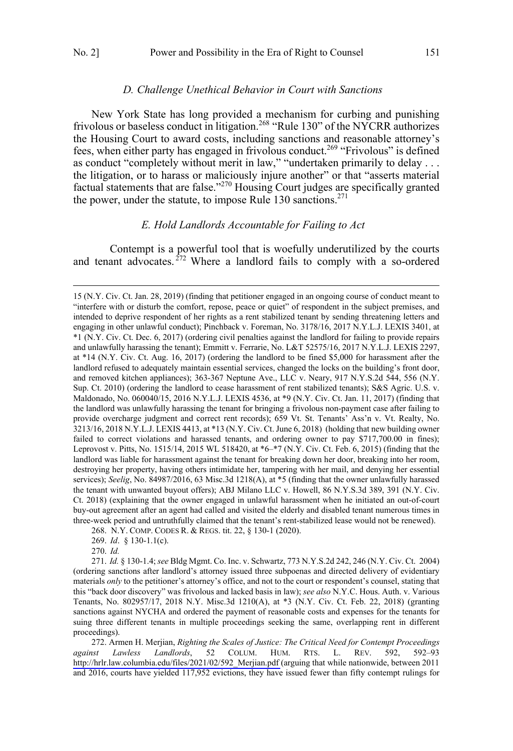### *D. Challenge Unethical Behavior in Court with Sanctions*

New York State has long provided a mechanism for curbing and punishing frivolous or baseless conduct in litigation.[268] "Rule 130" of the NYCRR authorizes the Housing Court to award costs, including sanctions and reasonable attorney's fees, when either party has engaged in frivolous conduct.[269] "Frivolous" is defined as conduct "completely without merit in law," "undertaken primarily to delay . . . the litigation, or to harass or maliciously injure another" or that "asserts material factual statements that are false."[270] Housing Court judges are specifically granted the power, under the statute, to impose Rule 130 sanctions.[271]

### *E. Hold Landlords Accountable for Failing to Act*

Contempt is a powerful tool that is woefully underutilized by the courts and tenant advocates.[272] Where a landlord fails to comply with a so-ordered

---

15 (N.Y. Civ. Ct. Jan. 28, 2019) (finding that petitioner engaged in an ongoing course of conduct meant to "interfere with or disturb the comfort, repose, peace or quiet" of respondent in the subject premises, and intended to deprive respondent of her rights as a rent stabilized tenant by sending threatening letters and engaging in other unlawful conduct); Pinchback v. Foreman, No. 3178/16, 2017 N.Y.L.J. LEXIS 3401, at *1 (N.Y. Civ. Ct. Dec. 6, 2017) (ordering civil penalties against the landlord for failing to provide repairs and unlawfully harassing the tenant); Emmitt v. Ferrarie, No. L&T 52575/16, 2017 N.Y.L.J. LEXIS 2297, at *14 (N.Y. Civ. Ct. Aug. 16, 2017) (ordering the landlord to be fined $5,000 for harassment after the landlord refused to adequately maintain essential services, changed the locks on the building's front door, and removed kitchen appliances); 363-367 Neptune Ave., LLC v. Neary, 917 N.Y.S.2d 544, 556 (N.Y. Sup. Ct. 2010) (ordering the landlord to cease harassment of rent stabilized tenants); S&S Agric. U.S. v. Maldonado, No. 060040/15, 2016 N.Y.L.J. LEXIS 4536, at *9 (N.Y. Civ. Ct. Jan. 11, 2017) (finding that the landlord was unlawfully harassing the tenant for bringing a frivolous non-payment case after failing to provide overcharge judgment and correct rent records); 659 Vt. St. Tenants' Ass'n v. Vt. Realty, No. 3213/16, 2018 N.Y.L.J. LEXIS 4413, at *13 (N.Y. Civ. Ct. June 6, 2018) (holding that new building owner failed to correct violations and harassed tenants, and ordering owner to pay $717,700.00 in fines); Leprovost v. Pitts, No. 1515/14, 2015 WL 518420, at *6–*7 (N.Y. Civ. Ct. Feb. 6, 2015) (finding that the landlord was liable for harassment against the tenant for breaking down her door, breaking into her room, destroying her property, having others intimidate her, tampering with her mail, and denying her essential services); *Seelig*, No. 84987/2016, 63 Misc.3d 1218(A), at *5 (finding that the owner unlawfully harassed the tenant with unwanted buyout offers); ABJ Milano LLC v. Howell, 86 N.Y.S.3d 389, 391 (N.Y. Civ. Ct. 2018) (explaining that the owner engaged in unlawful harassment when he initiated an out-of-court buy-out agreement after an agent had called and visited the elderly and disabled tenant numerous times in three-week period and untruthfully claimed that the tenant's rent-stabilized lease would not be renewed).

268. N.Y. COMP. CODES R. & REGS. tit. 22, § 130-1 (2020).

269. *Id*. § 130-1.1(c).

270. *Id.*

271. *Id.* § 130-1.4; *see* Bldg Mgmt. Co. Inc. v. Schwartz, 773 N.Y.S.2d 242, 246 (N.Y. Civ. Ct. 2004) (ordering sanctions after landlord's attorney issued three subpoenas and directed delivery of evidentiary materials *only* to the petitioner's attorney's office, and not to the court or respondent's counsel, stating that this "back door discovery" was frivolous and lacked basis in law); *see also* N.Y.C. Hous. Auth. v. Various Tenants, No. 802957/17, 2018 N.Y. Misc.3d 1210(A), at *3 (N.Y. Civ. Ct. Feb. 22, 2018) (granting sanctions against NYCHA and ordered the payment of reasonable costs and expenses for the tenants for suing three different tenants in multiple proceedings seeking the same, overlapping rent in different proceedings).

272. Armen H. Merjian, *Righting the Scales of Justice: The Critical Need for Contempt Proceedings against Lawless Landlords*, 52 COLUM. HUM. RTS. L. REV. 592, 592–93 http://hrlr.law.columbia.edu/files/2021/02/592_Merjian.pdf (arguing that while nationwide, between 2011 and 2016, courts have yielded 117,952 evictions, they have issued fewer than fifty contempt rulings for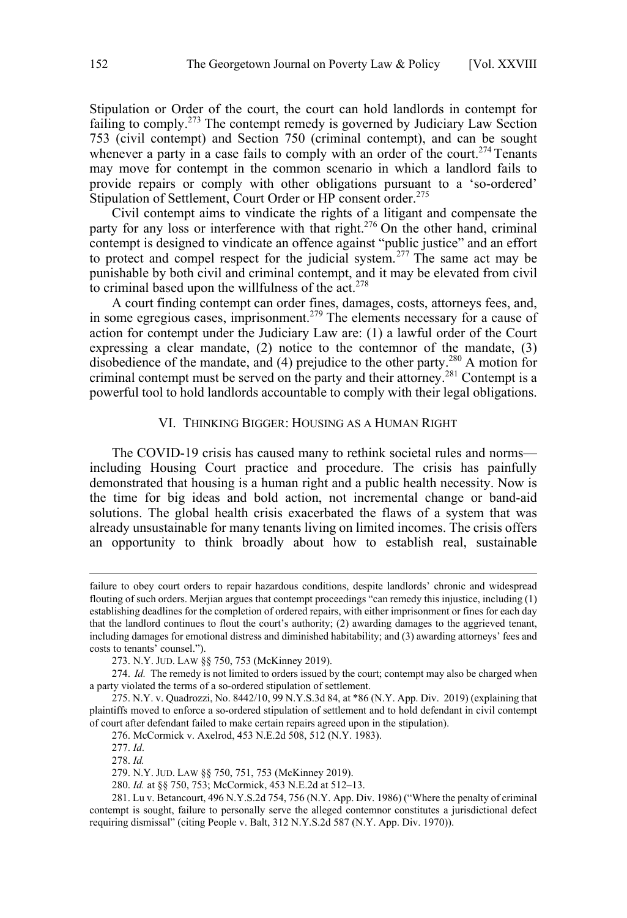Stipulation or Order of the court, the court can hold landlords in contempt for failing to comply.[273] The contempt remedy is governed by Judiciary Law Section 753 (civil contempt) and Section 750 (criminal contempt), and can be sought whenever a party in a case fails to comply with an order of the court.[274] Tenants may move for contempt in the common scenario in which a landlord fails to provide repairs or comply with other obligations pursuant to a 'so-ordered' Stipulation of Settlement, Court Order or HP consent order.[275]

Civil contempt aims to vindicate the rights of a litigant and compensate the party for any loss or interference with that right.[276] On the other hand, criminal contempt is designed to vindicate an offence against "public justice" and an effort to protect and compel respect for the judicial system.[277] The same act may be punishable by both civil and criminal contempt, and it may be elevated from civil to criminal based upon the willfulness of the act.[278]

A court finding contempt can order fines, damages, costs, attorneys fees, and, in some egregious cases, imprisonment.[279] The elements necessary for a cause of action for contempt under the Judiciary Law are: (1) a lawful order of the Court expressing a clear mandate, (2) notice to the contemnor of the mandate, (3) disobedience of the mandate, and (4) prejudice to the other party.[280] A motion for criminal contempt must be served on the party and their attorney.[281] Contempt is a powerful tool to hold landlords accountable to comply with their legal obligations.

## VI. Thinking Bigger: Housing as a Human Right

The COVID-19 crisis has caused many to rethink societal rules and norms—including Housing Court practice and procedure. The crisis has painfully demonstrated that housing is a human right and a public health necessity. Now is the time for big ideas and bold action, not incremental change or band-aid solutions. The global health crisis exacerbated the flaws of a system that was already unsustainable for many tenants living on limited incomes. The crisis offers an opportunity to think broadly about how to establish real, sustainable

---

failure to obey court orders to repair hazardous conditions, despite landlords' chronic and widespread flouting of such orders. Merjian argues that contempt proceedings "can remedy this injustice, including (1) establishing deadlines for the completion of ordered repairs, with either imprisonment or fines for each day that the landlord continues to flout the court's authority; (2) awarding damages to the aggrieved tenant, including damages for emotional distress and diminished habitability; and (3) awarding attorneys' fees and costs to tenants' counsel.").

273. N.Y. Jud. Law §§ 750, 753 (McKinney 2019).

274. *Id.* The remedy is not limited to orders issued by the court; contempt may also be charged when a party violated the terms of a so-ordered stipulation of settlement.

275. N.Y. v. Quadrozzi, No. 8442/10, 99 N.Y.S.3d 84, at *86 (N.Y. App. Div. 2019) (explaining that plaintiffs moved to enforce a so-ordered stipulation of settlement and to hold defendant in civil contempt of court after defendant failed to make certain repairs agreed upon in the stipulation).

276. McCormick v. Axelrod, 453 N.E.2d 508, 512 (N.Y. 1983).

277. *Id*.

278. *Id.*

279. N.Y. Jud. Law §§ 750, 751, 753 (McKinney 2019).

280. *Id.* at §§ 750, 753; McCormick, 453 N.E.2d at 512–13.

281. Lu v. Betancourt, 496 N.Y.S.2d 754, 756 (N.Y. App. Div. 1986) ("Where the penalty of criminal contempt is sought, failure to personally serve the alleged contemnor constitutes a jurisdictional defect requiring dismissal" (citing People v. Balt, 312 N.Y.S.2d 587 (N.Y. App. Div. 1970)).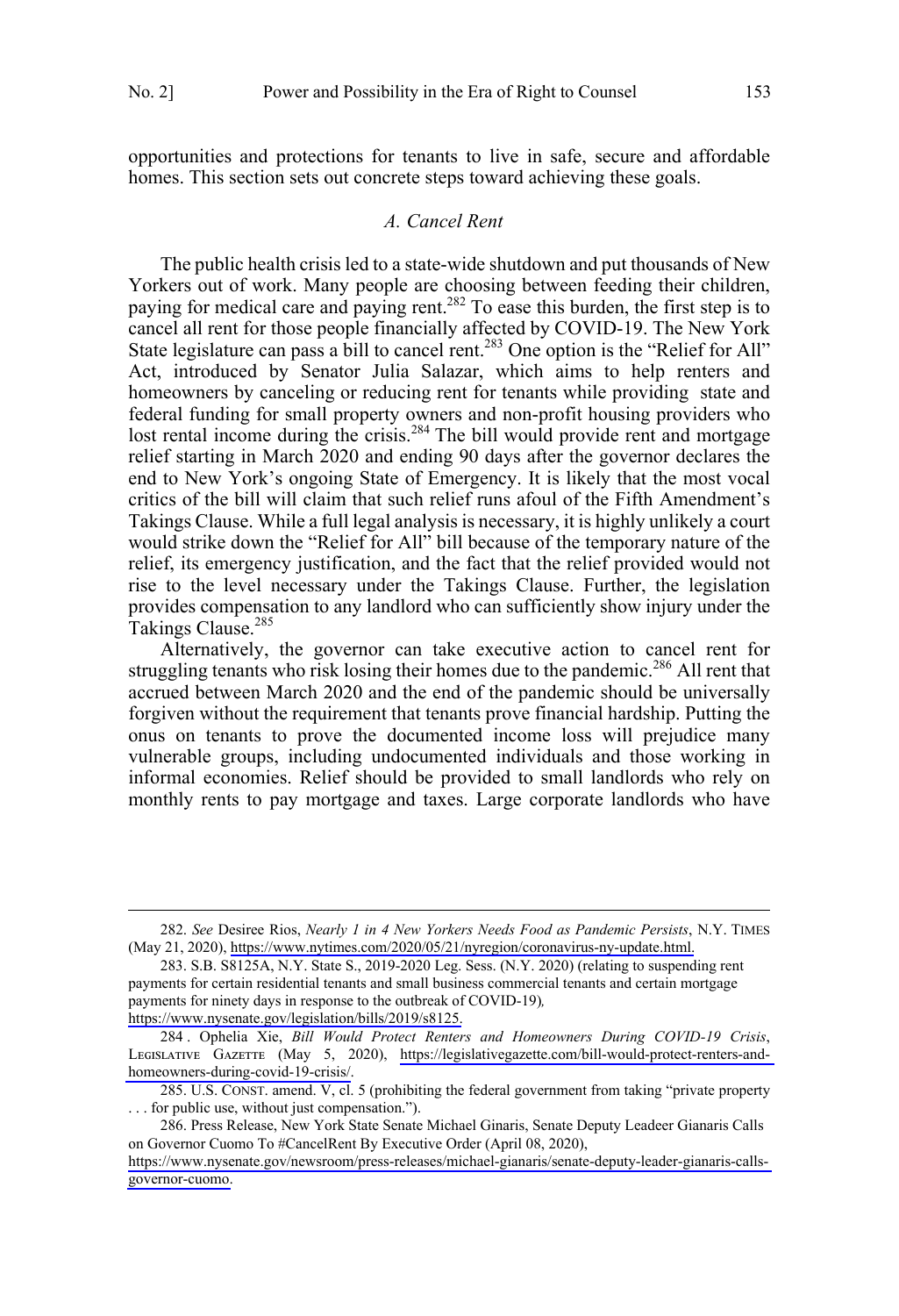opportunities and protections for tenants to live in safe, secure and affordable homes. This section sets out concrete steps toward achieving these goals.

### *A. Cancel Rent*

The public health crisis led to a state-wide shutdown and put thousands of New Yorkers out of work. Many people are choosing between feeding their children, paying for medical care and paying rent.[282] To ease this burden, the first step is to cancel all rent for those people financially affected by COVID-19. The New York State legislature can pass a bill to cancel rent.[283] One option is the "Relief for All" Act, introduced by Senator Julia Salazar, which aims to help renters and homeowners by canceling or reducing rent for tenants while providing state and federal funding for small property owners and non-profit housing providers who lost rental income during the crisis.[284] The bill would provide rent and mortgage relief starting in March 2020 and ending 90 days after the governor declares the end to New York's ongoing State of Emergency. It is likely that the most vocal critics of the bill will claim that such relief runs afoul of the Fifth Amendment's Takings Clause. While a full legal analysis is necessary, it is highly unlikely a court would strike down the "Relief for All" bill because of the temporary nature of the relief, its emergency justification, and the fact that the relief provided would not rise to the level necessary under the Takings Clause. Further, the legislation provides compensation to any landlord who can sufficiently show injury under the Takings Clause.[285]

Alternatively, the governor can take executive action to cancel rent for struggling tenants who risk losing their homes due to the pandemic.[286] All rent that accrued between March 2020 and the end of the pandemic should be universally forgiven without the requirement that tenants prove financial hardship. Putting the onus on tenants to prove the documented income loss will prejudice many vulnerable groups, including undocumented individuals and those working in informal economies. Relief should be provided to small landlords who rely on monthly rents to pay mortgage and taxes. Large corporate landlords who have

---

282. *See* Desiree Rios, *Nearly 1 in 4 New Yorkers Needs Food as Pandemic Persists*, N.Y. TIMES (May 21, 2020), https://www.nytimes.com/2020/05/21/nyregion/coronavirus-ny-update.html.

283. S.B. S8125A, N.Y. State S., 2019-2020 Leg. Sess. (N.Y. 2020) (relating to suspending rent payments for certain residential tenants and small business commercial tenants and certain mortgage payments for ninety days in response to the outbreak of COVID-19), https://www.nysenate.gov/legislation/bills/2019/s8125.

284. Ophelia Xie, *Bill Would Protect Renters and Homeowners During COVID-19 Crisis*, LEGISLATIVE GAZETTE (May 5, 2020), https://legislativegazette.com/bill-would-protect-renters-and-homeowners-during-covid-19-crisis/.

285. U.S. CONST. amend. V, cl. 5 (prohibiting the federal government from taking "private property . . . for public use, without just compensation.").

286. Press Release, New York State Senate Michael Ginaris, Senate Deputy Leadeer Gianaris Calls on Governor Cuomo To #CancelRent By Executive Order (April 08, 2020), https://www.nysenate.gov/newsroom/press-releases/michael-gianaris/senate-deputy-leader-gianaris-calls-governor-cuomo.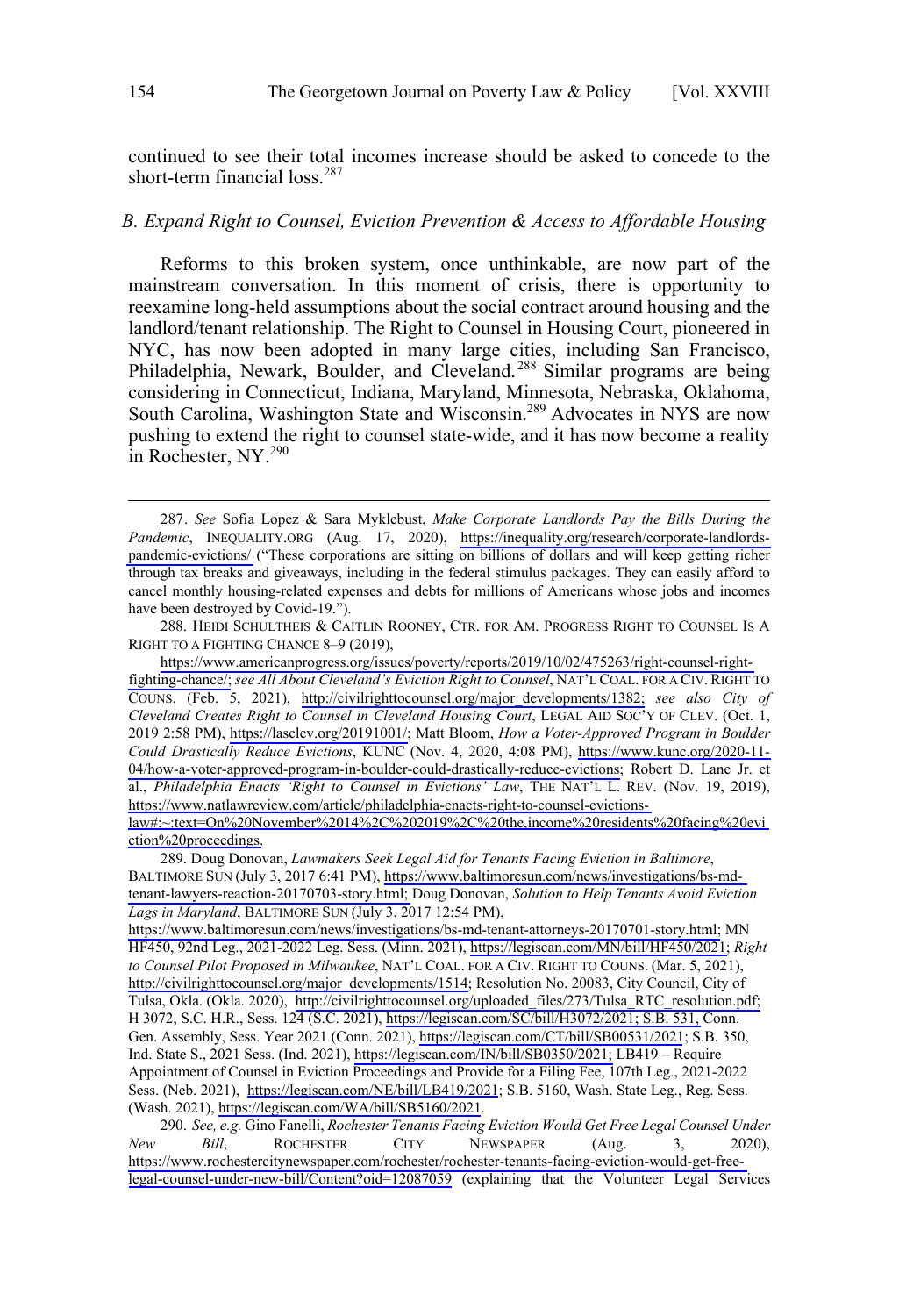continued to see their total incomes increase should be asked to concede to the short-term financial loss.[287]

### *B. Expand Right to Counsel, Eviction Prevention & Access to Affordable Housing*

Reforms to this broken system, once unthinkable, are now part of the mainstream conversation. In this moment of crisis, there is opportunity to reexamine long-held assumptions about the social contract around housing and the landlord/tenant relationship. The Right to Counsel in Housing Court, pioneered in NYC, has now been adopted in many large cities, including San Francisco, Philadelphia, Newark, Boulder, and Cleveland.[288] Similar programs are being considering in Connecticut, Indiana, Maryland, Minnesota, Nebraska, Oklahoma, South Carolina, Washington State and Wisconsin.[289] Advocates in NYS are now pushing to extend the right to counsel state-wide, and it has now become a reality in Rochester, NY.[290]

---

287. *See* Sofia Lopez & Sara Myklebust, *Make Corporate Landlords Pay the Bills During the Pandemic*, INEQUALITY.ORG (Aug. 17, 2020), https://inequality.org/research/corporate-landlords-pandemic-evictions/ ("These corporations are sitting on billions of dollars and will keep getting richer through tax breaks and giveaways, including in the federal stimulus packages. They can easily afford to cancel monthly housing-related expenses and debts for millions of Americans whose jobs and incomes have been destroyed by Covid-19.").

288. HEIDI SCHULTHEIS & CAITLIN ROONEY, CTR. FOR AM. PROGRESS RIGHT TO COUNSEL IS A RIGHT TO A FIGHTING CHANCE 8–9 (2019), https://www.americanprogress.org/issues/poverty/reports/2019/10/02/475263/right-counsel-right-fighting-chance/; *see All About Cleveland's Eviction Right to Counsel*, NAT'L COAL. FOR A CIV. RIGHT TO COUNS. (Feb. 5, 2021), http://civilrighttocounsel.org/major_developments/1382; *see also City of Cleveland Creates Right to Counsel in Cleveland Housing Court*, LEGAL AID SOC'Y OF CLEV. (Oct. 1, 2019 2:58 PM), https://lasclev.org/20191001/; Matt Bloom, *How a Voter-Approved Program in Boulder Could Drastically Reduce Evictions*, KUNC (Nov. 4, 2020, 4:08 PM), https://www.kunc.org/2020-11-04/how-a-voter-approved-program-in-boulder-could-drastically-reduce-evictions; Robert D. Lane Jr. et al., *Philadelphia Enacts 'Right to Counsel in Evictions' Law*, THE NAT'L L. REV. (Nov. 19, 2019), https://www.natlawreview.com/article/philadelphia-enacts-right-to-counsel-evictions-law#:~:text=On%20November%2014%2C%202019%2C%20the,income%20residents%20facing%20eviction%20proceedings.

289. Doug Donovan, *Lawmakers Seek Legal Aid for Tenants Facing Eviction in Baltimore*, BALTIMORE SUN (July 3, 2017 6:41 PM), https://www.baltimoresun.com/news/investigations/bs-md-tenant-lawyers-reaction-20170703-story.html; Doug Donovan, *Solution to Help Tenants Avoid Eviction Lags in Maryland*, BALTIMORE SUN (July 3, 2017 12:54 PM), https://www.baltimoresun.com/news/investigations/bs-md-tenant-attorneys-20170701-story.html; MN HF450, 92nd Leg., 2021-2022 Leg. Sess. (Minn. 2021), https://legiscan.com/MN/bill/HF450/2021; *Right to Counsel Pilot Proposed in Milwaukee*, NAT'L COAL. FOR A CIV. RIGHT TO COUNS. (Mar. 5, 2021), http://civilrighttocounsel.org/major_developments/1514; Resolution No. 20083, City Council, City of Tulsa, Okla. (Okla. 2020), http://civilrighttocounsel.org/uploaded_files/273/Tulsa_RTC_resolution.pdf; H 3072, S.C. H.R., Sess. 124 (S.C. 2021), https://legiscan.com/SC/bill/H3072/2021; S.B. 531, Conn. Gen. Assembly, Sess. Year 2021 (Conn. 2021), https://legiscan.com/CT/bill/SB00531/2021; S.B. 350, Ind. State S., 2021 Sess. (Ind. 2021), https://legiscan.com/IN/bill/SB0350/2021; LB419 – Require Appointment of Counsel in Eviction Proceedings and Provide for a Filing Fee, 107th Leg., 2021-2022 Sess. (Neb. 2021), https://legiscan.com/NE/bill/LB419/2021; S.B. 5160, Wash. State Leg., Reg. Sess. (Wash. 2021), https://legiscan.com/WA/bill/SB5160/2021.

290. *See, e.g.* Gino Fanelli, *Rochester Tenants Facing Eviction Would Get Free Legal Counsel Under New Bill*, ROCHESTER CITY NEWSPAPER (Aug. 3, 2020), https://www.rochestercitynewspaper.com/rochester/rochester-tenants-facing-eviction-would-get-free-legal-counsel-under-new-bill/Content?oid=12087059 (explaining that the Volunteer Legal Services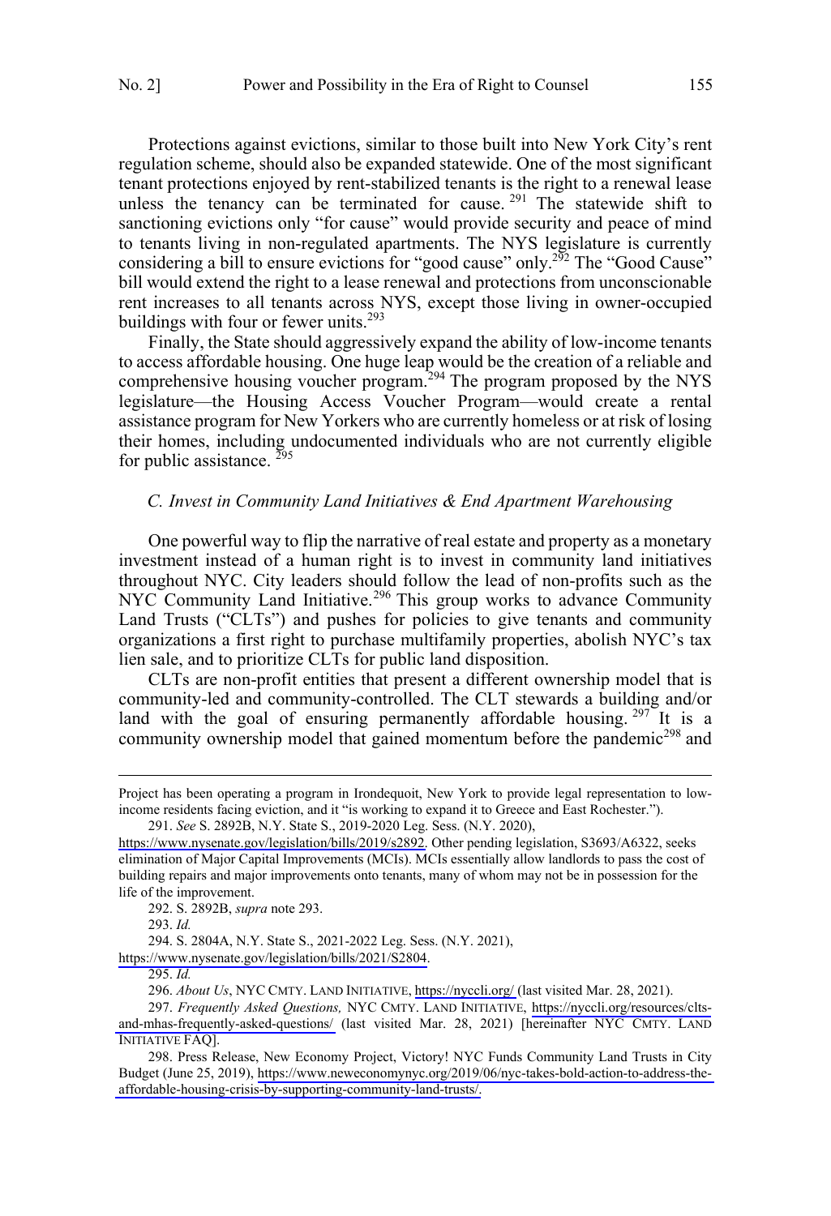Protections against evictions, similar to those built into New York City's rent regulation scheme, should also be expanded statewide. One of the most significant tenant protections enjoyed by rent-stabilized tenants is the right to a renewal lease unless the tenancy can be terminated for cause.[291] The statewide shift to sanctioning evictions only "for cause" would provide security and peace of mind to tenants living in non-regulated apartments. The NYS legislature is currently considering a bill to ensure evictions for "good cause" only.[292] The "Good Cause" bill would extend the right to a lease renewal and protections from unconscionable rent increases to all tenants across NYS, except those living in owner-occupied buildings with four or fewer units.[293]

Finally, the State should aggressively expand the ability of low-income tenants to access affordable housing. One huge leap would be the creation of a reliable and comprehensive housing voucher program.[294] The program proposed by the NYS legislature—the Housing Access Voucher Program—would create a rental assistance program for New Yorkers who are currently homeless or at risk of losing their homes, including undocumented individuals who are not currently eligible for public assistance.[295]

### *C. Invest in Community Land Initiatives & End Apartment Warehousing*

One powerful way to flip the narrative of real estate and property as a monetary investment instead of a human right is to invest in community land initiatives throughout NYC. City leaders should follow the lead of non-profits such as the NYC Community Land Initiative.[296] This group works to advance Community Land Trusts ("CLTs") and pushes for policies to give tenants and community organizations a first right to purchase multifamily properties, abolish NYC's tax lien sale, and to prioritize CLTs for public land disposition.

CLTs are non-profit entities that present a different ownership model that is community-led and community-controlled. The CLT stewards a building and/or land with the goal of ensuring permanently affordable housing.[297] It is a community ownership model that gained momentum before the pandemic[298] and

---

Project has been operating a program in Irondequoit, New York to provide legal representation to low-income residents facing eviction, and it "is working to expand it to Greece and East Rochester.").

291. *See* S. 2892B, N.Y. State S., 2019-2020 Leg. Sess. (N.Y. 2020), https://www.nysenate.gov/legislation/bills/2019/s2892. Other pending legislation, S3693/A6322, seeks elimination of Major Capital Improvements (MCIs). MCIs essentially allow landlords to pass the cost of building repairs and major improvements onto tenants, many of whom may not be in possession for the life of the improvement.

292. S. 2892B, *supra* note 293.

293. *Id.*

294. S. 2804A, N.Y. State S., 2021-2022 Leg. Sess. (N.Y. 2021), https://www.nysenate.gov/legislation/bills/2021/S2804.

295. *Id.*

296. *About Us*, NYC CMTY. LAND INITIATIVE, https://nyccli.org/ (last visited Mar. 28, 2021).

297. *Frequently Asked Questions,* NYC CMTY. LAND INITIATIVE, https://nyccli.org/resources/clts-and-mhas-frequently-asked-questions/ (last visited Mar. 28, 2021) [hereinafter NYC CMTY. LAND INITIATIVE FAQ].

298. Press Release, New Economy Project, Victory! NYC Funds Community Land Trusts in City Budget (June 25, 2019), https://www.neweconomynyc.org/2019/06/nyc-takes-bold-action-to-address-the-affordable-housing-crisis-by-supporting-community-land-trusts/.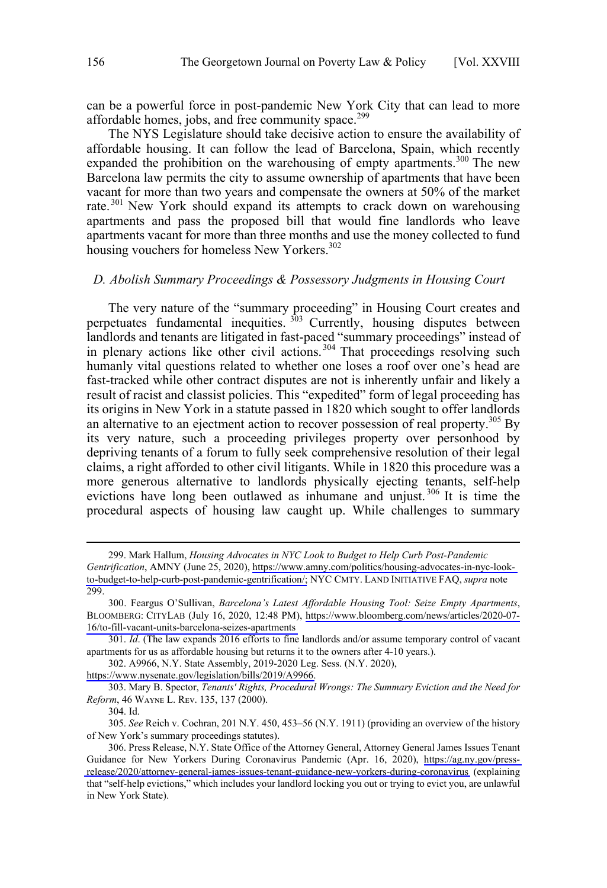can be a powerful force in post-pandemic New York City that can lead to more affordable homes, jobs, and free community space.[299]

The NYS Legislature should take decisive action to ensure the availability of affordable housing. It can follow the lead of Barcelona, Spain, which recently expanded the prohibition on the warehousing of empty apartments.[300] The new Barcelona law permits the city to assume ownership of apartments that have been vacant for more than two years and compensate the owners at 50% of the market rate.[301] New York should expand its attempts to crack down on warehousing apartments and pass the proposed bill that would fine landlords who leave apartments vacant for more than three months and use the money collected to fund housing vouchers for homeless New Yorkers.[302]

### *D. Abolish Summary Proceedings & Possessory Judgments in Housing Court*

The very nature of the "summary proceeding" in Housing Court creates and perpetuates fundamental inequities.[303] Currently, housing disputes between landlords and tenants are litigated in fast-paced "summary proceedings" instead of in plenary actions like other civil actions.[304] That proceedings resolving such humanly vital questions related to whether one loses a roof over one's head are fast-tracked while other contract disputes are not is inherently unfair and likely a result of racist and classist policies. This "expedited" form of legal proceeding has its origins in New York in a statute passed in 1820 which sought to offer landlords an alternative to an ejectment action to recover possession of real property.[305] By its very nature, such a proceeding privileges property over personhood by depriving tenants of a forum to fully seek comprehensive resolution of their legal claims, a right afforded to other civil litigants. While in 1820 this procedure was a more generous alternative to landlords physically ejecting tenants, self-help evictions have long been outlawed as inhumane and unjust.[306] It is time the procedural aspects of housing law caught up. While challenges to summary

---

299. Mark Hallum, *Housing Advocates in NYC Look to Budget to Help Curb Post-Pandemic Gentrification*, AMNY (June 25, 2020), https://www.amny.com/politics/housing-advocates-in-nyc-look-to-budget-to-help-curb-post-pandemic-gentrification/; NYC CMTY. LAND INITIATIVE FAQ, *supra* note 299.

300. Feargus O'Sullivan, *Barcelona's Latest Affordable Housing Tool: Seize Empty Apartments*, BLOOMBERG: CITYLAB (July 16, 2020, 12:48 PM), https://www.bloomberg.com/news/articles/2020-07-16/to-fill-vacant-units-barcelona-seizes-apartments

301. *Id*. (The law expands 2016 efforts to fine landlords and/or assume temporary control of vacant apartments for us as affordable housing but returns it to the owners after 4-10 years.).

302. A9966, N.Y. State Assembly, 2019-2020 Leg. Sess. (N.Y. 2020), https://www.nysenate.gov/legislation/bills/2019/A9966.

303. Mary B. Spector, *Tenants' Rights, Procedural Wrongs: The Summary Eviction and the Need for Reform*, 46 WAYNE L. REV. 135, 137 (2000).

304. Id.

305. *See* Reich v. Cochran, 201 N.Y. 450, 453–56 (N.Y. 1911) (providing an overview of the history of New York's summary proceedings statutes).

306. Press Release, N.Y. State Office of the Attorney General, Attorney General James Issues Tenant Guidance for New Yorkers During Coronavirus Pandemic (Apr. 16, 2020), https://ag.ny.gov/press-release/2020/attorney-general-james-issues-tenant-guidance-new-yorkers-during-coronavirus (explaining that "self-help evictions," which includes your landlord locking you out or trying to evict you, are unlawful in New York State).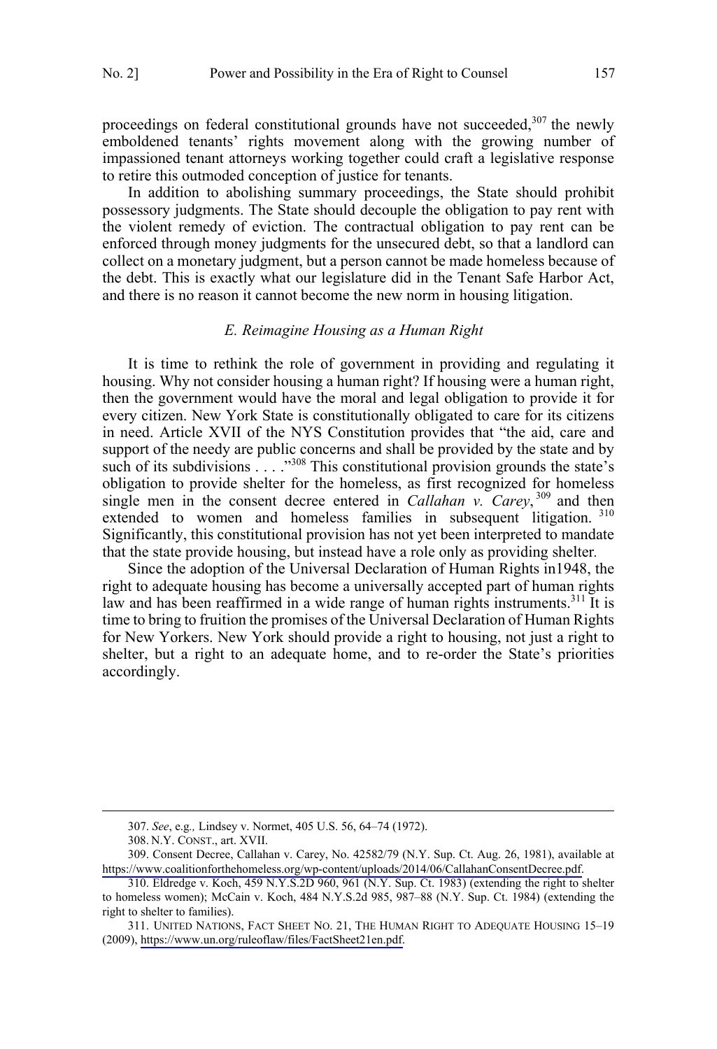proceedings on federal constitutional grounds have not succeeded,[307] the newly emboldened tenants' rights movement along with the growing number of impassioned tenant attorneys working together could craft a legislative response to retire this outmoded conception of justice for tenants.

In addition to abolishing summary proceedings, the State should prohibit possessory judgments. The State should decouple the obligation to pay rent with the violent remedy of eviction. The contractual obligation to pay rent can be enforced through money judgments for the unsecured debt, so that a landlord can collect on a monetary judgment, but a person cannot be made homeless because of the debt. This is exactly what our legislature did in the Tenant Safe Harbor Act, and there is no reason it cannot become the new norm in housing litigation.

### *E. Reimagine Housing as a Human Right*

It is time to rethink the role of government in providing and regulating it housing. Why not consider housing a human right? If housing were a human right, then the government would have the moral and legal obligation to provide it for every citizen. New York State is constitutionally obligated to care for its citizens in need. Article XVII of the NYS Constitution provides that "the aid, care and support of the needy are public concerns and shall be provided by the state and by such of its subdivisions . . . ."[308] This constitutional provision grounds the state's obligation to provide shelter for the homeless, as first recognized for homeless single men in the consent decree entered in *Callahan v. Carey*,[309] and then extended to women and homeless families in subsequent litigation.[310] Significantly, this constitutional provision has not yet been interpreted to mandate that the state provide housing, but instead have a role only as providing shelter.

Since the adoption of the Universal Declaration of Human Rights in1948, the right to adequate housing has become a universally accepted part of human rights law and has been reaffirmed in a wide range of human rights instruments.[311] It is time to bring to fruition the promises of the Universal Declaration of Human Rights for New Yorkers. New York should provide a right to housing, not just a right to shelter, but a right to an adequate home, and to re-order the State's priorities accordingly.

---

307. *See*, e.g.*,* Lindsey v. Normet, 405 U.S. 56, 64–74 (1972).

308. N.Y. CONST., art. XVII.

309. Consent Decree, Callahan v. Carey, No. 42582/79 (N.Y. Sup. Ct. Aug. 26, 1981), available at https://www.coalitionforthehomeless.org/wp-content/uploads/2014/06/CallahanConsentDecree.pdf.

310. Eldredge v. Koch, 459 N.Y.S.2D 960, 961 (N.Y. Sup. Ct. 1983) (extending the right to shelter to homeless women); McCain v. Koch, 484 N.Y.S.2d 985, 987–88 (N.Y. Sup. Ct. 1984) (extending the right to shelter to families).

311. UNITED NATIONS, FACT SHEET NO. 21, THE HUMAN RIGHT TO ADEQUATE HOUSING 15–19 (2009), https://www.un.org/ruleoflaw/files/FactSheet21en.pdf.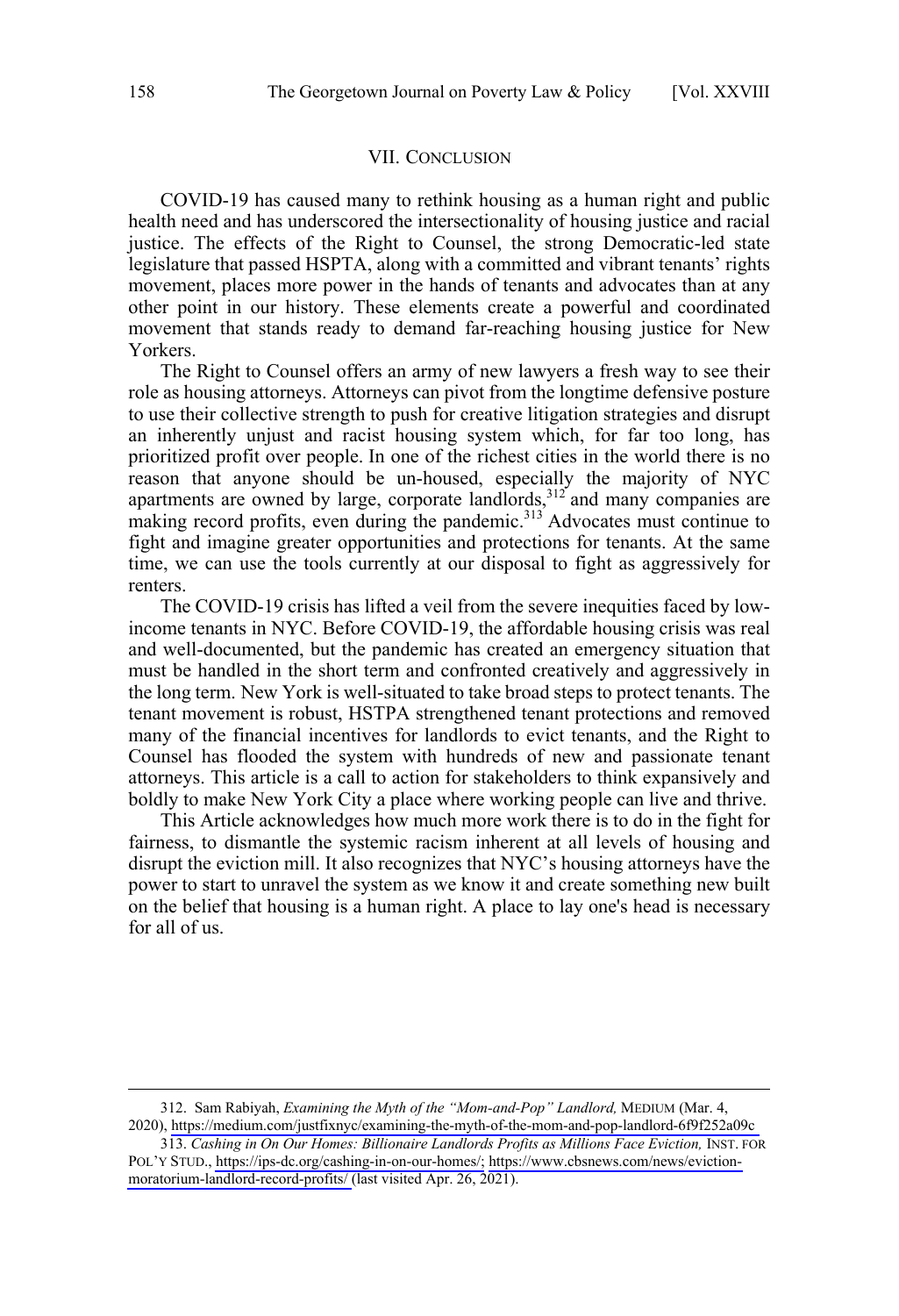## VII. CONCLUSION

COVID-19 has caused many to rethink housing as a human right and public health need and has underscored the intersectionality of housing justice and racial justice. The effects of the Right to Counsel, the strong Democratic-led state legislature that passed HSPTA, along with a committed and vibrant tenants' rights movement, places more power in the hands of tenants and advocates than at any other point in our history. These elements create a powerful and coordinated movement that stands ready to demand far-reaching housing justice for New Yorkers.

The Right to Counsel offers an army of new lawyers a fresh way to see their role as housing attorneys. Attorneys can pivot from the longtime defensive posture to use their collective strength to push for creative litigation strategies and disrupt an inherently unjust and racist housing system which, for far too long, has prioritized profit over people. In one of the richest cities in the world there is no reason that anyone should be un-housed, especially the majority of NYC apartments are owned by large, corporate landlords,[312] and many companies are making record profits, even during the pandemic.[313] Advocates must continue to fight and imagine greater opportunities and protections for tenants. At the same time, we can use the tools currently at our disposal to fight as aggressively for renters.

The COVID-19 crisis has lifted a veil from the severe inequities faced by low-income tenants in NYC. Before COVID-19, the affordable housing crisis was real and well-documented, but the pandemic has created an emergency situation that must be handled in the short term and confronted creatively and aggressively in the long term. New York is well-situated to take broad steps to protect tenants. The tenant movement is robust, HSTPA strengthened tenant protections and removed many of the financial incentives for landlords to evict tenants, and the Right to Counsel has flooded the system with hundreds of new and passionate tenant attorneys. This article is a call to action for stakeholders to think expansively and boldly to make New York City a place where working people can live and thrive.

This Article acknowledges how much more work there is to do in the fight for fairness, to dismantle the systemic racism inherent at all levels of housing and disrupt the eviction mill. It also recognizes that NYC's housing attorneys have the power to start to unravel the system as we know it and create something new built on the belief that housing is a human right. A place to lay one's head is necessary for all of us.

---

312. Sam Rabiyah, *Examining the Myth of the "Mom-and-Pop" Landlord,* MEDIUM (Mar. 4, 2020), https://medium.com/justfixnyc/examining-the-myth-of-the-mom-and-pop-landlord-6f9f252a09c

313. *Cashing in On Our Homes: Billionaire Landlords Profits as Millions Face Eviction,* INST. FOR POL'Y STUD., https://ips-dc.org/cashing-in-on-our-homes/; https://www.cbsnews.com/news/eviction-moratorium-landlord-record-profits/ (last visited Apr. 26, 2021).